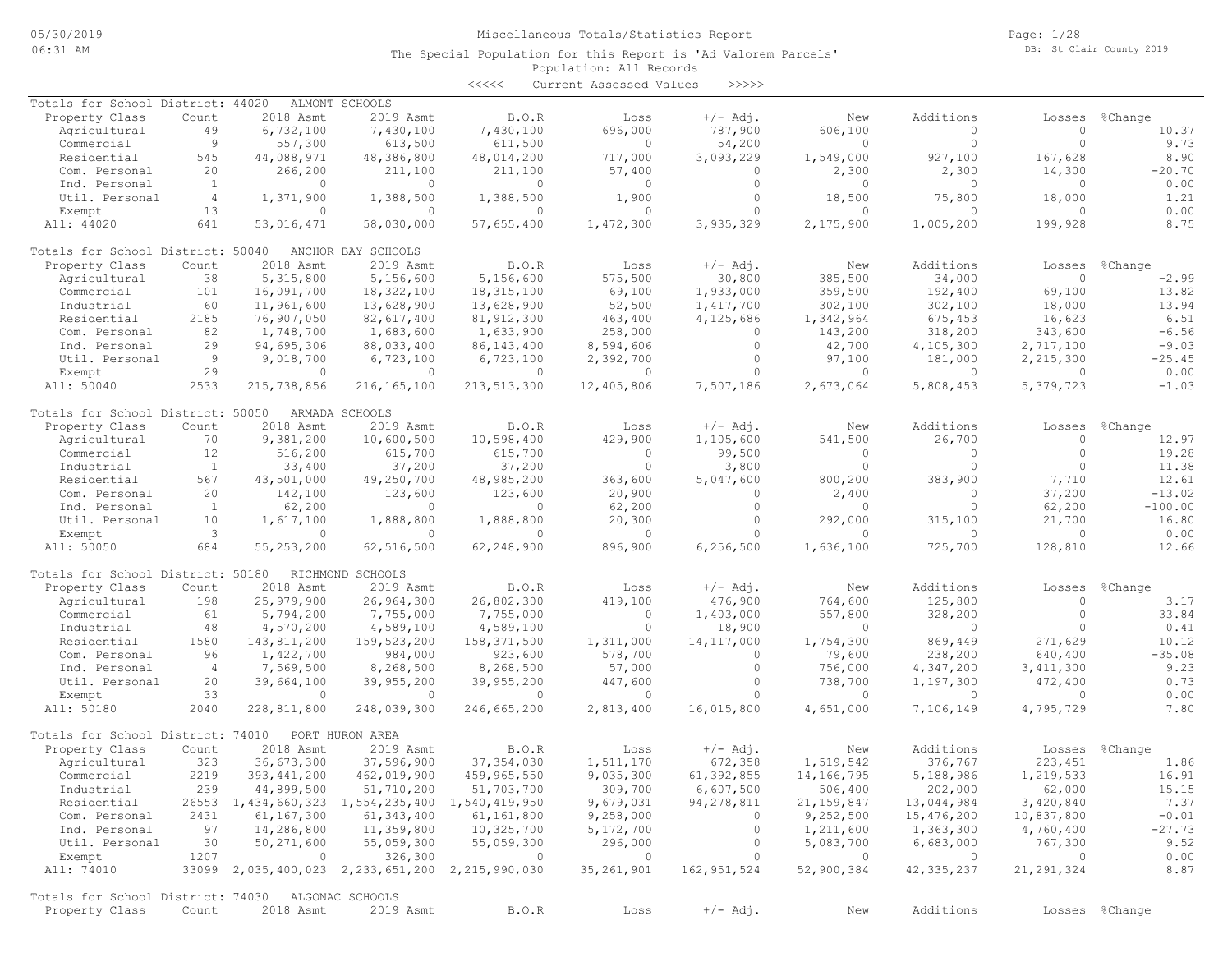Miscellaneous Totals/Statistics Report

The Special Population for this Report is 'Ad Valorem Parcels'

Population: All Records

<<<<< Current Assessed Values >>>>>

DB: St Clair County 2019

05/30/2019 06:31 AM

## Totals for School District: 44020 ALMONT SCHOOLS

| Property Class | Count | 2018 Asmt | 2019 Asmt | B.O.R | Loss | +/- Adj. | New | Additions | Losses | %Change |
|---|---|---|---|---|---|---|---|---|---|---|
| Agricultural | 49 | 6,732,100 | 7,430,100 | 7,430,100 | 696,000 | 787,900 | 606,100 | 0 | 0 | 10.37 |
| Commercial | 9 | 557,300 | 613,500 | 611,500 | 0 | 54,200 | 0 | 0 | 0 | 9.73 |
| Residential | 545 | 44,088,971 | 48,386,800 | 48,014,200 | 717,000 | 3,093,229 | 1,549,000 | 927,100 | 167,628 | 8.90 |
| Com. Personal | 20 | 266,200 | 211,100 | 211,100 | 57,400 | 0 | 2,300 | 2,300 | 14,300 | -20.70 |
| Ind. Personal | 1 | 0 | 0 | 0 | 0 | 0 | 0 | 0 | 0 | 0.00 |
| Util. Personal | 4 | 1,371,900 | 1,388,500 | 1,388,500 | 1,900 | 0 | 18,500 | 75,800 | 18,000 | 1.21 |
| Exempt | 13 | 0 | 0 | 0 | 0 | 0 | 0 | 0 | 0 | 0.00 |
| All: 44020 | 641 | 53,016,471 | 58,030,000 | 57,655,400 | 1,472,300 | 3,935,329 | 2,175,900 | 1,005,200 | 199,928 | 8.75 |

## Totals for School District: 50040 ANCHOR BAY SCHOOLS

| Property Class | Count | 2018 Asmt | 2019 Asmt | B.O.R | Loss | +/- Adj. | New | Additions | Losses | %Change |
|---|---|---|---|---|---|---|---|---|---|---|
| Agricultural | 38 | 5,315,800 | 5,156,600 | 5,156,600 | 575,500 | 30,800 | 385,500 | 34,000 | 0 | -2.99 |
| Commercial | 101 | 16,091,700 | 18,322,100 | 18,315,100 | 69,100 | 1,933,000 | 359,500 | 192,400 | 69,100 | 13.82 |
| Industrial | 60 | 11,961,600 | 13,628,900 | 13,628,900 | 52,500 | 1,417,700 | 302,100 | 302,100 | 18,000 | 13.94 |
| Residential | 2185 | 76,907,050 | 82,617,400 | 81,912,300 | 463,400 | 4,125,686 | 1,342,964 | 675,453 | 16,623 | 6.51 |
| Com. Personal | 82 | 1,748,700 | 1,683,600 | 1,633,900 | 258,000 | 0 | 143,200 | 318,200 | 343,600 | -6.56 |
| Ind. Personal | 29 | 94,695,306 | 88,033,400 | 86,143,400 | 8,594,606 | 0 | 42,700 | 4,105,300 | 2,717,100 | -9.03 |
| Util. Personal | 9 | 9,018,700 | 6,723,100 | 6,723,100 | 2,392,700 | 0 | 97,100 | 181,000 | 2,215,300 | -25.45 |
| Exempt | 29 | 0 | 0 | 0 | 0 | 0 | 0 | 0 | 0 | 0.00 |
| All: 50040 | 2533 | 215,738,856 | 216,165,100 | 213,513,300 | 12,405,806 | 7,507,186 | 2,673,064 | 5,808,453 | 5,379,723 | -1.03 |

## Totals for School District: 50050 ARMADA SCHOOLS

| Property Class | Count | 2018 Asmt | 2019 Asmt | B.O.R | Loss | +/- Adj. | New | Additions | Losses | %Change |
|---|---|---|---|---|---|---|---|---|---|---|
| Agricultural | 70 | 9,381,200 | 10,600,500 | 10,598,400 | 429,900 | 1,105,600 | 541,500 | 26,700 | 0 | 12.97 |
| Commercial | 12 | 516,200 | 615,700 | 615,700 | 0 | 99,500 | 0 | 0 | 0 | 19.28 |
| Industrial | 1 | 33,400 | 37,200 | 37,200 | 0 | 3,800 | 0 | 0 | 0 | 11.38 |
| Residential | 567 | 43,501,000 | 49,250,700 | 48,985,200 | 363,600 | 5,047,600 | 800,200 | 383,900 | 7,710 | 12.61 |
| Com. Personal | 20 | 142,100 | 123,600 | 123,600 | 20,900 | 0 | 2,400 | 0 | 37,200 | -13.02 |
| Ind. Personal | 1 | 62,200 | 0 | 0 | 62,200 | 0 | 0 | 0 | 62,200 | -100.00 |
| Util. Personal | 10 | 1,617,100 | 1,888,800 | 1,888,800 | 20,300 | 0 | 292,000 | 315,100 | 21,700 | 16.80 |
| Exempt | 3 | 0 | 0 | 0 | 0 | 0 | 0 | 0 | 0 | 0.00 |
| All: 50050 | 684 | 55,253,200 | 62,516,500 | 62,248,900 | 896,900 | 6,256,500 | 1,636,100 | 725,700 | 128,810 | 12.66 |

## Totals for School District: 50180 RICHMOND SCHOOLS

| Property Class | Count | 2018 Asmt | 2019 Asmt | B.O.R | Loss | +/- Adj. | New | Additions | Losses | %Change |
|---|---|---|---|---|---|---|---|---|---|---|
| Agricultural | 198 | 25,979,900 | 26,964,300 | 26,802,300 | 419,100 | 476,900 | 764,600 | 125,800 | 0 | 3.17 |
| Commercial | 61 | 5,794,200 | 7,755,000 | 7,755,000 | 0 | 1,403,000 | 557,800 | 328,200 | 0 | 33.84 |
| Industrial | 48 | 4,570,200 | 4,589,100 | 4,589,100 | 0 | 18,900 | 0 | 0 | 0 | 0.41 |
| Residential | 1580 | 143,811,200 | 159,523,200 | 158,371,500 | 1,311,000 | 14,117,000 | 1,754,300 | 869,449 | 271,629 | 10.12 |
| Com. Personal | 96 | 1,422,700 | 984,000 | 923,600 | 578,700 | 0 | 79,600 | 238,200 | 640,400 | -35.08 |
| Ind. Personal | 4 | 7,569,500 | 8,268,500 | 8,268,500 | 57,000 | 0 | 756,000 | 4,347,200 | 3,411,300 | 9.23 |
| Util. Personal | 20 | 39,664,100 | 39,955,200 | 39,955,200 | 447,600 | 0 | 738,700 | 1,197,300 | 472,400 | 0.73 |
| Exempt | 33 | 0 | 0 | 0 | 0 | 0 | 0 | 0 | 0 | 0.00 |
| All: 50180 | 2040 | 228,811,800 | 248,039,300 | 246,665,200 | 2,813,400 | 16,015,800 | 4,651,000 | 7,106,149 | 4,795,729 | 7.80 |

## Totals for School District: 74010 PORT HURON AREA

| Property Class | Count | 2018 Asmt | 2019 Asmt | B.O.R | Loss | +/- Adj. | New | Additions | Losses | %Change |
|---|---|---|---|---|---|---|---|---|---|---|
| Agricultural | 323 | 36,673,300 | 37,596,900 | 37,354,030 | 1,511,170 | 672,358 | 1,519,542 | 376,767 | 223,451 | 1.86 |
| Commercial | 2219 | 393,441,200 | 462,019,900 | 459,965,550 | 9,035,300 | 61,392,855 | 14,166,795 | 5,188,986 | 1,219,533 | 16.91 |
| Industrial | 239 | 44,899,500 | 51,710,200 | 51,703,700 | 309,700 | 6,607,500 | 506,400 | 202,000 | 62,000 | 15.15 |
| Residential | 26553 | 1,434,660,323 | 1,554,235,400 | 1,540,419,950 | 9,679,031 | 94,278,811 | 21,159,847 | 13,044,984 | 3,420,840 | 7.37 |
| Com. Personal | 2431 | 61,167,300 | 61,343,400 | 61,161,800 | 9,258,000 | 0 | 9,252,500 | 15,476,200 | 10,837,800 | -0.01 |
| Ind. Personal | 97 | 14,286,800 | 11,359,800 | 10,325,700 | 5,172,700 | 0 | 1,211,600 | 1,363,300 | 4,760,400 | -27.73 |
| Util. Personal | 30 | 50,271,600 | 55,059,300 | 55,059,300 | 296,000 | 0 | 5,083,700 | 6,683,000 | 767,300 | 9.52 |
| Exempt | 1207 | 0 | 326,300 | 0 | 0 | 0 | 0 | 0 | 0 | 0.00 |
| All: 74010 | 33099 | 2,035,400,023 | 2,233,651,200 | 2,215,990,030 | 35,261,901 | 162,951,524 | 52,900,384 | 42,335,237 | 21,291,324 | 8.87 |

## Totals for School District: 74030 ALGONAC SCHOOLS

| Property Class | Count | 2018 Asmt | 2019 Asmt | B.O.R | Loss | +/- Adj. | New | Additions | Losses | %Change |
|---|---|---|---|---|---|---|---|---|---|---|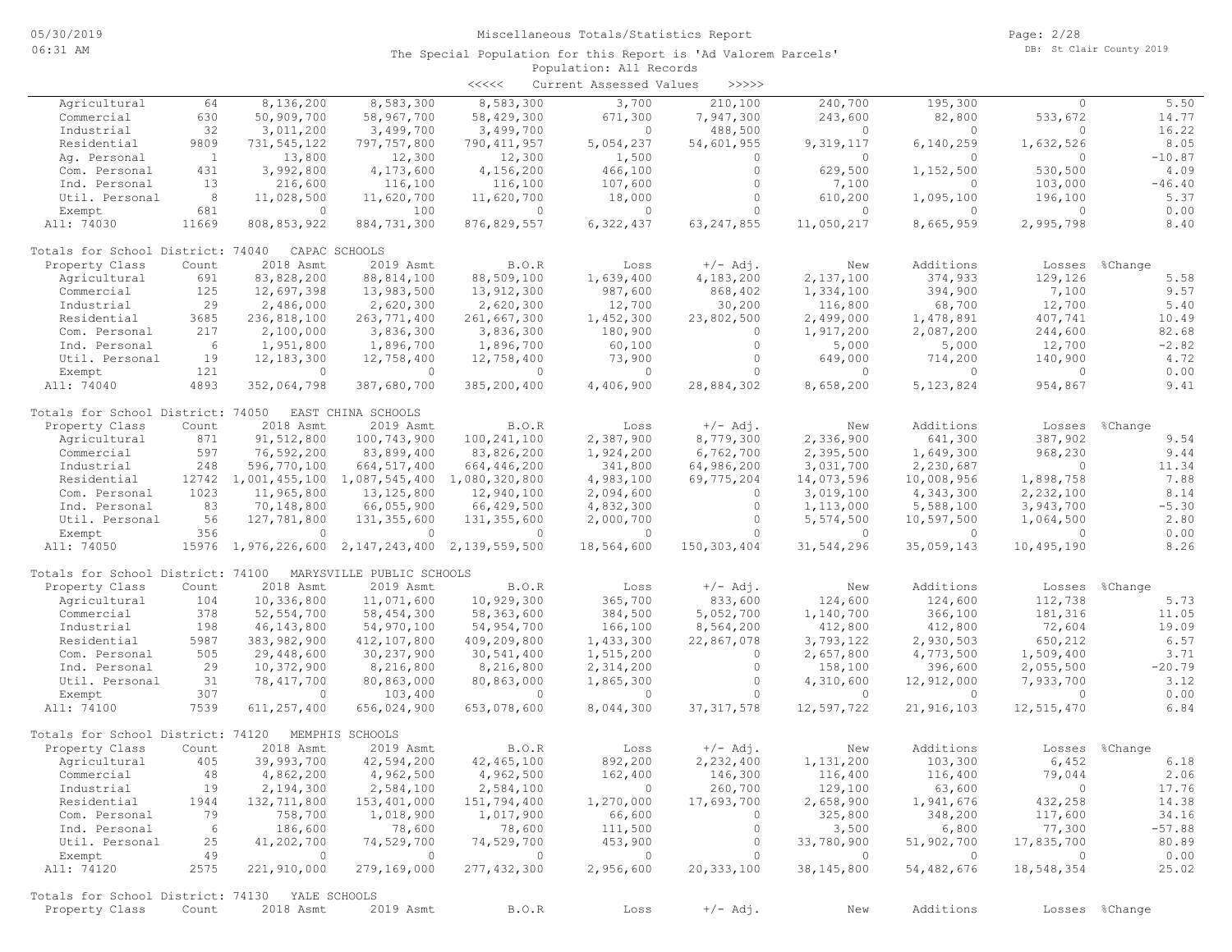Miscellaneous Totals/Statistics Report

The Special Population for this Report is 'Ad Valorem Parcels'

Population: All Records

<<<<< Current Assessed Values >>>>>

| Property Class | Count | 2018 Asmt | 2019 Asmt | B.O.R | Loss | +/- Adj. | New | Additions | Losses | %Change |
|---|---|---|---|---|---|---|---|---|---|---|
| Agricultural | 64 | 8,136,200 | 8,583,300 | 8,583,300 | 3,700 | 210,100 | 240,700 | 195,300 | 0 | 5.50 |
| Commercial | 630 | 50,909,700 | 58,967,700 | 58,429,300 | 671,300 | 7,947,300 | 243,600 | 82,800 | 533,672 | 14.77 |
| Industrial | 32 | 3,011,200 | 3,499,700 | 3,499,700 | 0 | 488,500 | 0 | 0 | 0 | 16.22 |
| Residential | 9809 | 731,545,122 | 797,757,800 | 790,411,957 | 5,054,237 | 54,601,955 | 9,319,117 | 6,140,259 | 1,632,526 | 8.05 |
| Ag. Personal | 1 | 13,800 | 12,300 | 12,300 | 1,500 | 0 | 0 | 0 | 0 | -10.87 |
| Com. Personal | 431 | 3,992,800 | 4,173,600 | 4,156,200 | 466,100 | 0 | 629,500 | 1,152,500 | 530,500 | 4.09 |
| Ind. Personal | 13 | 216,600 | 116,100 | 116,100 | 107,600 | 0 | 7,100 | 0 | 103,000 | -46.40 |
| Util. Personal | 8 | 11,028,500 | 11,620,700 | 11,620,700 | 18,000 | 0 | 610,200 | 1,095,100 | 196,100 | 5.37 |
| Exempt | 681 | 0 | 100 | 0 | 0 | 0 | 0 | 0 | 0 | 0.00 |
| All: 74030 | 11669 | 808,853,922 | 884,731,300 | 876,829,557 | 6,322,437 | 63,247,855 | 11,050,217 | 8,665,959 | 2,995,798 | 8.40 |

Totals for School District: 74040 CAPAC SCHOOLS

| Property Class | Count | 2018 Asmt | 2019 Asmt | B.O.R | Loss | +/- Adj. | New | Additions | Losses | %Change |
|---|---|---|---|---|---|---|---|---|---|---|
| Agricultural | 691 | 83,828,200 | 88,814,100 | 88,509,100 | 1,639,400 | 4,183,200 | 2,137,100 | 374,933 | 129,126 | 5.58 |
| Commercial | 125 | 12,697,398 | 13,983,500 | 13,912,300 | 987,600 | 868,402 | 1,334,100 | 394,900 | 7,100 | 9.57 |
| Industrial | 29 | 2,486,000 | 2,620,300 | 2,620,300 | 12,700 | 30,200 | 116,800 | 68,700 | 12,700 | 5.40 |
| Residential | 3685 | 236,818,100 | 263,771,400 | 261,667,300 | 1,452,300 | 23,802,500 | 2,499,000 | 1,478,891 | 407,741 | 10.49 |
| Com. Personal | 217 | 2,100,000 | 3,836,300 | 3,836,300 | 180,900 | 0 | 1,917,200 | 2,087,200 | 244,600 | 82.68 |
| Ind. Personal | 6 | 1,951,800 | 1,896,700 | 1,896,700 | 60,100 | 0 | 5,000 | 5,000 | 12,700 | -2.82 |
| Util. Personal | 19 | 12,183,300 | 12,758,400 | 12,758,400 | 73,900 | 0 | 649,000 | 714,200 | 140,900 | 4.72 |
| Exempt | 121 | 0 | 0 | 0 | 0 | 0 | 0 | 0 | 0 | 0.00 |
| All: 74040 | 4893 | 352,064,798 | 387,680,700 | 385,200,400 | 4,406,900 | 28,884,302 | 8,658,200 | 5,123,824 | 954,867 | 9.41 |

Totals for School District: 74050 EAST CHINA SCHOOLS

| Property Class | Count | 2018 Asmt | 2019 Asmt | B.O.R | Loss | +/- Adj. | New | Additions | Losses | %Change |
|---|---|---|---|---|---|---|---|---|---|---|
| Agricultural | 871 | 91,512,800 | 100,743,900 | 100,241,100 | 2,387,900 | 8,779,300 | 2,336,900 | 641,300 | 387,902 | 9.54 |
| Commercial | 597 | 76,592,200 | 83,899,400 | 83,826,200 | 1,924,200 | 6,762,700 | 2,395,500 | 1,649,300 | 968,230 | 9.44 |
| Industrial | 248 | 596,770,100 | 664,517,400 | 664,446,200 | 341,800 | 64,986,200 | 3,031,700 | 2,230,687 | 0 | 11.34 |
| Residential | 12742 | 1,001,455,100 | 1,087,545,400 | 1,080,320,800 | 4,983,100 | 69,775,204 | 14,073,596 | 10,008,956 | 1,898,758 | 7.88 |
| Com. Personal | 1023 | 11,965,800 | 13,125,800 | 12,940,100 | 2,094,600 | 0 | 3,019,100 | 4,343,300 | 2,232,100 | 8.14 |
| Ind. Personal | 83 | 70,148,800 | 66,055,900 | 66,429,500 | 4,832,300 | 0 | 1,113,000 | 5,588,100 | 3,943,700 | -5.30 |
| Util. Personal | 56 | 127,781,800 | 131,355,600 | 131,355,600 | 2,000,700 | 0 | 5,574,500 | 10,597,500 | 1,064,500 | 2.80 |
| Exempt | 356 | 0 | 0 | 0 | 0 | 0 | 0 | 0 | 0 | 0.00 |
| All: 74050 | 15976 | 1,976,226,600 | 2,147,243,400 | 2,139,559,500 | 18,564,600 | 150,303,404 | 31,544,296 | 35,059,143 | 10,495,190 | 8.26 |

Totals for School District: 74100 MARYSVILLE PUBLIC SCHOOLS

| Property Class | Count | 2018 Asmt | 2019 Asmt | B.O.R | Loss | +/- Adj. | New | Additions | Losses | %Change |
|---|---|---|---|---|---|---|---|---|---|---|
| Agricultural | 104 | 10,336,800 | 11,071,600 | 10,929,300 | 365,700 | 833,600 | 124,600 | 124,600 | 112,738 | 5.73 |
| Commercial | 378 | 52,554,700 | 58,454,300 | 58,363,600 | 384,500 | 5,052,700 | 1,140,700 | 366,100 | 181,316 | 11.05 |
| Industrial | 29 | 46,143,800 | 54,970,100 | 54,954,700 | 166,100 | 8,564,200 | 412,800 | 412,800 | 72,604 | 19.09 |
| Residential | 5987 | 383,982,900 | 412,107,800 | 409,209,800 | 1,433,300 | 22,867,078 | 3,793,122 | 2,930,503 | 650,212 | 6.57 |
| Com. Personal | 505 | 29,448,600 | 30,237,900 | 30,541,400 | 1,515,200 | 0 | 2,657,800 | 4,773,500 | 1,509,400 | 3.71 |
| Ind. Personal | 29 | 10,372,900 | 8,216,800 | 8,216,800 | 2,314,200 | 0 | 158,100 | 396,600 | 2,055,500 | -20.79 |
| Util. Personal | 31 | 78,417,700 | 80,863,000 | 80,863,000 | 1,865,300 | 0 | 4,310,600 | 12,912,000 | 7,933,700 | 3.12 |
| Exempt | 307 | 0 | 103,400 | 0 | 0 | 0 | 0 | 0 | 0 | 0.00 |
| All: 74100 | 7539 | 611,257,400 | 656,024,900 | 653,078,600 | 8,044,300 | 37,317,578 | 12,597,722 | 21,916,103 | 12,515,470 | 6.84 |

Totals for School District: 74120 MEMPHIS SCHOOLS

| Property Class | Count | 2018 Asmt | 2019 Asmt | B.O.R | Loss | +/- Adj. | New | Additions | Losses | %Change |
|---|---|---|---|---|---|---|---|---|---|---|
| Agricultural | 405 | 39,993,700 | 42,594,200 | 42,465,100 | 892,200 | 2,232,400 | 1,131,200 | 103,300 | 6,452 | 6.18 |
| Commercial | 48 | 4,862,200 | 4,962,500 | 4,962,500 | 162,400 | 146,300 | 116,400 | 116,400 | 79,044 | 2.06 |
| Industrial | 19 | 2,194,300 | 2,584,100 | 2,584,100 | 0 | 260,700 | 129,100 | 63,600 | 0 | 17.76 |
| Residential | 1944 | 132,711,800 | 153,401,000 | 151,794,400 | 1,270,000 | 17,693,700 | 2,658,900 | 1,941,676 | 432,258 | 14.38 |
| Com. Personal | 79 | 758,700 | 1,018,900 | 1,017,900 | 66,600 | 0 | 325,800 | 348,200 | 117,600 | 34.16 |
| Ind. Personal | 6 | 186,600 | 78,600 | 78,600 | 111,500 | 0 | 3,500 | 6,800 | 77,300 | -57.88 |
| Util. Personal | 25 | 41,202,700 | 74,529,700 | 74,529,700 | 453,900 | 0 | 33,780,900 | 51,902,700 | 17,835,700 | 80.89 |
| Exempt | 49 | 0 | 0 | 0 | 0 | 0 | 0 | 0 | 0 | 0.00 |
| All: 74120 | 2575 | 221,910,000 | 279,169,000 | 277,432,300 | 2,956,600 | 20,333,100 | 38,145,800 | 54,482,676 | 18,548,354 | 25.02 |

Totals for School District: 74130 YALE SCHOOLS

| Property Class | Count | 2018 Asmt | 2019 Asmt | B.O.R | Loss | +/- Adj. | New | Additions | Losses | %Change |
|---|---|---|---|---|---|---|---|---|---|---|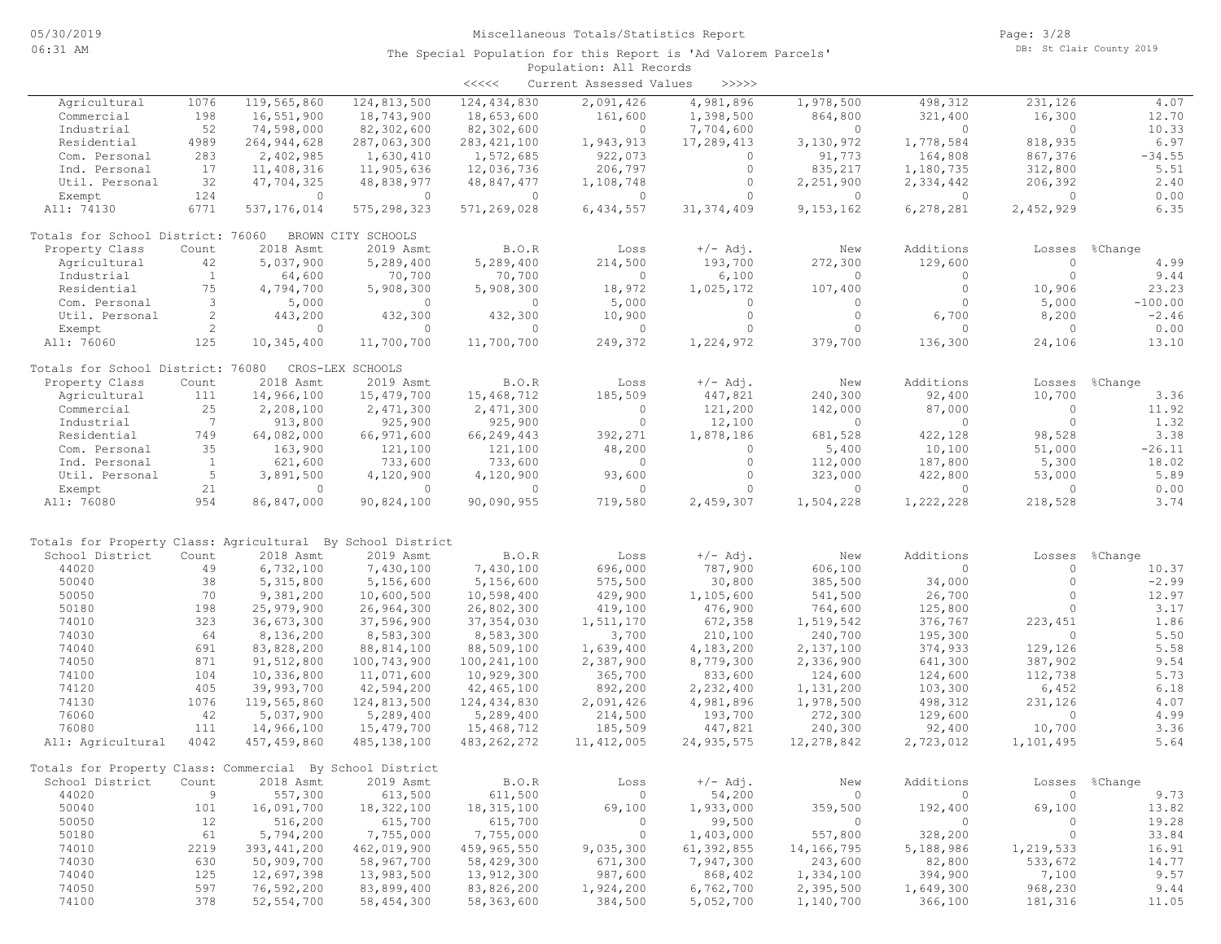<<<<< Current Assessed Values >>>>>

| Property Class | Count | 2018 Asmt | 2019 Asmt | B.O.R | Loss | +/- Adj. | New | Additions | Losses | %Change |
|---|---|---|---|---|---|---|---|---|---|---|
| Agricultural | 1076 | 119,565,860 | 124,813,500 | 124,434,830 | 2,091,426 | 4,981,896 | 1,978,500 | 498,312 | 231,126 | 4.07 |
| Commercial | 198 | 16,551,900 | 18,743,900 | 18,653,600 | 161,600 | 1,398,500 | 864,800 | 321,400 | 16,300 | 12.70 |
| Industrial | 52 | 74,598,000 | 82,302,600 | 82,302,600 | 0 | 7,704,600 | 0 | 0 | 0 | 10.33 |
| Residential | 4989 | 264,944,628 | 287,063,300 | 283,421,100 | 1,943,913 | 17,289,413 | 3,130,972 | 1,778,584 | 818,935 | 6.97 |
| Com. Personal | 283 | 2,402,985 | 1,630,410 | 1,572,685 | 922,073 | 0 | 91,773 | 164,808 | 867,376 | -34.55 |
| Ind. Personal | 17 | 11,408,316 | 11,905,636 | 12,036,736 | 206,797 | 0 | 835,217 | 1,180,735 | 312,800 | 5.51 |
| Util. Personal | 32 | 47,704,325 | 48,838,977 | 48,847,477 | 1,108,748 | 0 | 2,251,900 | 2,334,442 | 206,392 | 2.40 |
| Exempt | 124 | 0 | 0 | 0 | 0 | 0 | 0 | 0 | 0 | 0.00 |
| All: 74130 | 6771 | 537,176,014 | 575,298,323 | 571,269,028 | 6,434,557 | 31,374,409 | 9,153,162 | 6,278,281 | 2,452,929 | 6.35 |

Totals for School District: 76060 BROWN CITY SCHOOLS

| Property Class | Count | 2018 Asmt | 2019 Asmt | B.O.R | Loss | +/- Adj. | New | Additions | Losses | %Change |
|---|---|---|---|---|---|---|---|---|---|---|
| Agricultural | 42 | 5,037,900 | 5,289,400 | 5,289,400 | 214,500 | 193,700 | 272,300 | 129,600 | 0 | 4.99 |
| Industrial | 1 | 64,600 | 70,700 | 70,700 | 0 | 6,100 | 0 | 0 | 0 | 9.44 |
| Residential | 75 | 4,794,700 | 5,908,300 | 5,908,300 | 18,972 | 1,025,172 | 107,400 | 0 | 10,906 | 23.23 |
| Com. Personal | 3 | 5,000 | 0 | 0 | 5,000 | 0 | 0 | 0 | 5,000 | -100.00 |
| Util. Personal | 2 | 443,200 | 432,300 | 432,300 | 10,900 | 0 | 0 | 6,700 | 8,200 | -2.46 |
| Exempt | 2 | 0 | 0 | 0 | 0 | 0 | 0 | 0 | 0 | 0.00 |
| All: 76060 | 125 | 10,345,400 | 11,700,700 | 11,700,700 | 249,372 | 1,224,972 | 379,700 | 136,300 | 24,106 | 13.10 |

Totals for School District: 76080 CROS-LEX SCHOOLS

| Property Class | Count | 2018 Asmt | 2019 Asmt | B.O.R | Loss | +/- Adj. | New | Additions | Losses | %Change |
|---|---|---|---|---|---|---|---|---|---|---|
| Agricultural | 111 | 14,966,100 | 15,479,700 | 15,468,712 | 185,509 | 447,821 | 240,300 | 92,400 | 10,700 | 3.36 |
| Commercial | 25 | 2,208,100 | 2,471,300 | 2,471,300 | 0 | 121,200 | 142,000 | 87,000 | 0 | 11.92 |
| Industrial | 7 | 913,800 | 925,900 | 925,900 | 0 | 12,100 | 0 | 0 | 0 | 1.32 |
| Residential | 749 | 64,082,000 | 66,971,600 | 66,249,443 | 392,271 | 1,878,186 | 681,528 | 422,128 | 98,528 | 3.38 |
| Com. Personal | 35 | 163,900 | 121,100 | 121,100 | 48,200 | 0 | 5,400 | 10,100 | 51,000 | -26.11 |
| Ind. Personal | 1 | 621,600 | 733,600 | 733,600 | 0 | 0 | 112,000 | 187,800 | 5,300 | 18.02 |
| Util. Personal | 5 | 3,891,500 | 4,120,900 | 4,120,900 | 93,600 | 0 | 323,000 | 422,800 | 53,000 | 5.89 |
| Exempt | 21 | 0 | 0 | 0 | 0 | 0 | 0 | 0 | 0 | 0.00 |
| All: 76080 | 954 | 86,847,000 | 90,824,100 | 90,090,955 | 719,580 | 2,459,307 | 1,504,228 | 1,222,228 | 218,528 | 3.74 |

Totals for Property Class: Agricultural By School District

| School District | Count | 2018 Asmt | 2019 Asmt | B.O.R | Loss | +/- Adj. | New | Additions | Losses | %Change |
|---|---|---|---|---|---|---|---|---|---|---|
| 44020 | 49 | 6,732,100 | 7,430,100 | 7,430,100 | 696,000 | 787,900 | 606,100 | 0 | 0 | 10.37 |
| 50040 | 38 | 5,315,800 | 5,156,600 | 5,156,600 | 575,500 | 30,800 | 385,500 | 34,000 | 0 | -2.99 |
| 50050 | 70 | 9,381,200 | 10,600,500 | 10,598,400 | 429,900 | 1,105,600 | 541,500 | 26,700 | 0 | 12.97 |
| 50180 | 198 | 25,979,900 | 26,964,300 | 26,802,300 | 419,100 | 476,900 | 764,600 | 125,800 | 0 | 3.17 |
| 74010 | 323 | 36,673,300 | 37,596,900 | 37,354,030 | 1,511,170 | 672,358 | 1,519,542 | 376,767 | 223,451 | 1.86 |
| 74030 | 64 | 8,136,200 | 8,583,300 | 8,583,300 | 3,700 | 210,100 | 240,700 | 195,300 | 0 | 5.50 |
| 74040 | 691 | 83,828,200 | 88,814,100 | 88,509,100 | 1,639,400 | 4,183,200 | 2,137,100 | 374,933 | 129,126 | 5.58 |
| 74050 | 871 | 91,512,800 | 100,743,900 | 100,241,100 | 2,387,900 | 8,779,300 | 2,336,900 | 641,300 | 387,902 | 9.54 |
| 74100 | 104 | 10,336,800 | 11,071,600 | 10,929,300 | 365,700 | 833,600 | 124,600 | 124,600 | 112,738 | 5.73 |
| 74120 | 405 | 39,993,700 | 42,594,200 | 42,465,100 | 892,200 | 2,232,400 | 1,131,200 | 103,300 | 6,452 | 6.18 |
| 74130 | 1076 | 119,565,860 | 124,813,500 | 124,434,830 | 2,091,426 | 4,981,896 | 1,978,500 | 498,312 | 231,126 | 4.07 |
| 76060 | 42 | 5,037,900 | 5,289,400 | 5,289,400 | 214,500 | 193,700 | 272,300 | 129,600 | 0 | 4.99 |
| 76080 | 111 | 14,966,100 | 15,479,700 | 15,468,712 | 185,509 | 447,821 | 240,300 | 92,400 | 10,700 | 3.36 |
| All: Agricultural | 4042 | 457,459,860 | 485,138,100 | 483,262,272 | 11,412,005 | 24,935,575 | 12,278,842 | 2,723,012 | 1,101,495 | 5.64 |

Totals for Property Class: Commercial By School District

| School District | Count | 2018 Asmt | 2019 Asmt | B.O.R | Loss | +/- Adj. | New | Additions | Losses | %Change |
|---|---|---|---|---|---|---|---|---|---|---|
| 44020 | 9 | 557,300 | 613,500 | 611,500 | 0 | 54,200 | 0 | 0 | 0 | 9.73 |
| 50040 | 101 | 16,091,700 | 18,322,100 | 18,315,100 | 69,100 | 1,933,000 | 359,500 | 192,400 | 69,100 | 13.82 |
| 50050 | 12 | 516,200 | 615,700 | 615,700 | 0 | 99,500 | 0 | 0 | 0 | 19.28 |
| 50180 | 61 | 5,794,200 | 7,755,000 | 7,755,000 | 0 | 1,403,000 | 557,800 | 328,200 | 0 | 33.84 |
| 74010 | 2219 | 393,441,200 | 462,019,900 | 459,965,550 | 9,035,300 | 61,392,855 | 14,166,795 | 5,188,986 | 1,219,533 | 16.91 |
| 74030 | 630 | 50,909,700 | 58,967,700 | 58,429,300 | 671,300 | 7,947,300 | 243,600 | 82,800 | 533,672 | 14.77 |
| 74040 | 125 | 12,697,398 | 13,983,500 | 13,912,300 | 987,600 | 868,402 | 1,334,100 | 394,900 | 7,100 | 9.57 |
| 74050 | 597 | 76,592,200 | 83,899,400 | 83,826,200 | 1,924,200 | 6,762,700 | 2,395,500 | 1,649,300 | 968,230 | 9.44 |
| 74100 | 378 | 52,554,700 | 58,454,300 | 58,363,600 | 384,500 | 5,052,700 | 1,140,700 | 366,100 | 181,316 | 11.05 |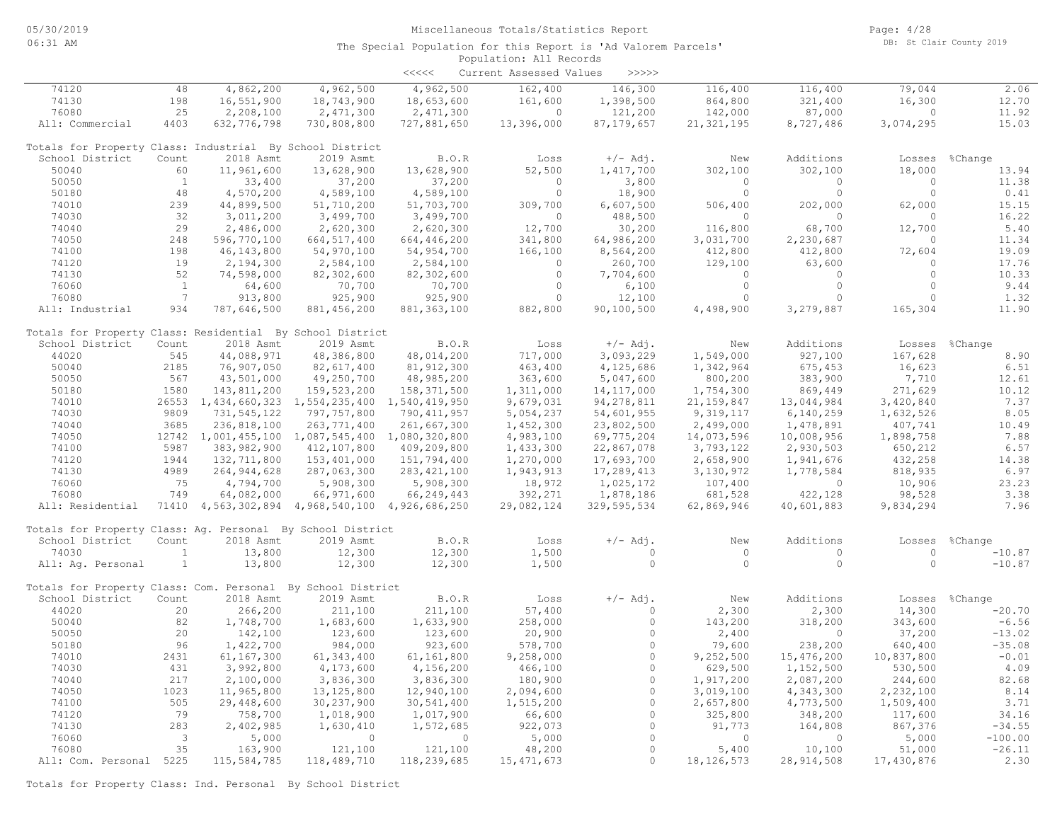Miscellaneous Totals/Statistics Report

The Special Population for this Report is 'Ad Valorem Parcels'

Population: All Records

<<<<< Current Assessed Values >>>>>

| | | | | | | | | | | |
|---|---|---|---|---|---|---|---|---|---|---|
| 74120 | 48 | 4,862,200 | 4,962,500 | 4,962,500 | 162,400 | 146,300 | 116,400 | 116,400 | 79,044 | 2.06 |
| 74130 | 198 | 16,551,900 | 18,743,900 | 18,653,600 | 161,600 | 1,398,500 | 864,800 | 321,400 | 16,300 | 12.70 |
| 76080 | 25 | 2,208,100 | 2,471,300 | 2,471,300 | 0 | 121,200 | 142,000 | 87,000 | 0 | 11.92 |
| All: Commercial | 4403 | 632,776,798 | 730,808,800 | 727,881,650 | 13,396,000 | 87,179,657 | 21,321,195 | 8,727,486 | 3,074,295 | 15.03 |

Totals for Property Class: Industrial By School District

| School District | Count | 2018 Asmt | 2019 Asmt | B.O.R | Loss | +/- Adj. | New | Additions | Losses | %Change |
|---|---|---|---|---|---|---|---|---|---|---|
| 50040 | 60 | 11,961,600 | 13,628,900 | 13,628,900 | 52,500 | 1,417,700 | 302,100 | 302,100 | 18,000 | 13.94 |
| 50050 | 1 | 33,400 | 37,200 | 37,200 | 0 | 3,800 | 0 | 0 | 0 | 11.38 |
| 50180 | 48 | 4,570,200 | 4,589,100 | 4,589,100 | 0 | 18,900 | 0 | 0 | 0 | 0.41 |
| 74010 | 239 | 44,899,500 | 51,710,200 | 51,703,700 | 309,700 | 6,607,500 | 506,400 | 202,000 | 62,000 | 15.15 |
| 74030 | 32 | 3,011,200 | 3,499,700 | 3,499,700 | 0 | 488,500 | 0 | 0 | 0 | 16.22 |
| 74040 | 29 | 2,486,000 | 2,620,300 | 2,620,300 | 12,700 | 30,200 | 116,800 | 68,700 | 12,700 | 5.40 |
| 74050 | 248 | 596,770,100 | 664,517,400 | 664,446,200 | 341,800 | 64,986,200 | 3,031,700 | 2,230,687 | 0 | 11.34 |
| 74100 | 198 | 46,143,800 | 54,970,100 | 54,954,700 | 166,100 | 8,564,200 | 412,800 | 412,800 | 72,604 | 19.09 |
| 74120 | 19 | 2,194,300 | 2,584,100 | 2,584,100 | 0 | 260,700 | 129,100 | 63,600 | 0 | 17.76 |
| 74130 | 52 | 74,598,000 | 82,302,600 | 82,302,600 | 0 | 7,704,600 | 0 | 0 | 0 | 10.33 |
| 76060 | 1 | 64,600 | 70,700 | 70,700 | 0 | 6,100 | 0 | 0 | 0 | 9.44 |
| 76080 | 7 | 913,800 | 925,900 | 925,900 | 0 | 12,100 | 0 | 0 | 0 | 1.32 |
| All: Industrial | 934 | 787,646,500 | 881,456,200 | 881,363,100 | 882,800 | 90,100,500 | 4,498,900 | 3,279,887 | 165,304 | 11.90 |

Totals for Property Class: Residential By School District

| School District | Count | 2018 Asmt | 2019 Asmt | B.O.R | Loss | +/- Adj. | New | Additions | Losses | %Change |
|---|---|---|---|---|---|---|---|---|---|---|
| 44020 | 545 | 44,088,971 | 48,386,800 | 48,014,200 | 717,000 | 3,093,229 | 1,549,000 | 927,100 | 167,628 | 8.90 |
| 50040 | 2185 | 76,907,050 | 82,617,400 | 81,912,300 | 463,400 | 4,125,686 | 1,342,964 | 675,453 | 16,623 | 6.51 |
| 50050 | 567 | 43,501,000 | 49,250,700 | 48,985,200 | 363,600 | 5,047,600 | 800,200 | 383,900 | 7,710 | 12.61 |
| 50180 | 1580 | 143,811,200 | 159,523,200 | 158,371,500 | 1,311,000 | 14,117,000 | 1,754,300 | 869,449 | 271,629 | 10.12 |
| 74010 | 26553 | 1,434,660,323 | 1,554,235,400 | 1,540,419,950 | 9,679,031 | 94,278,811 | 21,159,847 | 13,044,984 | 3,420,840 | 7.37 |
| 74030 | 9809 | 731,545,122 | 797,757,800 | 790,411,957 | 5,054,237 | 54,601,955 | 9,319,117 | 6,140,259 | 1,632,526 | 8.05 |
| 74040 | 3685 | 236,818,100 | 263,771,400 | 261,667,300 | 1,452,300 | 23,802,500 | 2,499,000 | 1,478,891 | 407,741 | 10.49 |
| 74050 | 12742 | 1,001,455,100 | 1,087,545,400 | 1,080,320,800 | 4,983,100 | 69,775,204 | 14,073,596 | 10,008,956 | 1,898,758 | 7.88 |
| 74100 | 5987 | 383,982,900 | 412,107,800 | 409,209,800 | 1,433,300 | 22,867,078 | 3,793,122 | 2,930,503 | 650,212 | 6.57 |
| 74120 | 1944 | 132,711,800 | 153,401,000 | 151,794,400 | 1,270,000 | 17,693,700 | 2,658,900 | 1,941,676 | 432,258 | 14.38 |
| 74130 | 4989 | 264,944,628 | 287,063,300 | 283,421,100 | 1,943,913 | 17,289,413 | 3,130,972 | 1,778,584 | 818,935 | 6.97 |
| 76060 | 75 | 4,794,700 | 5,908,300 | 5,908,300 | 18,972 | 1,025,172 | 107,400 | 0 | 10,906 | 23.23 |
| 76080 | 749 | 64,082,000 | 66,971,600 | 66,249,443 | 392,271 | 1,878,186 | 681,528 | 422,128 | 98,528 | 3.38 |
| All: Residential | 71410 | 4,563,302,894 | 4,968,540,100 | 4,926,686,250 | 29,082,124 | 329,595,534 | 62,869,946 | 40,601,883 | 9,834,294 | 7.96 |

Totals for Property Class: Ag. Personal By School District

| School District | Count | 2018 Asmt | 2019 Asmt | B.O.R | Loss | +/- Adj. | New | Additions | Losses | %Change |
|---|---|---|---|---|---|---|---|---|---|---|
| 74030 | 1 | 13,800 | 12,300 | 12,300 | 1,500 | 0 | 0 | 0 | 0 | -10.87 |
| All: Ag. Personal | 1 | 13,800 | 12,300 | 12,300 | 1,500 | 0 | 0 | 0 | 0 | -10.87 |

Totals for Property Class: Com. Personal By School District

| School District | Count | 2018 Asmt | 2019 Asmt | B.O.R | Loss | +/- Adj. | New | Additions | Losses | %Change |
|---|---|---|---|---|---|---|---|---|---|---|
| 44020 | 20 | 266,200 | 211,100 | 211,100 | 57,400 | 0 | 2,300 | 2,300 | 14,300 | -20.70 |
| 50040 | 82 | 1,748,700 | 1,683,600 | 1,633,900 | 258,000 | 0 | 143,200 | 318,200 | 343,600 | -6.56 |
| 50050 | 20 | 142,100 | 123,600 | 123,600 | 20,900 | 0 | 2,400 | 0 | 37,200 | -13.02 |
| 50180 | 96 | 1,422,700 | 984,000 | 923,600 | 578,700 | 0 | 79,600 | 238,200 | 640,400 | -35.08 |
| 74010 | 2431 | 61,167,300 | 61,343,400 | 61,161,800 | 9,258,000 | 0 | 9,252,500 | 15,476,200 | 10,837,800 | -0.01 |
| 74030 | 431 | 3,992,800 | 4,173,600 | 4,156,200 | 466,100 | 0 | 629,500 | 1,152,500 | 530,500 | 4.09 |
| 74040 | 217 | 2,100,000 | 3,836,300 | 3,836,300 | 180,900 | 0 | 1,917,200 | 2,087,200 | 244,600 | 82.68 |
| 74050 | 1023 | 11,965,800 | 13,125,800 | 12,940,100 | 2,094,600 | 0 | 3,019,100 | 4,343,300 | 2,232,100 | 8.14 |
| 74100 | 505 | 29,448,600 | 30,237,900 | 30,541,400 | 1,515,200 | 0 | 2,657,800 | 4,773,500 | 1,509,400 | 3.71 |
| 74120 | 79 | 758,700 | 1,018,900 | 1,017,900 | 66,600 | 0 | 325,800 | 348,200 | 117,600 | 34.16 |
| 74130 | 283 | 2,402,985 | 1,630,410 | 1,572,685 | 922,073 | 0 | 91,773 | 164,808 | 867,376 | -34.55 |
| 76060 | 3 | 5,000 | 0 | 0 | 5,000 | 0 | 0 | 0 | 5,000 | -100.00 |
| 76080 | 35 | 163,900 | 121,100 | 121,100 | 48,200 | 0 | 5,400 | 10,100 | 51,000 | -26.11 |
| All: Com. Personal | 5225 | 115,584,785 | 118,489,710 | 118,239,685 | 15,471,673 | 0 | 18,126,573 | 28,914,508 | 17,430,876 | 2.30 |

Totals for Property Class: Ind. Personal By School District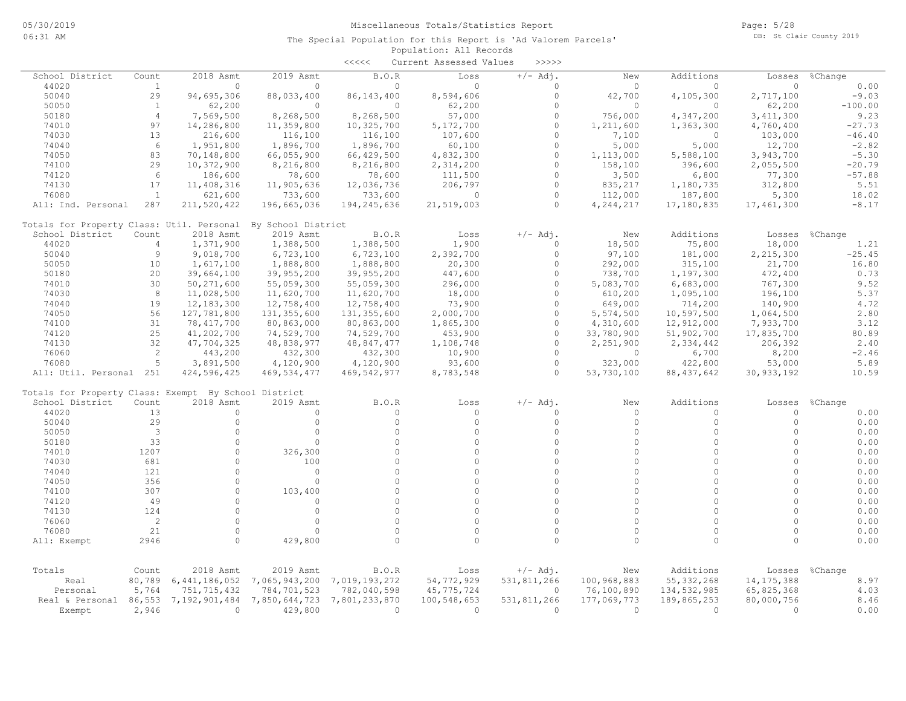# Miscellaneous Totals/Statistics Report

The Special Population for this Report is 'Ad Valorem Parcels'

Population: All Records

<<<<< Current Assessed Values >>>>>

| School District | Count | 2018 Asmt | 2019 Asmt | B.O.R | Loss | +/- Adj. | New | Additions | Losses | %Change |
|---|---|---|---|---|---|---|---|---|---|---|
| 44020 | 1 | 0 | 0 | 0 | 0 | 0 | 0 | 0 | 0 | 0.00 |
| 50040 | 29 | 94,695,306 | 88,033,400 | 86,143,400 | 8,594,606 | 0 | 42,700 | 4,105,300 | 2,717,100 | -9.03 |
| 50050 | 1 | 62,200 | 0 | 0 | 62,200 | 0 | 0 | 0 | 62,200 | -100.00 |
| 50180 | 4 | 7,569,500 | 8,268,500 | 8,268,500 | 57,000 | 0 | 756,000 | 4,347,200 | 3,411,300 | 9.23 |
| 74010 | 97 | 14,286,800 | 11,359,800 | 10,325,700 | 5,172,700 | 0 | 1,211,600 | 1,363,300 | 4,760,400 | -27.73 |
| 74030 | 13 | 216,600 | 116,100 | 116,100 | 107,600 | 0 | 7,100 | 0 | 103,000 | -46.40 |
| 74040 | 6 | 1,951,800 | 1,896,700 | 1,896,700 | 60,100 | 0 | 5,000 | 5,000 | 12,700 | -2.82 |
| 74050 | 83 | 70,148,800 | 66,055,900 | 66,429,500 | 4,832,300 | 0 | 1,113,000 | 5,588,100 | 3,943,700 | -5.30 |
| 74100 | 29 | 10,372,900 | 8,216,800 | 8,216,800 | 2,314,200 | 0 | 158,100 | 396,600 | 2,055,500 | -20.79 |
| 74120 | 6 | 186,600 | 78,600 | 78,600 | 111,500 | 0 | 3,500 | 6,800 | 77,300 | -57.88 |
| 74130 | 17 | 11,408,316 | 11,905,636 | 12,036,736 | 206,797 | 0 | 835,217 | 1,180,735 | 312,800 | 5.51 |
| 76080 | 1 | 621,600 | 733,600 | 733,600 | 0 | 0 | 112,000 | 187,800 | 5,300 | 18.02 |
| All: Ind. Personal | 287 | 211,520,422 | 196,665,036 | 194,245,636 | 21,519,003 | 0 | 4,244,217 | 17,180,835 | 17,461,300 | -8.17 |

Totals for Property Class: Util. Personal By School District

| School District | Count | 2018 Asmt | 2019 Asmt | B.O.R | Loss | +/- Adj. | New | Additions | Losses | %Change |
|---|---|---|---|---|---|---|---|---|---|---|
| 44020 | 4 | 1,371,900 | 1,388,500 | 1,388,500 | 1,900 | 0 | 18,500 | 75,800 | 18,000 | 1.21 |
| 50040 | 9 | 9,018,700 | 6,723,100 | 6,723,100 | 2,392,700 | 0 | 97,100 | 181,000 | 2,215,300 | -25.45 |
| 50050 | 10 | 1,617,100 | 1,888,800 | 1,888,800 | 20,300 | 0 | 292,000 | 315,100 | 21,700 | 16.80 |
| 50180 | 20 | 39,664,100 | 39,955,200 | 39,955,200 | 447,600 | 0 | 738,700 | 1,197,300 | 472,400 | 0.73 |
| 74010 | 30 | 50,271,600 | 55,059,300 | 55,059,300 | 296,000 | 0 | 5,083,700 | 6,683,000 | 767,300 | 9.52 |
| 74030 | 8 | 11,028,500 | 11,620,700 | 11,620,700 | 18,000 | 0 | 610,200 | 1,095,100 | 196,100 | 5.37 |
| 74040 | 19 | 12,183,300 | 12,758,400 | 12,758,400 | 73,900 | 0 | 649,000 | 714,200 | 140,900 | 4.72 |
| 74050 | 56 | 127,781,800 | 131,355,600 | 131,355,600 | 2,000,700 | 0 | 5,574,500 | 10,597,500 | 1,064,500 | 2.80 |
| 74100 | 31 | 78,417,700 | 80,863,000 | 80,863,000 | 1,865,300 | 0 | 4,310,600 | 12,912,000 | 7,933,700 | 3.12 |
| 74120 | 25 | 41,202,700 | 74,529,700 | 74,529,700 | 453,900 | 0 | 33,780,900 | 51,902,700 | 17,835,700 | 80.89 |
| 74130 | 32 | 47,704,325 | 48,838,977 | 48,847,477 | 1,108,748 | 0 | 2,251,900 | 2,334,442 | 206,392 | 2.40 |
| 76060 | 2 | 443,200 | 432,300 | 432,300 | 10,900 | 0 | 0 | 6,700 | 8,200 | -2.46 |
| 76080 | 5 | 3,891,500 | 4,120,900 | 4,120,900 | 93,600 | 0 | 323,000 | 422,800 | 53,000 | 5.89 |
| All: Util. Personal | 251 | 424,596,425 | 469,534,477 | 469,542,977 | 8,783,548 | 0 | 53,730,100 | 88,437,642 | 30,933,192 | 10.59 |

Totals for Property Class: Exempt By School District

| School District | Count | 2018 Asmt | 2019 Asmt | B.O.R | Loss | +/- Adj. | New | Additions | Losses | %Change |
|---|---|---|---|---|---|---|---|---|---|---|
| 44020 | 13 | 0 | 0 | 0 | 0 | 0 | 0 | 0 | 0 | 0.00 |
| 50040 | 29 | 0 | 0 | 0 | 0 | 0 | 0 | 0 | 0 | 0.00 |
| 50050 | 3 | 0 | 0 | 0 | 0 | 0 | 0 | 0 | 0 | 0.00 |
| 50180 | 33 | 0 | 0 | 0 | 0 | 0 | 0 | 0 | 0 | 0.00 |
| 74010 | 1207 | 0 | 326,300 | 0 | 0 | 0 | 0 | 0 | 0 | 0.00 |
| 74030 | 681 | 0 | 100 | 0 | 0 | 0 | 0 | 0 | 0 | 0.00 |
| 74040 | 121 | 0 | 0 | 0 | 0 | 0 | 0 | 0 | 0 | 0.00 |
| 74050 | 356 | 0 | 0 | 0 | 0 | 0 | 0 | 0 | 0 | 0.00 |
| 74100 | 307 | 0 | 103,400 | 0 | 0 | 0 | 0 | 0 | 0 | 0.00 |
| 74120 | 49 | 0 | 0 | 0 | 0 | 0 | 0 | 0 | 0 | 0.00 |
| 74130 | 124 | 0 | 0 | 0 | 0 | 0 | 0 | 0 | 0 | 0.00 |
| 76060 | 2 | 0 | 0 | 0 | 0 | 0 | 0 | 0 | 0 | 0.00 |
| 76080 | 21 | 0 | 0 | 0 | 0 | 0 | 0 | 0 | 0 | 0.00 |
| All: Exempt | 2946 | 0 | 429,800 | 0 | 0 | 0 | 0 | 0 | 0 | 0.00 |

| Totals | Count | 2018 Asmt | 2019 Asmt | B.O.R | Loss | +/- Adj. | New | Additions | Losses | %Change |
|---|---|---|---|---|---|---|---|---|---|---|
| Real | 80,789 | 6,441,186,052 | 7,065,943,200 | 7,019,193,272 | 54,772,929 | 531,811,266 | 100,968,883 | 55,332,268 | 14,175,388 | 8.97 |
| Personal | 5,764 | 751,715,432 | 784,701,523 | 782,040,598 | 45,775,724 | 0 | 76,100,890 | 134,532,985 | 65,825,368 | 4.03 |
| Real & Personal | 86,553 | 7,192,901,484 | 7,850,644,723 | 7,801,233,870 | 100,548,653 | 531,811,266 | 177,069,773 | 189,865,253 | 80,000,756 | 8.46 |
| Exempt | 2,946 | 0 | 429,800 | 0 | 0 | 0 | 0 | 0 | 0 | 0.00 |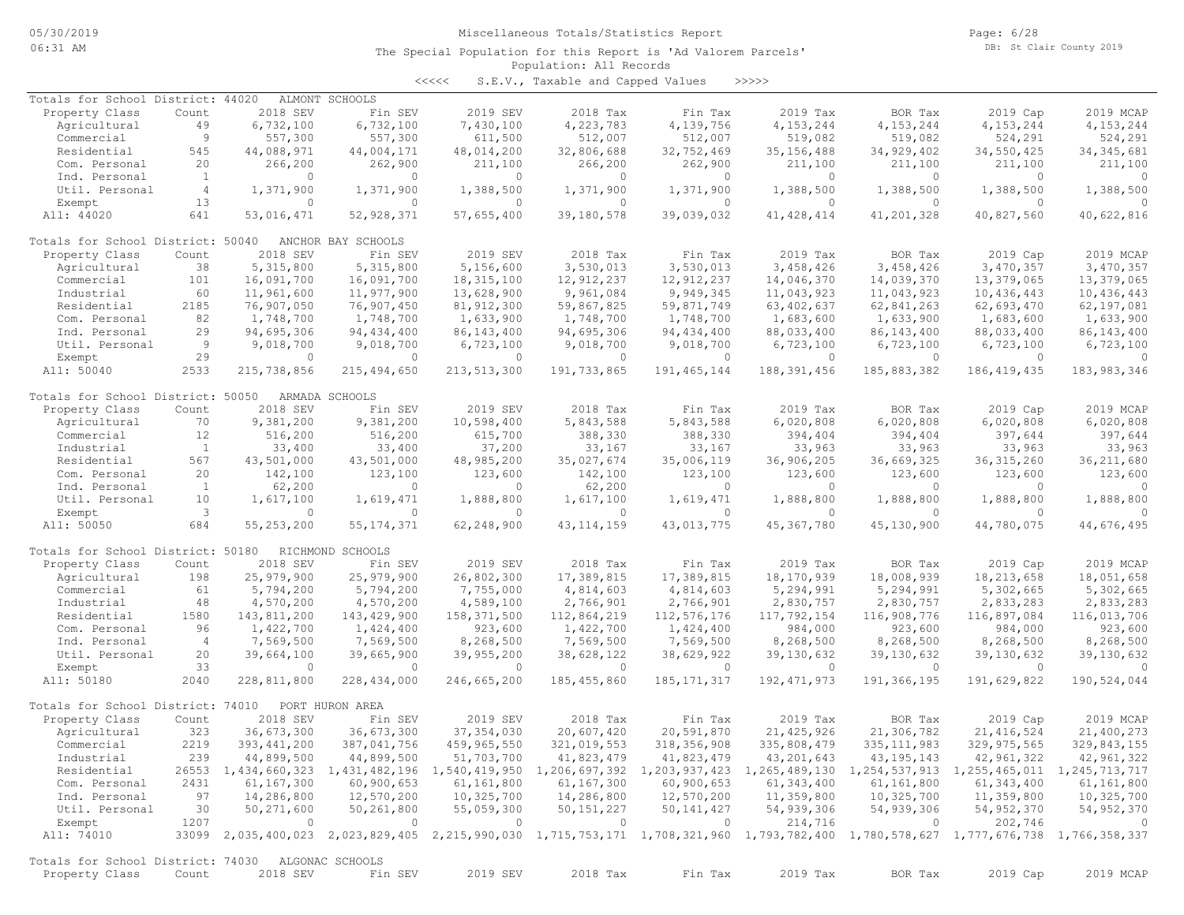Miscellaneous Totals/Statistics Report

The Special Population for this Report is 'Ad Valorem Parcels'

Population: All Records

<<<<< S.E.V., Taxable and Capped Values >>>>>

Totals for School District: 44020 ALMONT SCHOOLS

| Property Class | Count | 2018 SEV | Fin SEV | 2019 SEV | 2018 Tax | Fin Tax | 2019 Tax | BOR Tax | 2019 Cap | 2019 MCAP |
|---|---|---|---|---|---|---|---|---|---|---|
| Agricultural | 49 | 6,732,100 | 6,732,100 | 7,430,100 | 4,223,783 | 4,139,756 | 4,153,244 | 4,153,244 | 4,153,244 | 4,153,244 |
| Commercial | 9 | 557,300 | 557,300 | 611,500 | 512,007 | 512,007 | 519,082 | 519,082 | 524,291 | 524,291 |
| Residential | 545 | 44,088,971 | 44,004,171 | 48,014,200 | 32,806,688 | 32,752,469 | 35,156,488 | 34,929,402 | 34,550,425 | 34,345,681 |
| Com. Personal | 20 | 266,200 | 262,900 | 211,100 | 266,200 | 262,900 | 211,100 | 211,100 | 211,100 | 211,100 |
| Ind. Personal | 1 | 0 | 0 | 0 | 0 | 0 | 0 | 0 | 0 | 0 |
| Util. Personal | 4 | 1,371,900 | 1,371,900 | 1,388,500 | 1,371,900 | 1,371,900 | 1,388,500 | 1,388,500 | 1,388,500 | 1,388,500 |
| Exempt | 13 | 0 | 0 | 0 | 0 | 0 | 0 | 0 | 0 | 0 |
| All: 44020 | 641 | 53,016,471 | 52,928,371 | 57,655,400 | 39,180,578 | 39,039,032 | 41,428,414 | 41,201,328 | 40,827,560 | 40,622,816 |

Totals for School District: 50040 ANCHOR BAY SCHOOLS

| Property Class | Count | 2018 SEV | Fin SEV | 2019 SEV | 2018 Tax | Fin Tax | 2019 Tax | BOR Tax | 2019 Cap | 2019 MCAP |
|---|---|---|---|---|---|---|---|---|---|---|
| Agricultural | 38 | 5,315,800 | 5,315,800 | 5,156,600 | 3,530,013 | 3,530,013 | 3,458,426 | 3,458,426 | 3,470,357 | 3,470,357 |
| Commercial | 101 | 16,091,700 | 16,091,700 | 18,315,100 | 12,912,237 | 12,912,237 | 14,046,370 | 14,039,370 | 13,379,065 | 13,379,065 |
| Industrial | 60 | 11,961,600 | 11,977,900 | 13,628,900 | 9,961,084 | 9,949,345 | 11,043,923 | 11,043,923 | 10,436,443 | 10,436,443 |
| Residential | 2185 | 76,907,050 | 76,907,450 | 81,921,300 | 59,867,825 | 59,871,749 | 63,402,637 | 62,841,263 | 62,693,470 | 62,197,081 |
| Com. Personal | 82 | 1,748,700 | 1,748,700 | 1,633,900 | 1,748,700 | 1,748,700 | 1,683,600 | 1,633,900 | 1,683,600 | 1,633,900 |
| Ind. Personal | 29 | 94,695,306 | 94,434,400 | 86,143,400 | 94,695,306 | 94,434,400 | 88,033,400 | 86,143,400 | 88,033,400 | 86,143,400 |
| Util. Personal | 9 | 9,018,700 | 9,018,700 | 6,723,100 | 9,018,700 | 9,018,700 | 6,723,100 | 6,723,100 | 6,723,100 | 6,723,100 |
| Exempt | 29 | 0 | 0 | 0 | 0 | 0 | 0 | 0 | 0 | 0 |
| All: 50040 | 2533 | 215,738,856 | 215,494,650 | 213,513,300 | 191,733,865 | 191,465,144 | 188,391,456 | 185,883,382 | 186,419,435 | 183,983,346 |

Totals for School District: 50050 ARMADA SCHOOLS

| Property Class | Count | 2018 SEV | Fin SEV | 2019 SEV | 2018 Tax | Fin Tax | 2019 Tax | BOR Tax | 2019 Cap | 2019 MCAP |
|---|---|---|---|---|---|---|---|---|---|---|
| Agricultural | 70 | 9,381,200 | 9,381,200 | 10,598,400 | 5,843,588 | 5,843,588 | 6,020,808 | 6,020,808 | 6,020,808 | 6,020,808 |
| Commercial | 12 | 516,200 | 516,200 | 615,700 | 388,330 | 388,330 | 394,404 | 394,404 | 397,644 | 397,644 |
| Industrial | 1 | 33,400 | 33,400 | 37,200 | 33,167 | 33,167 | 33,963 | 33,963 | 33,963 | 33,963 |
| Residential | 567 | 43,501,000 | 43,501,000 | 48,985,200 | 35,027,674 | 35,006,119 | 36,906,205 | 36,669,325 | 36,315,260 | 36,211,680 |
| Com. Personal | 20 | 142,100 | 123,100 | 123,600 | 142,100 | 123,100 | 123,600 | 123,600 | 123,600 | 123,600 |
| Ind. Personal | 1 | 62,200 | 0 | 0 | 62,200 | 0 | 0 | 0 | 0 | 0 |
| Util. Personal | 10 | 1,617,100 | 1,619,471 | 1,888,800 | 1,617,100 | 1,619,471 | 1,888,800 | 1,888,800 | 1,888,800 | 1,888,800 |
| Exempt | 3 | 0 | 0 | 0 | 0 | 0 | 0 | 0 | 0 | 0 |
| All: 50050 | 684 | 55,253,200 | 55,174,371 | 62,248,900 | 43,114,159 | 43,013,775 | 45,367,780 | 45,130,900 | 44,780,075 | 44,676,495 |

Totals for School District: 50180 RICHMOND SCHOOLS

| Property Class | Count | 2018 SEV | Fin SEV | 2019 SEV | 2018 Tax | Fin Tax | 2019 Tax | BOR Tax | 2019 Cap | 2019 MCAP |
|---|---|---|---|---|---|---|---|---|---|---|
| Agricultural | 198 | 25,979,900 | 25,979,900 | 26,802,300 | 17,389,815 | 17,389,815 | 18,170,939 | 18,008,939 | 18,213,658 | 18,051,658 |
| Commercial | 61 | 5,794,200 | 5,794,200 | 7,755,000 | 4,814,603 | 4,814,603 | 5,294,991 | 5,294,991 | 5,302,665 | 5,302,665 |
| Industrial | 48 | 4,570,200 | 4,570,200 | 4,589,100 | 2,766,901 | 2,766,901 | 2,830,757 | 2,830,757 | 2,833,283 | 2,833,283 |
| Residential | 1580 | 143,811,200 | 143,429,900 | 158,371,500 | 112,864,219 | 112,576,176 | 117,792,154 | 116,908,776 | 116,897,084 | 116,013,706 |
| Com. Personal | 96 | 1,422,700 | 1,424,400 | 923,600 | 1,422,700 | 1,424,400 | 984,000 | 923,600 | 984,000 | 923,600 |
| Ind. Personal | 4 | 7,569,500 | 7,569,500 | 8,268,500 | 7,569,500 | 7,569,500 | 8,268,500 | 8,268,500 | 8,268,500 | 8,268,500 |
| Util. Personal | 20 | 39,664,100 | 39,665,900 | 39,955,200 | 38,628,122 | 38,629,922 | 39,130,632 | 39,130,632 | 39,130,632 | 39,130,632 |
| Exempt | 33 | 0 | 0 | 0 | 0 | 0 | 0 | 0 | 0 | 0 |
| All: 50180 | 2040 | 228,811,800 | 228,434,000 | 246,665,200 | 185,455,860 | 185,171,317 | 192,471,973 | 191,366,195 | 191,629,822 | 190,524,044 |

Totals for School District: 74010 PORT HURON AREA

| Property Class | Count | 2018 SEV | Fin SEV | 2019 SEV | 2018 Tax | Fin Tax | 2019 Tax | BOR Tax | 2019 Cap | 2019 MCAP |
|---|---|---|---|---|---|---|---|---|---|---|
| Agricultural | 323 | 36,673,300 | 36,673,300 | 37,354,030 | 20,607,420 | 20,591,870 | 21,425,926 | 21,306,782 | 21,416,524 | 21,400,273 |
| Commercial | 2219 | 393,441,200 | 387,041,756 | 459,965,550 | 321,019,553 | 318,356,908 | 335,808,479 | 335,111,983 | 329,975,565 | 329,843,155 |
| Industrial | 239 | 44,899,500 | 44,899,500 | 51,703,700 | 41,823,479 | 41,823,479 | 43,201,643 | 43,195,143 | 42,961,322 | 42,961,322 |
| Residential | 26553 | 1,434,660,323 | 1,431,482,196 | 1,540,419,950 | 1,206,697,392 | 1,203,937,423 | 1,265,489,130 | 1,254,537,913 | 1,255,465,011 | 1,245,713,717 |
| Com. Personal | 2431 | 61,167,300 | 60,900,653 | 61,161,800 | 61,167,300 | 60,900,653 | 61,343,400 | 61,161,800 | 61,343,400 | 61,161,800 |
| Ind. Personal | 97 | 14,286,800 | 12,570,200 | 10,325,700 | 14,286,800 | 12,570,200 | 11,359,800 | 10,325,700 | 11,359,800 | 10,325,700 |
| Util. Personal | 30 | 50,271,600 | 50,261,800 | 55,059,300 | 50,151,227 | 50,141,427 | 54,939,306 | 54,939,306 | 54,952,370 | 54,952,370 |
| Exempt | 1207 | 0 | 0 | 0 | 0 | 0 | 214,716 | 0 | 202,746 | 0 |
| All: 74010 | 33099 | 2,035,400,023 | 2,023,829,405 | 2,215,990,030 | 1,715,753,171 | 1,708,321,960 | 1,793,782,400 | 1,780,578,627 | 1,777,676,738 | 1,766,358,337 |

Totals for School District: 74030 ALGONAC SCHOOLS

| Property Class | Count | 2018 SEV | Fin SEV | 2019 SEV | 2018 Tax | Fin Tax | 2019 Tax | BOR Tax | 2019 Cap | 2019 MCAP |
|---|---|---|---|---|---|---|---|---|---|---|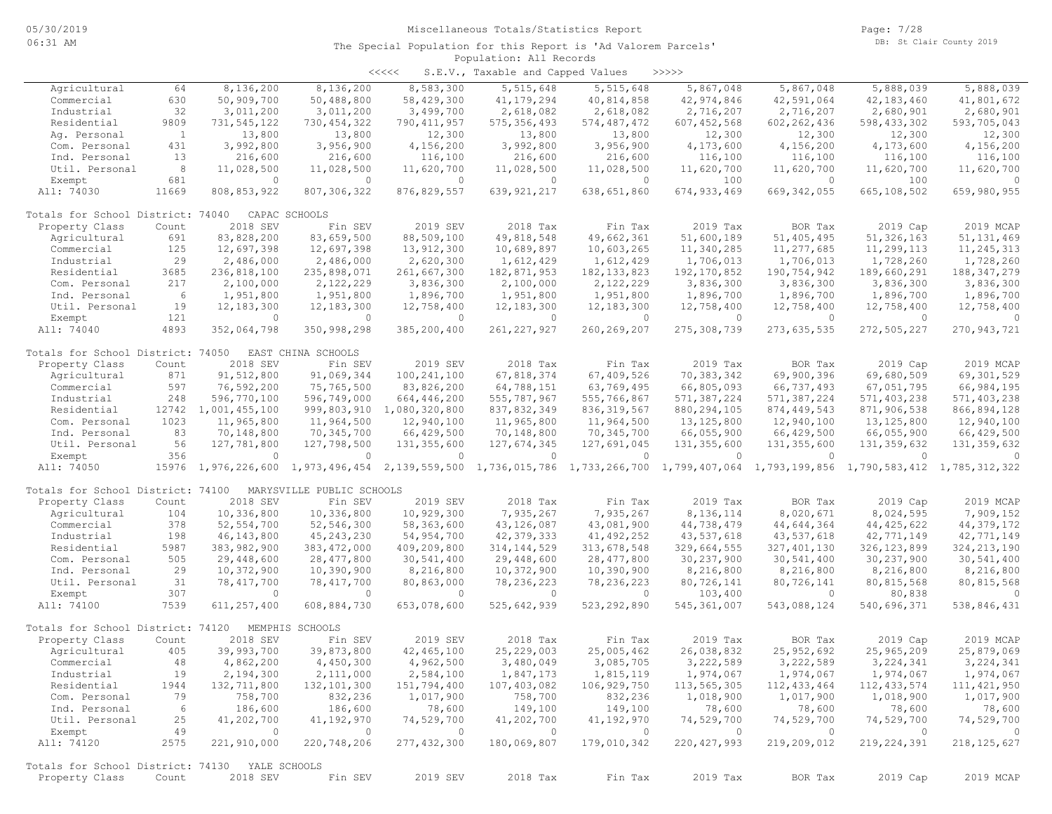Miscellaneous Totals/Statistics Report

The Special Population for this Report is 'Ad Valorem Parcels'

Population: All Records

<<<<< S.E.V., Taxable and Capped Values >>>>>

| Property Class | Count | 2018 SEV | Fin SEV | 2019 SEV | 2018 Tax | Fin Tax | 2019 Tax | BOR Tax | 2019 Cap | 2019 MCAP |
|---|---|---|---|---|---|---|---|---|---|---|
| Agricultural | 64 | 8,136,200 | 8,136,200 | 8,583,300 | 5,515,648 | 5,515,648 | 5,867,048 | 5,867,048 | 5,888,039 | 5,888,039 |
| Commercial | 630 | 50,909,700 | 50,488,800 | 58,429,300 | 41,179,294 | 40,814,858 | 42,974,846 | 42,591,064 | 42,183,460 | 41,801,672 |
| Industrial | 32 | 3,011,200 | 3,011,200 | 3,499,700 | 2,618,082 | 2,618,082 | 2,716,207 | 2,716,207 | 2,680,901 | 2,680,901 |
| Residential | 9809 | 731,545,122 | 730,454,322 | 790,411,957 | 575,356,493 | 574,487,472 | 607,452,568 | 602,262,436 | 598,433,302 | 593,705,043 |
| Ag. Personal | 1 | 13,800 | 13,800 | 12,300 | 13,800 | 13,800 | 12,300 | 12,300 | 12,300 | 12,300 |
| Com. Personal | 431 | 3,992,800 | 3,956,900 | 4,156,200 | 3,992,800 | 3,956,900 | 4,173,600 | 4,156,200 | 4,173,600 | 4,156,200 |
| Ind. Personal | 13 | 216,600 | 216,600 | 116,100 | 216,600 | 216,600 | 116,100 | 116,100 | 116,100 | 116,100 |
| Util. Personal | 8 | 11,028,500 | 11,028,500 | 11,620,700 | 11,028,500 | 11,028,500 | 11,620,700 | 11,620,700 | 11,620,700 | 11,620,700 |
| Exempt | 681 | 0 | 0 | 0 | 0 | 0 | 100 | 0 | 100 | 0 |
| All: 74030 | 11669 | 808,853,922 | 807,306,322 | 876,829,557 | 639,921,217 | 638,651,860 | 674,933,469 | 669,342,055 | 665,108,502 | 659,980,955 |

Totals for School District: 74040 CAPAC SCHOOLS

| Property Class | Count | 2018 SEV | Fin SEV | 2019 SEV | 2018 Tax | Fin Tax | 2019 Tax | BOR Tax | 2019 Cap | 2019 MCAP |
|---|---|---|---|---|---|---|---|---|---|---|
| Agricultural | 691 | 83,828,200 | 83,659,500 | 88,509,100 | 49,818,548 | 49,662,361 | 51,600,189 | 51,405,495 | 51,326,163 | 51,131,469 |
| Commercial | 125 | 12,697,398 | 12,697,398 | 13,912,300 | 10,689,897 | 10,603,265 | 11,340,285 | 11,277,685 | 11,299,113 | 11,245,313 |
| Industrial | 29 | 2,486,000 | 2,486,000 | 2,620,300 | 1,612,429 | 1,612,429 | 1,706,013 | 1,706,013 | 1,728,260 | 1,728,260 |
| Residential | 3685 | 236,818,100 | 235,898,071 | 261,667,300 | 182,871,953 | 182,133,823 | 192,170,852 | 190,754,942 | 189,660,291 | 188,347,279 |
| Com. Personal | 217 | 2,100,000 | 2,122,229 | 3,836,300 | 2,100,000 | 2,122,229 | 3,836,300 | 3,836,300 | 3,836,300 | 3,836,300 |
| Ind. Personal | 6 | 1,951,800 | 1,951,800 | 1,896,700 | 1,951,800 | 1,951,800 | 1,896,700 | 1,896,700 | 1,896,700 | 1,896,700 |
| Util. Personal | 19 | 12,183,300 | 12,183,300 | 12,758,400 | 12,183,300 | 12,183,300 | 12,758,400 | 12,758,400 | 12,758,400 | 12,758,400 |
| Exempt | 121 | 0 | 0 | 0 | 0 | 0 | 0 | 0 | 0 | 0 |
| All: 74040 | 4893 | 352,064,798 | 350,998,298 | 385,200,400 | 261,227,927 | 260,269,207 | 275,308,739 | 273,635,535 | 272,505,227 | 270,943,721 |

Totals for School District: 74050 EAST CHINA SCHOOLS

| Property Class | Count | 2018 SEV | Fin SEV | 2019 SEV | 2018 Tax | Fin Tax | 2019 Tax | BOR Tax | 2019 Cap | 2019 MCAP |
|---|---|---|---|---|---|---|---|---|---|---|
| Agricultural | 871 | 91,512,800 | 91,069,344 | 100,241,100 | 67,818,374 | 67,409,526 | 70,383,342 | 69,900,396 | 69,680,509 | 69,301,529 |
| Commercial | 597 | 76,592,200 | 75,765,500 | 83,826,200 | 64,788,151 | 63,769,495 | 66,805,093 | 66,737,493 | 67,051,795 | 66,984,195 |
| Industrial | 248 | 596,770,100 | 596,749,000 | 664,446,200 | 555,787,967 | 555,766,867 | 571,387,224 | 571,387,224 | 571,403,238 | 571,403,238 |
| Residential | 12742 | 1,001,455,100 | 999,803,910 | 1,080,320,800 | 837,832,349 | 836,319,567 | 880,294,105 | 874,449,543 | 871,906,538 | 866,894,128 |
| Com. Personal | 1023 | 11,965,800 | 11,964,500 | 12,940,100 | 11,965,800 | 11,964,500 | 13,125,800 | 12,940,100 | 13,125,800 | 12,940,100 |
| Ind. Personal | 83 | 70,148,800 | 70,345,700 | 66,429,500 | 70,148,800 | 70,345,700 | 66,055,900 | 66,429,500 | 66,055,900 | 66,429,500 |
| Util. Personal | 56 | 127,781,800 | 127,798,500 | 131,355,600 | 127,674,345 | 127,691,045 | 131,355,600 | 131,355,600 | 131,359,632 | 131,359,632 |
| Exempt | 356 | 0 | 0 | 0 | 0 | 0 | 0 | 0 | 0 | 0 |
| All: 74050 | 15976 | 1,976,226,600 | 1,973,496,454 | 2,139,559,500 | 1,736,015,786 | 1,733,266,700 | 1,799,407,064 | 1,793,199,856 | 1,790,583,412 | 1,785,312,322 |

Totals for School District: 74100 MARYSVILLE PUBLIC SCHOOLS

| Property Class | Count | 2018 SEV | Fin SEV | 2019 SEV | 2018 Tax | Fin Tax | 2019 Tax | BOR Tax | 2019 Cap | 2019 MCAP |
|---|---|---|---|---|---|---|---|---|---|---|
| Agricultural | 104 | 10,336,800 | 10,336,800 | 10,929,300 | 7,935,267 | 7,935,267 | 8,136,114 | 8,020,671 | 8,024,595 | 7,909,152 |
| Commercial | 378 | 52,554,700 | 52,546,300 | 58,363,600 | 43,126,087 | 43,081,900 | 44,738,479 | 44,644,364 | 44,425,622 | 44,379,172 |
| Industrial | 198 | 46,143,800 | 45,243,230 | 54,954,700 | 42,379,333 | 41,492,252 | 43,537,618 | 43,537,618 | 42,771,149 | 42,771,149 |
| Residential | 5987 | 383,982,900 | 383,472,000 | 409,209,800 | 314,144,529 | 313,678,548 | 329,664,555 | 327,401,130 | 326,123,899 | 324,213,190 |
| Com. Personal | 505 | 29,448,600 | 28,477,800 | 30,541,400 | 29,448,600 | 28,477,800 | 30,237,900 | 30,541,400 | 30,237,900 | 30,541,400 |
| Ind. Personal | 29 | 10,372,900 | 10,390,900 | 8,216,800 | 10,372,900 | 10,390,900 | 8,216,800 | 8,216,800 | 8,216,800 | 8,216,800 |
| Util. Personal | 31 | 78,417,700 | 78,417,700 | 80,863,000 | 78,236,223 | 78,236,223 | 80,726,141 | 80,726,141 | 80,815,568 | 80,815,568 |
| Exempt | 307 | 0 | 0 | 0 | 0 | 0 | 103,400 | 0 | 80,838 | 0 |
| All: 74100 | 7539 | 611,257,400 | 608,884,730 | 653,078,600 | 525,642,939 | 523,292,890 | 545,361,007 | 543,088,124 | 540,696,371 | 538,846,431 |

Totals for School District: 74120 MEMPHIS SCHOOLS

| Property Class | Count | 2018 SEV | Fin SEV | 2019 SEV | 2018 Tax | Fin Tax | 2019 Tax | BOR Tax | 2019 Cap | 2019 MCAP |
|---|---|---|---|---|---|---|---|---|---|---|
| Agricultural | 405 | 39,993,700 | 39,873,800 | 42,465,100 | 25,229,003 | 25,005,462 | 26,038,832 | 25,952,692 | 25,965,209 | 25,879,069 |
| Commercial | 48 | 4,862,200 | 4,450,300 | 4,962,500 | 3,480,049 | 3,085,705 | 3,222,589 | 3,222,589 | 3,224,341 | 3,224,341 |
| Industrial | 19 | 2,194,300 | 2,111,000 | 2,584,100 | 1,847,173 | 1,815,119 | 1,974,067 | 1,974,067 | 1,974,067 | 1,974,067 |
| Residential | 1944 | 132,711,800 | 132,101,300 | 151,794,400 | 107,403,082 | 106,929,750 | 113,565,305 | 112,433,464 | 112,433,574 | 111,421,950 |
| Com. Personal | 79 | 758,700 | 832,236 | 1,017,900 | 758,700 | 832,236 | 1,018,900 | 1,017,900 | 1,018,900 | 1,017,900 |
| Ind. Personal | 6 | 186,600 | 186,600 | 78,600 | 149,100 | 149,100 | 78,600 | 78,600 | 78,600 | 78,600 |
| Util. Personal | 25 | 41,202,700 | 41,192,970 | 74,529,700 | 41,202,700 | 41,192,970 | 74,529,700 | 74,529,700 | 74,529,700 | 74,529,700 |
| Exempt | 49 | 0 | 0 | 0 | 0 | 0 | 0 | 0 | 0 | 0 |
| All: 74120 | 2575 | 221,910,000 | 220,748,206 | 277,432,300 | 180,069,807 | 179,010,342 | 220,427,993 | 219,209,012 | 219,224,391 | 218,125,627 |

Totals for School District: 74130 YALE SCHOOLS

| Property Class | Count | 2018 SEV | Fin SEV | 2019 SEV | 2018 Tax | Fin Tax | 2019 Tax | BOR Tax | 2019 Cap | 2019 MCAP |
|---|---|---|---|---|---|---|---|---|---|---|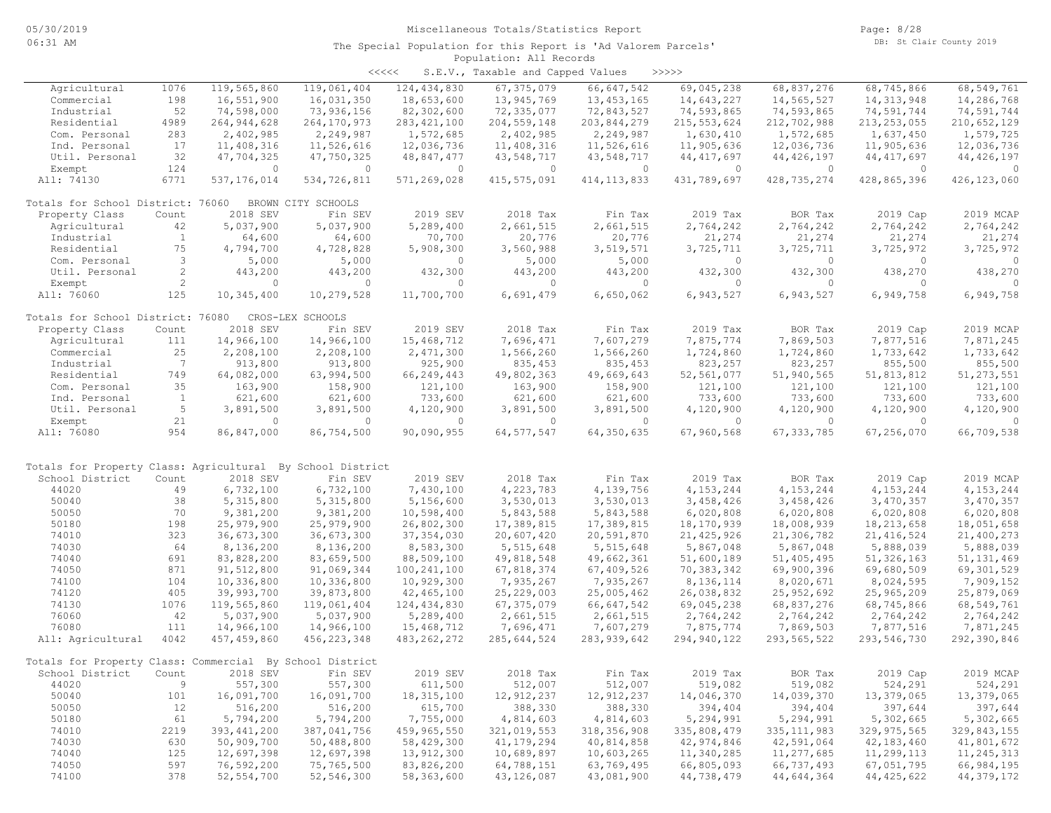Miscellaneous Totals/Statistics Report

The Special Population for this Report is 'Ad Valorem Parcels'

Population: All Records

<<<<< S.E.V., Taxable and Capped Values >>>>>

| Property Class | Count | 2018 SEV | Fin SEV | 2019 SEV | 2018 Tax | Fin Tax | 2019 Tax | BOR Tax | 2019 Cap | 2019 MCAP |
|---|---|---|---|---|---|---|---|---|---|---|
| Agricultural | 1076 | 119,565,860 | 119,061,404 | 124,434,830 | 67,375,079 | 66,647,542 | 69,045,238 | 68,837,276 | 68,745,866 | 68,549,761 |
| Commercial | 198 | 16,551,900 | 16,031,350 | 18,653,600 | 13,945,769 | 13,453,165 | 14,643,227 | 14,565,527 | 14,313,948 | 14,286,768 |
| Industrial | 52 | 74,598,000 | 73,936,156 | 82,302,600 | 72,335,077 | 72,843,527 | 74,593,865 | 74,593,865 | 74,591,744 | 74,591,744 |
| Residential | 4989 | 264,944,628 | 264,170,973 | 283,421,100 | 204,559,148 | 203,844,279 | 215,553,624 | 212,702,988 | 213,253,055 | 210,652,129 |
| Com. Personal | 283 | 2,402,985 | 2,249,987 | 1,572,685 | 2,402,985 | 2,249,987 | 1,630,410 | 1,572,685 | 1,637,450 | 1,579,725 |
| Ind. Personal | 17 | 11,408,316 | 11,526,616 | 12,036,736 | 11,408,316 | 11,526,616 | 11,905,636 | 12,036,736 | 11,905,636 | 12,036,736 |
| Util. Personal | 32 | 47,704,325 | 47,750,325 | 48,847,477 | 43,548,717 | 43,548,717 | 44,417,697 | 44,426,197 | 44,417,697 | 44,426,197 |
| Exempt | 124 | 0 | 0 | 0 | 0 | 0 | 0 | 0 | 0 | 0 |
| All: 74130 | 6771 | 537,176,014 | 534,726,811 | 571,269,028 | 415,575,091 | 414,113,833 | 431,789,697 | 428,735,274 | 428,865,396 | 426,123,060 |

Totals for School District: 76060 BROWN CITY SCHOOLS

| Property Class | Count | 2018 SEV | Fin SEV | 2019 SEV | 2018 Tax | Fin Tax | 2019 Tax | BOR Tax | 2019 Cap | 2019 MCAP |
|---|---|---|---|---|---|---|---|---|---|---|
| Agricultural | 42 | 5,037,900 | 5,037,900 | 5,289,400 | 2,661,515 | 2,661,515 | 2,764,242 | 2,764,242 | 2,764,242 | 2,764,242 |
| Industrial | 1 | 64,600 | 64,600 | 70,700 | 20,776 | 20,776 | 21,274 | 21,274 | 21,274 | 21,274 |
| Residential | 75 | 4,794,700 | 4,728,828 | 5,908,300 | 3,560,988 | 3,519,571 | 3,725,711 | 3,725,711 | 3,725,972 | 3,725,972 |
| Com. Personal | 3 | 5,000 | 5,000 | 0 | 5,000 | 5,000 | 0 | 0 | 0 | 0 |
| Util. Personal | 2 | 443,200 | 443,200 | 432,300 | 443,200 | 443,200 | 432,300 | 432,300 | 438,270 | 438,270 |
| Exempt | 2 | 0 | 0 | 0 | 0 | 0 | 0 | 0 | 0 | 0 |
| All: 76060 | 125 | 10,345,400 | 10,279,528 | 11,700,700 | 6,691,479 | 6,650,062 | 6,943,527 | 6,943,527 | 6,949,758 | 6,949,758 |

Totals for School District: 76080 CROS-LEX SCHOOLS

| Property Class | Count | 2018 SEV | Fin SEV | 2019 SEV | 2018 Tax | Fin Tax | 2019 Tax | BOR Tax | 2019 Cap | 2019 MCAP |
|---|---|---|---|---|---|---|---|---|---|---|
| Agricultural | 111 | 14,966,100 | 14,966,100 | 15,468,712 | 7,696,471 | 7,607,279 | 7,875,774 | 7,869,503 | 7,877,516 | 7,871,245 |
| Commercial | 25 | 2,208,100 | 2,208,100 | 2,471,300 | 1,566,260 | 1,566,260 | 1,724,860 | 1,724,860 | 1,733,642 | 1,733,642 |
| Industrial | 7 | 913,800 | 913,800 | 925,900 | 835,453 | 835,453 | 823,257 | 823,257 | 855,500 | 855,500 |
| Residential | 749 | 64,082,000 | 63,994,500 | 66,249,443 | 49,802,363 | 49,669,643 | 52,561,077 | 51,940,565 | 51,813,812 | 51,273,551 |
| Com. Personal | 35 | 163,900 | 158,900 | 121,100 | 163,900 | 158,900 | 121,100 | 121,100 | 121,100 | 121,100 |
| Ind. Personal | 1 | 621,600 | 621,600 | 733,600 | 621,600 | 621,600 | 733,600 | 733,600 | 733,600 | 733,600 |
| Util. Personal | 5 | 3,891,500 | 3,891,500 | 4,120,900 | 3,891,500 | 3,891,500 | 4,120,900 | 4,120,900 | 4,120,900 | 4,120,900 |
| Exempt | 21 | 0 | 0 | 0 | 0 | 0 | 0 | 0 | 0 | 0 |
| All: 76080 | 954 | 86,847,000 | 86,754,500 | 90,090,955 | 64,577,547 | 64,350,635 | 67,960,568 | 67,333,785 | 67,256,070 | 66,709,538 |

Totals for Property Class: Agricultural By School District

| School District | Count | 2018 SEV | Fin SEV | 2019 SEV | 2018 Tax | Fin Tax | 2019 Tax | BOR Tax | 2019 Cap | 2019 MCAP |
|---|---|---|---|---|---|---|---|---|---|---|
| 44020 | 49 | 6,732,100 | 6,732,100 | 7,430,100 | 4,223,783 | 4,139,756 | 4,153,244 | 4,153,244 | 4,153,244 | 4,153,244 |
| 50040 | 38 | 5,315,800 | 5,315,800 | 5,156,600 | 3,530,013 | 3,530,013 | 3,458,426 | 3,458,426 | 3,470,357 | 3,470,357 |
| 50050 | 70 | 9,381,200 | 9,381,200 | 10,598,400 | 5,843,588 | 5,843,588 | 6,020,808 | 6,020,808 | 6,020,808 | 6,020,808 |
| 50180 | 198 | 25,979,900 | 25,979,900 | 26,802,300 | 17,389,815 | 17,389,815 | 18,170,939 | 18,008,939 | 18,213,658 | 18,051,658 |
| 74010 | 323 | 36,673,030 | 36,673,300 | 37,354,030 | 20,607,420 | 20,591,870 | 21,425,926 | 21,306,782 | 21,416,524 | 21,400,273 |
| 74030 | 64 | 8,136,200 | 8,136,200 | 8,583,300 | 5,515,648 | 5,515,648 | 5,867,048 | 5,867,048 | 5,888,039 | 5,888,039 |
| 74040 | 691 | 83,828,200 | 83,659,500 | 88,509,100 | 49,818,548 | 49,662,361 | 51,600,189 | 51,405,495 | 51,326,163 | 51,131,469 |
| 74050 | 871 | 91,512,800 | 91,069,344 | 100,241,100 | 67,818,374 | 67,409,526 | 70,383,342 | 69,900,396 | 69,680,509 | 69,301,529 |
| 74100 | 104 | 10,336,800 | 10,336,800 | 10,929,300 | 7,935,267 | 7,935,267 | 8,136,114 | 8,020,671 | 8,024,595 | 7,909,152 |
| 74120 | 405 | 39,993,700 | 39,873,800 | 42,465,100 | 25,229,003 | 25,005,462 | 26,038,832 | 25,952,692 | 25,965,209 | 25,879,069 |
| 74130 | 1076 | 119,565,860 | 119,061,404 | 124,434,830 | 67,375,079 | 66,647,542 | 69,045,238 | 68,837,276 | 68,745,866 | 68,549,761 |
| 76060 | 42 | 5,037,900 | 5,037,900 | 5,289,400 | 2,661,515 | 2,661,515 | 2,764,242 | 2,764,242 | 2,764,242 | 2,764,242 |
| 76080 | 111 | 14,966,100 | 14,966,100 | 15,468,712 | 7,696,471 | 7,607,279 | 7,875,774 | 7,869,503 | 7,877,516 | 7,871,245 |
| All: Agricultural | 4042 | 457,459,860 | 456,223,348 | 483,262,272 | 285,644,524 | 283,939,642 | 294,940,122 | 293,565,522 | 293,546,730 | 292,390,846 |

Totals for Property Class: Commercial By School District

| School District | Count | 2018 SEV | Fin SEV | 2019 SEV | 2018 Tax | Fin Tax | 2019 Tax | BOR Tax | 2019 Cap | 2019 MCAP |
|---|---|---|---|---|---|---|---|---|---|---|
| 44020 | 9 | 557,300 | 557,300 | 611,500 | 512,007 | 512,007 | 519,082 | 519,082 | 524,291 | 524,291 |
| 50040 | 101 | 16,091,700 | 16,091,700 | 18,315,100 | 12,912,237 | 12,912,237 | 14,046,370 | 14,039,370 | 13,379,065 | 13,379,065 |
| 50050 | 12 | 516,200 | 516,200 | 615,700 | 388,330 | 388,330 | 394,404 | 394,404 | 397,644 | 397,644 |
| 50180 | 61 | 5,794,200 | 5,794,200 | 7,755,000 | 4,814,603 | 4,814,603 | 5,294,991 | 5,294,991 | 5,302,665 | 5,302,665 |
| 74010 | 2219 | 393,441,200 | 387,041,756 | 459,965,550 | 321,019,553 | 318,356,908 | 335,808,479 | 335,111,983 | 329,975,565 | 329,843,155 |
| 74030 | 630 | 50,909,700 | 50,488,800 | 58,429,300 | 41,179,294 | 40,814,858 | 42,974,846 | 42,591,064 | 42,183,460 | 41,801,672 |
| 74040 | 125 | 12,697,398 | 12,697,398 | 13,912,300 | 10,689,897 | 10,603,265 | 11,340,285 | 11,277,685 | 11,299,113 | 11,245,313 |
| 74050 | 597 | 76,592,200 | 75,765,500 | 83,826,200 | 64,788,151 | 63,769,495 | 66,805,093 | 66,737,493 | 67,051,795 | 66,984,195 |
| 74100 | 378 | 52,554,700 | 52,546,300 | 58,363,600 | 43,126,087 | 43,081,900 | 44,738,479 | 44,644,364 | 44,425,622 | 44,379,172 |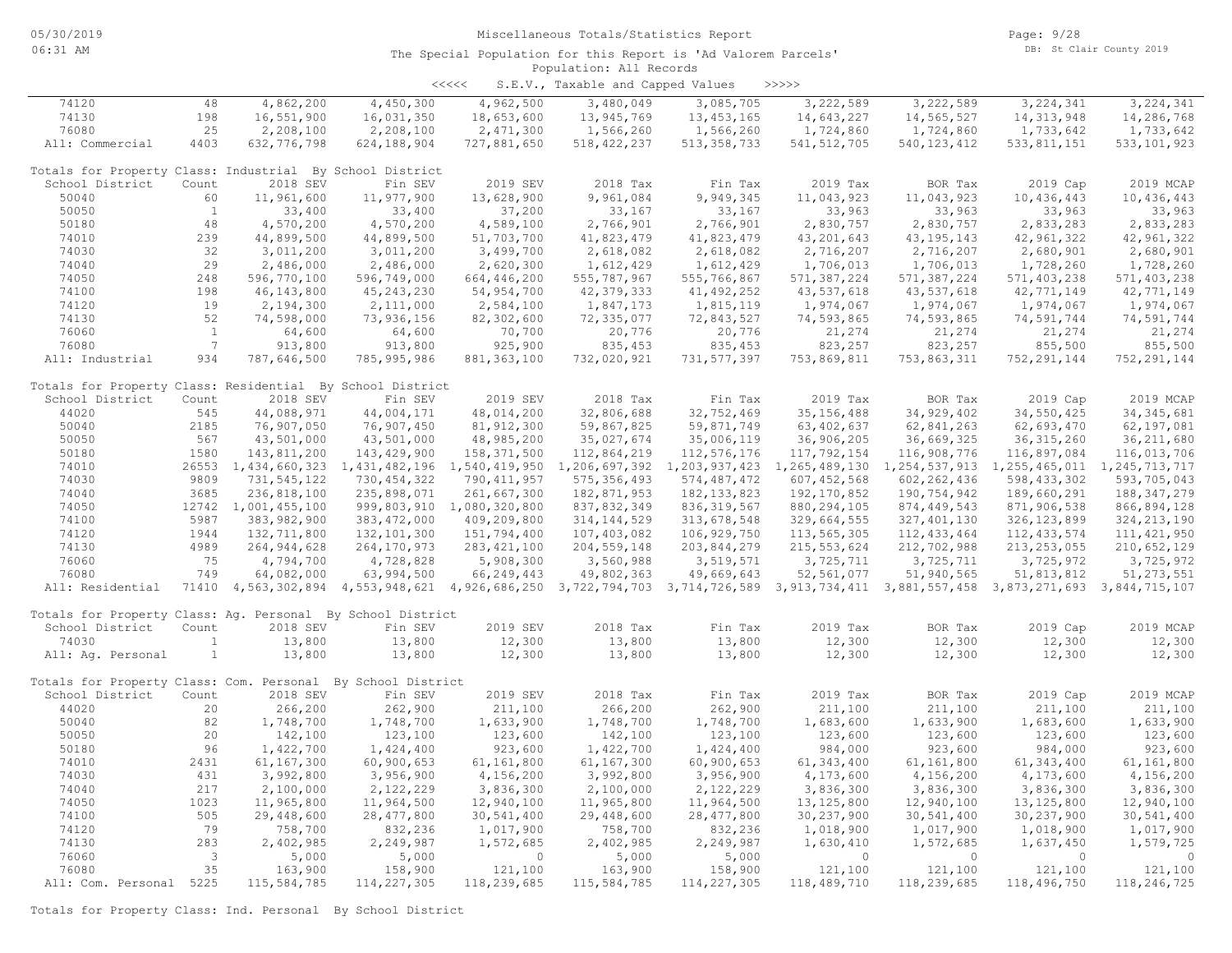Miscellaneous Totals/Statistics Report

The Special Population for this Report is 'Ad Valorem Parcels'

Population: All Records

<<<<< S.E.V., Taxable and Capped Values >>>>>

| | Count | 2018 SEV | Fin SEV | 2019 SEV | 2018 Tax | Fin Tax | 2019 Tax | BOR Tax | 2019 Cap | 2019 MCAP |
|---|---|---|---|---|---|---|---|---|---|---|
| 74120 | 48 | 4,862,200 | 4,450,300 | 4,962,500 | 3,480,049 | 3,085,705 | 3,222,589 | 3,222,589 | 3,224,341 | 3,224,341 |
| 74130 | 198 | 16,551,900 | 16,031,350 | 18,653,600 | 13,945,769 | 13,453,165 | 14,643,227 | 14,565,527 | 14,313,948 | 14,286,768 |
| 76080 | 25 | 2,208,100 | 2,208,100 | 2,471,300 | 1,566,260 | 1,566,260 | 1,724,860 | 1,724,860 | 1,733,642 | 1,733,642 |
| All: Commercial | 4403 | 632,776,798 | 624,188,904 | 727,881,650 | 518,422,237 | 513,358,733 | 541,512,705 | 540,123,412 | 533,811,151 | 533,101,923 |

Totals for Property Class: Industrial By School District

| School District | Count | 2018 SEV | Fin SEV | 2019 SEV | 2018 Tax | Fin Tax | 2019 Tax | BOR Tax | 2019 Cap | 2019 MCAP |
|---|---|---|---|---|---|---|---|---|---|---|
| 50040 | 60 | 11,961,600 | 11,977,900 | 13,628,900 | 9,961,084 | 9,949,345 | 11,043,923 | 11,043,923 | 10,436,443 | 10,436,443 |
| 50050 | 1 | 33,400 | 33,400 | 37,200 | 33,167 | 33,167 | 33,963 | 33,963 | 33,963 | 33,963 |
| 50180 | 48 | 4,570,200 | 4,570,200 | 4,589,100 | 2,766,901 | 2,766,901 | 2,830,757 | 2,830,757 | 2,833,283 | 2,833,283 |
| 74010 | 239 | 44,899,500 | 44,899,500 | 51,703,700 | 41,823,479 | 41,823,479 | 43,201,643 | 43,195,143 | 42,961,322 | 42,961,322 |
| 74030 | 32 | 3,011,200 | 3,011,200 | 3,499,700 | 2,618,082 | 2,618,082 | 2,716,207 | 2,716,207 | 2,680,901 | 2,680,901 |
| 74040 | 29 | 2,486,000 | 2,486,000 | 2,620,300 | 1,612,429 | 1,612,429 | 1,706,013 | 1,706,013 | 1,728,260 | 1,728,260 |
| 74050 | 248 | 596,770,100 | 596,749,000 | 664,446,200 | 555,787,967 | 555,766,867 | 571,387,224 | 571,387,224 | 571,403,238 | 571,403,238 |
| 74100 | 198 | 46,143,800 | 45,243,230 | 54,954,700 | 42,379,333 | 41,492,252 | 43,537,618 | 43,537,618 | 42,771,149 | 42,771,149 |
| 74120 | 19 | 2,194,300 | 2,111,000 | 2,584,100 | 1,847,173 | 1,815,119 | 1,974,067 | 1,974,067 | 1,974,067 | 1,974,067 |
| 74130 | 52 | 74,598,000 | 73,936,156 | 82,302,600 | 72,335,077 | 72,843,527 | 74,593,865 | 74,593,865 | 74,591,744 | 74,591,744 |
| 76060 | 1 | 64,600 | 64,600 | 70,700 | 20,776 | 20,776 | 21,274 | 21,274 | 21,274 | 21,274 |
| 76080 | 7 | 913,800 | 913,800 | 925,900 | 835,453 | 835,453 | 823,257 | 823,257 | 855,500 | 855,500 |
| All: Industrial | 934 | 787,646,500 | 785,995,986 | 881,363,100 | 732,020,921 | 731,577,397 | 753,869,811 | 753,863,311 | 752,291,144 | 752,291,144 |

Totals for Property Class: Residential By School District

| School District | Count | 2018 SEV | Fin SEV | 2019 SEV | 2018 Tax | Fin Tax | 2019 Tax | BOR Tax | 2019 Cap | 2019 MCAP |
|---|---|---|---|---|---|---|---|---|---|---|
| 44020 | 545 | 44,088,971 | 44,004,171 | 48,014,200 | 32,806,688 | 32,752,469 | 35,156,488 | 34,929,402 | 34,550,425 | 34,345,681 |
| 50040 | 2185 | 76,907,050 | 76,907,450 | 81,912,300 | 59,867,825 | 59,871,749 | 63,402,637 | 62,841,263 | 62,693,470 | 62,197,081 |
| 50050 | 567 | 43,501,000 | 43,501,000 | 48,985,200 | 35,027,674 | 35,006,119 | 36,906,205 | 36,669,325 | 36,315,260 | 36,211,680 |
| 50180 | 1580 | 143,811,200 | 143,429,900 | 158,371,500 | 112,864,219 | 112,576,176 | 117,792,154 | 116,908,776 | 116,897,084 | 116,013,706 |
| 74010 | 26553 | 1,434,660,323 | 1,431,482,196 | 1,540,419,950 | 1,206,697,392 | 1,203,937,423 | 1,265,489,130 | 1,254,537,913 | 1,255,465,011 | 1,245,713,717 |
| 74030 | 9809 | 731,545,122 | 730,454,322 | 790,411,957 | 575,356,493 | 574,487,472 | 607,452,568 | 602,262,436 | 598,433,302 | 593,705,043 |
| 74040 | 3685 | 236,818,100 | 235,898,071 | 261,667,300 | 182,871,953 | 182,133,823 | 192,170,852 | 190,754,942 | 189,660,291 | 188,347,279 |
| 74050 | 12742 | 1,001,455,100 | 999,803,910 | 1,080,320,800 | 837,832,349 | 836,319,567 | 880,294,105 | 874,449,543 | 871,906,538 | 866,894,128 |
| 74100 | 5987 | 383,982,900 | 383,472,000 | 409,209,800 | 314,144,529 | 313,678,548 | 329,664,555 | 327,401,130 | 326,123,899 | 324,213,190 |
| 74120 | 1944 | 132,711,800 | 132,101,300 | 151,794,400 | 107,403,082 | 106,929,750 | 113,565,305 | 112,433,464 | 112,433,574 | 111,421,950 |
| 74130 | 4989 | 264,944,628 | 264,170,973 | 283,421,100 | 204,559,148 | 203,844,279 | 215,553,624 | 212,702,988 | 213,253,055 | 210,652,129 |
| 76060 | 75 | 4,794,700 | 4,728,828 | 5,908,300 | 3,560,988 | 3,519,571 | 3,725,711 | 3,725,711 | 3,725,972 | 3,725,972 |
| 76080 | 749 | 64,082,000 | 63,994,500 | 66,249,443 | 49,802,363 | 49,669,643 | 52,561,077 | 51,940,565 | 51,813,812 | 51,273,551 |
| All: Residential | 71410 | 4,563,302,894 | 4,553,948,621 | 4,926,686,250 | 3,722,794,703 | 3,714,726,589 | 3,913,734,411 | 3,881,557,458 | 3,873,271,693 | 3,844,715,107 |

Totals for Property Class: Ag. Personal By School District

| School District | Count | 2018 SEV | Fin SEV | 2019 SEV | 2018 Tax | Fin Tax | 2019 Tax | BOR Tax | 2019 Cap | 2019 MCAP |
|---|---|---|---|---|---|---|---|---|---|---|
| 74030 | 1 | 13,800 | 13,800 | 12,300 | 13,800 | 13,800 | 12,300 | 12,300 | 12,300 | 12,300 |
| All: Ag. Personal | 1 | 13,800 | 13,800 | 12,300 | 13,800 | 13,800 | 12,300 | 12,300 | 12,300 | 12,300 |

Totals for Property Class: Com. Personal By School District

| School District | Count | 2018 SEV | Fin SEV | 2019 SEV | 2018 Tax | Fin Tax | 2019 Tax | BOR Tax | 2019 Cap | 2019 MCAP |
|---|---|---|---|---|---|---|---|---|---|---|
| 44020 | 20 | 266,200 | 262,900 | 211,100 | 266,200 | 262,900 | 211,100 | 211,100 | 211,100 | 211,100 |
| 50040 | 82 | 1,748,700 | 1,748,700 | 1,633,900 | 1,748,700 | 1,748,700 | 1,683,600 | 1,633,900 | 1,683,600 | 1,633,900 |
| 50050 | 20 | 142,100 | 123,100 | 123,600 | 142,100 | 123,100 | 123,600 | 123,600 | 123,600 | 123,600 |
| 50180 | 96 | 1,422,700 | 1,424,400 | 923,600 | 1,422,700 | 1,424,400 | 984,000 | 923,600 | 984,000 | 923,600 |
| 74010 | 2431 | 61,167,300 | 60,900,653 | 61,161,800 | 61,167,300 | 60,900,653 | 61,343,400 | 61,161,800 | 61,343,400 | 61,161,800 |
| 74030 | 431 | 3,992,800 | 3,956,900 | 4,156,200 | 3,992,800 | 3,956,900 | 4,173,600 | 4,156,200 | 4,173,600 | 4,156,200 |
| 74040 | 217 | 2,100,000 | 2,122,229 | 3,836,300 | 2,100,000 | 2,122,229 | 3,836,300 | 3,836,300 | 3,836,300 | 3,836,300 |
| 74050 | 1023 | 11,965,800 | 11,964,500 | 12,940,100 | 11,965,800 | 11,964,500 | 13,125,800 | 12,940,100 | 13,125,800 | 12,940,100 |
| 74100 | 505 | 29,448,600 | 28,477,800 | 30,541,400 | 29,448,600 | 28,477,800 | 30,237,900 | 30,541,400 | 30,237,900 | 30,541,400 |
| 74120 | 79 | 758,700 | 832,236 | 1,017,900 | 758,700 | 832,236 | 1,018,900 | 1,017,900 | 1,018,900 | 1,017,900 |
| 74130 | 283 | 2,402,985 | 2,249,987 | 1,572,685 | 2,402,985 | 2,249,987 | 1,630,410 | 1,572,685 | 1,637,450 | 1,579,725 |
| 76060 | 3 | 5,000 | 5,000 | 0 | 5,000 | 5,000 | 0 | 0 | 0 | 0 |
| 76080 | 35 | 163,900 | 158,900 | 121,100 | 163,900 | 158,900 | 121,100 | 121,100 | 121,100 | 121,100 |
| All: Com. Personal | 5225 | 115,584,785 | 114,227,305 | 118,239,685 | 115,584,785 | 114,227,305 | 118,489,710 | 118,239,685 | 118,496,750 | 118,246,725 |

Totals for Property Class: Ind. Personal By School District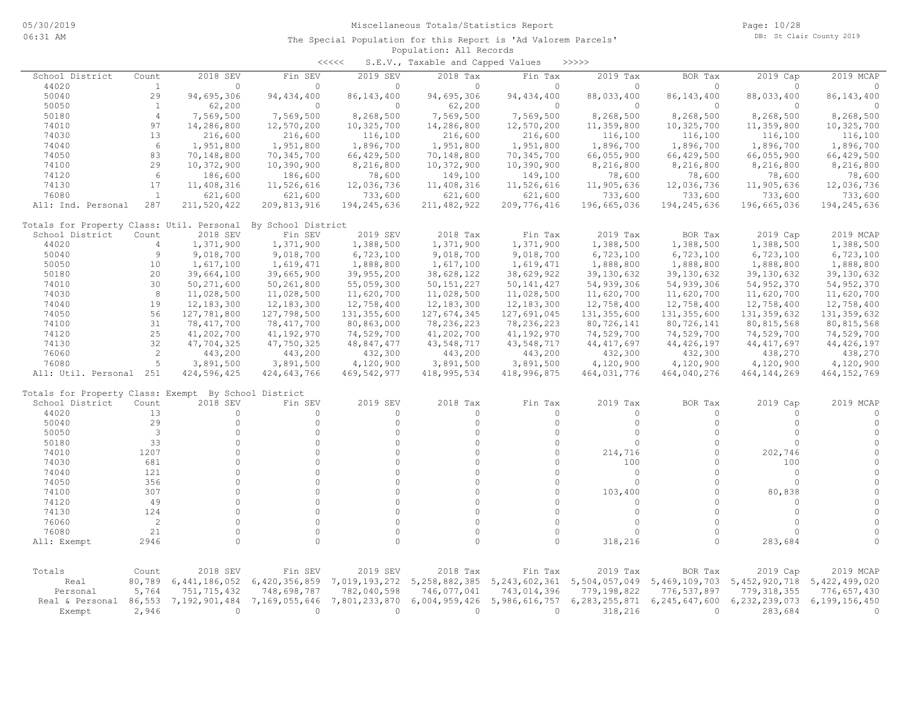# Miscellaneous Totals/Statistics Report

05/30/2019 06:31 AM

The Special Population for this Report is 'Ad Valorem Parcels'

Population: All Records

<<<<< S.E.V., Taxable and Capped Values >>>>>

| School District | Count | 2018 SEV | Fin SEV | 2019 SEV | 2018 Tax | Fin Tax | 2019 Tax | BOR Tax | 2019 Cap | 2019 MCAP |
|---|---|---|---|---|---|---|---|---|---|---|
| 44020 | 1 | 0 | 0 | 0 | 0 | 0 | 0 | 0 | 0 | 0 |
| 50040 | 29 | 94,695,306 | 94,434,400 | 86,143,400 | 94,695,306 | 94,434,400 | 88,033,400 | 86,143,400 | 88,033,400 | 86,143,400 |
| 50050 | 1 | 62,200 | 0 | 0 | 62,200 | 0 | 0 | 0 | 0 | 0 |
| 50180 | 4 | 7,569,500 | 7,569,500 | 8,268,500 | 7,569,500 | 7,569,500 | 8,268,500 | 8,268,500 | 8,268,500 | 8,268,500 |
| 74010 | 97 | 14,286,800 | 12,570,200 | 10,325,700 | 14,286,800 | 12,570,200 | 11,359,800 | 10,325,700 | 11,359,800 | 10,325,700 |
| 74030 | 13 | 216,600 | 216,600 | 116,100 | 216,600 | 216,600 | 116,100 | 116,100 | 116,100 | 116,100 |
| 74040 | 6 | 1,951,800 | 1,951,800 | 1,896,700 | 1,951,800 | 1,951,800 | 1,896,700 | 1,896,700 | 1,896,700 | 1,896,700 |
| 74050 | 83 | 70,148,800 | 70,345,700 | 66,429,500 | 70,148,800 | 70,345,700 | 66,055,900 | 66,429,500 | 66,055,900 | 66,429,500 |
| 74100 | 29 | 10,372,900 | 10,390,900 | 8,216,800 | 10,372,900 | 10,390,900 | 8,216,800 | 8,216,800 | 8,216,800 | 8,216,800 |
| 74120 | 6 | 186,600 | 186,600 | 78,600 | 149,100 | 149,100 | 78,600 | 78,600 | 78,600 | 78,600 |
| 74130 | 17 | 11,408,316 | 11,526,616 | 12,036,736 | 11,408,316 | 11,526,616 | 11,905,636 | 12,036,736 | 11,905,636 | 12,036,736 |
| 76080 | 1 | 621,600 | 621,600 | 733,600 | 621,600 | 621,600 | 733,600 | 733,600 | 733,600 | 733,600 |
| All: Ind. Personal | 287 | 211,520,422 | 209,813,916 | 194,245,636 | 211,482,922 | 209,776,416 | 196,665,036 | 194,245,636 | 196,665,036 | 194,245,636 |

Totals for Property Class: Util. Personal By School District

| School District | Count | 2018 SEV | Fin SEV | 2019 SEV | 2018 Tax | Fin Tax | 2019 Tax | BOR Tax | 2019 Cap | 2019 MCAP |
|---|---|---|---|---|---|---|---|---|---|---|
| 44020 | 4 | 1,371,900 | 1,371,900 | 1,388,500 | 1,371,900 | 1,371,900 | 1,388,500 | 1,388,500 | 1,388,500 | 1,388,500 |
| 50040 | 9 | 9,018,700 | 9,018,700 | 6,723,100 | 9,018,700 | 9,018,700 | 6,723,100 | 6,723,100 | 6,723,100 | 6,723,100 |
| 50050 | 10 | 1,617,100 | 1,619,471 | 1,888,800 | 1,617,100 | 1,619,471 | 1,888,800 | 1,888,800 | 1,888,800 | 1,888,800 |
| 50180 | 20 | 39,664,100 | 39,665,900 | 39,955,200 | 38,628,122 | 38,629,922 | 39,130,632 | 39,130,632 | 39,130,632 | 39,130,632 |
| 74010 | 30 | 50,271,600 | 50,261,800 | 55,059,300 | 50,151,227 | 50,141,427 | 54,939,306 | 54,939,306 | 54,952,370 | 54,952,370 |
| 74030 | 8 | 11,028,500 | 11,028,500 | 11,620,700 | 11,028,500 | 11,028,500 | 11,620,700 | 11,620,700 | 11,620,700 | 11,620,700 |
| 74040 | 19 | 12,183,300 | 12,183,300 | 12,758,400 | 12,183,300 | 12,183,300 | 12,758,400 | 12,758,400 | 12,758,400 | 12,758,400 |
| 74050 | 56 | 127,781,800 | 127,798,500 | 131,355,600 | 127,674,345 | 127,691,045 | 131,355,600 | 131,355,600 | 131,359,632 | 131,359,632 |
| 74100 | 31 | 78,417,700 | 78,417,700 | 80,863,000 | 78,236,223 | 78,236,223 | 80,726,141 | 80,726,141 | 80,815,568 | 80,815,568 |
| 74120 | 25 | 41,202,700 | 41,192,970 | 74,529,700 | 41,202,700 | 41,192,970 | 74,529,700 | 74,529,700 | 74,529,700 | 74,529,700 |
| 74130 | 32 | 47,704,325 | 47,750,325 | 48,847,477 | 43,548,717 | 43,548,717 | 44,417,697 | 44,426,197 | 44,417,697 | 44,426,197 |
| 76060 | 2 | 443,200 | 443,200 | 432,300 | 443,200 | 443,200 | 432,300 | 432,300 | 438,270 | 438,270 |
| 76080 | 5 | 3,891,500 | 3,891,500 | 4,120,900 | 3,891,500 | 3,891,500 | 4,120,900 | 4,120,900 | 4,120,900 | 4,120,900 |
| All: Util. Personal | 251 | 424,596,425 | 424,643,766 | 469,542,977 | 418,995,534 | 418,996,875 | 464,031,776 | 464,040,276 | 464,144,269 | 464,152,769 |

Totals for Property Class: Exempt By School District

| School District | Count | 2018 SEV | Fin SEV | 2019 SEV | 2018 Tax | Fin Tax | 2019 Tax | BOR Tax | 2019 Cap | 2019 MCAP |
|---|---|---|---|---|---|---|---|---|---|---|
| 44020 | 13 | 0 | 0 | 0 | 0 | 0 | 0 | 0 | 0 | 0 |
| 50040 | 29 | 0 | 0 | 0 | 0 | 0 | 0 | 0 | 0 | 0 |
| 50050 | 3 | 0 | 0 | 0 | 0 | 0 | 0 | 0 | 0 | 0 |
| 50180 | 33 | 0 | 0 | 0 | 0 | 0 | 0 | 0 | 0 | 0 |
| 74010 | 1207 | 0 | 0 | 0 | 0 | 0 | 214,716 | 0 | 202,746 | 0 |
| 74030 | 681 | 0 | 0 | 0 | 0 | 0 | 100 | 0 | 100 | 0 |
| 74040 | 121 | 0 | 0 | 0 | 0 | 0 | 0 | 0 | 0 | 0 |
| 74050 | 356 | 0 | 0 | 0 | 0 | 0 | 0 | 0 | 0 | 0 |
| 74100 | 307 | 0 | 0 | 0 | 0 | 0 | 103,400 | 0 | 80,838 | 0 |
| 74120 | 49 | 0 | 0 | 0 | 0 | 0 | 0 | 0 | 0 | 0 |
| 74130 | 124 | 0 | 0 | 0 | 0 | 0 | 0 | 0 | 0 | 0 |
| 76060 | 2 | 0 | 0 | 0 | 0 | 0 | 0 | 0 | 0 | 0 |
| 76080 | 21 | 0 | 0 | 0 | 0 | 0 | 0 | 0 | 0 | 0 |
| All: Exempt | 2946 | 0 | 0 | 0 | 0 | 0 | 318,216 | 0 | 283,684 | 0 |

| Totals | Count | 2018 SEV | Fin SEV | 2019 SEV | 2018 Tax | Fin Tax | 2019 Tax | BOR Tax | 2019 Cap | 2019 MCAP |
|---|---|---|---|---|---|---|---|---|---|---|
| Real | 80,789 | 6,441,186,052 | 6,420,356,859 | 7,019,193,272 | 5,258,882,385 | 5,243,602,361 | 5,504,057,049 | 5,469,109,703 | 5,452,920,718 | 5,422,499,020 |
| Personal | 5,764 | 751,715,432 | 748,698,787 | 782,040,598 | 746,077,041 | 743,014,396 | 779,198,822 | 776,537,897 | 779,318,355 | 776,657,430 |
| Real & Personal | 86,553 | 7,192,901,484 | 7,169,055,646 | 7,801,233,870 | 6,004,959,426 | 5,986,616,757 | 6,283,255,871 | 6,245,647,600 | 6,232,239,073 | 6,199,156,450 |
| Exempt | 2,946 | 0 | 0 | 0 | 0 | 0 | 318,216 | 0 | 283,684 | 0 |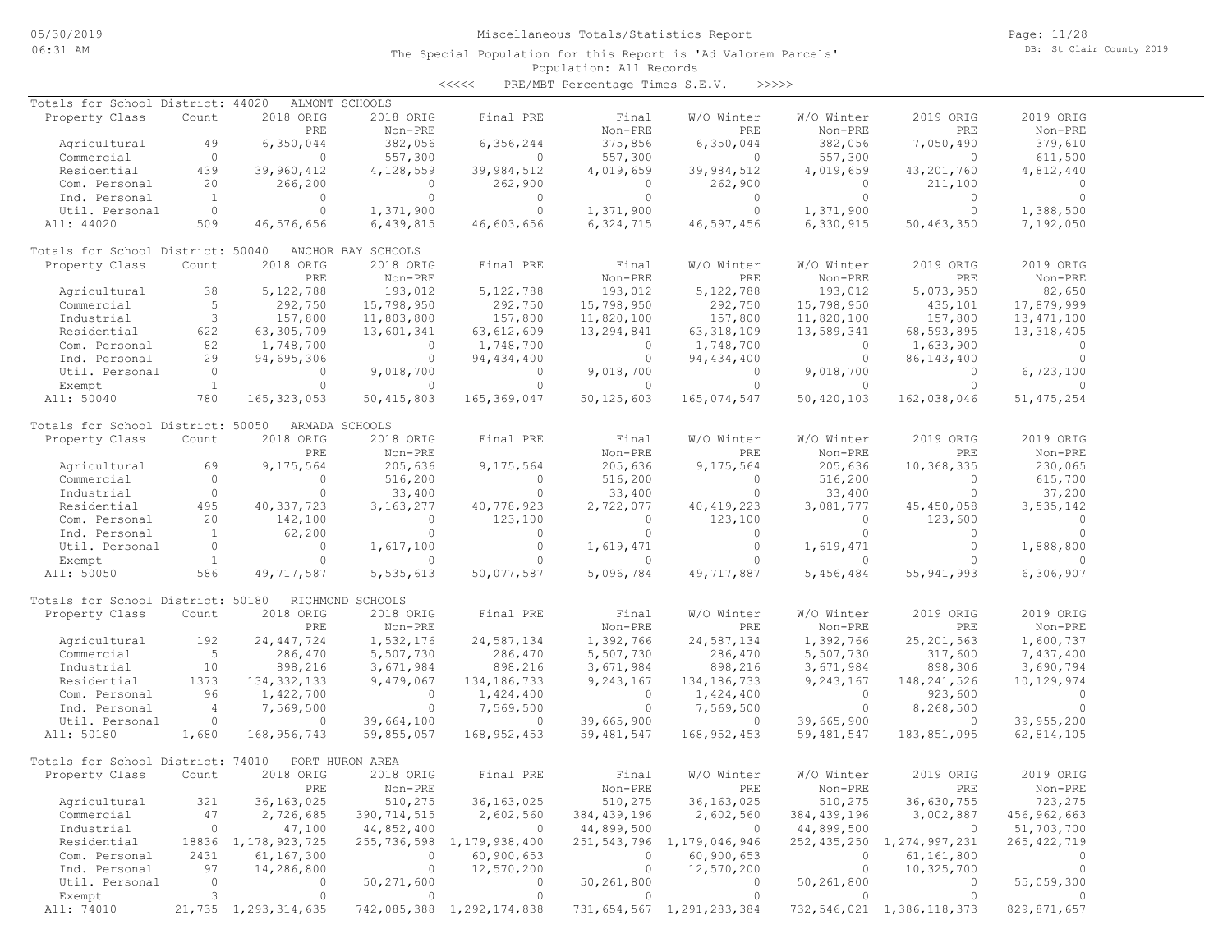Miscellaneous Totals/Statistics Report

The Special Population for this Report is 'Ad Valorem Parcels'

Population: All Records

<<<<< PRE/MBT Percentage Times S.E.V. >>>>>

**Totals for School District: 44020 ALMONT SCHOOLS**

| Property Class | Count | 2018 ORIG PRE | 2018 ORIG Non-PRE | Final PRE | Final Non-PRE | W/O Winter PRE | W/O Winter Non-PRE | 2019 ORIG PRE | 2019 ORIG Non-PRE |
|---|---|---|---|---|---|---|---|---|---|
| Agricultural | 49 | 6,350,044 | 382,056 | 6,356,244 | 375,856 | 6,350,044 | 382,056 | 7,050,490 | 379,610 |
| Commercial | 0 | 0 | 557,300 | 0 | 557,300 | 0 | 557,300 | 0 | 611,500 |
| Residential | 439 | 39,960,412 | 4,128,559 | 39,984,512 | 4,019,659 | 39,984,512 | 4,019,659 | 43,201,760 | 4,812,440 |
| Com. Personal | 20 | 266,200 | 0 | 262,900 | 0 | 262,900 | 0 | 211,100 | 0 |
| Ind. Personal | 1 | 0 | 0 | 0 | 0 | 0 | 0 | 0 | 0 |
| Util. Personal | 0 | 0 | 1,371,900 | 0 | 1,371,900 | 0 | 1,371,900 | 0 | 1,388,500 |
| All: 44020 | 509 | 46,576,656 | 6,439,815 | 46,603,656 | 6,324,715 | 46,597,456 | 6,330,915 | 50,463,350 | 7,192,050 |

**Totals for School District: 50040 ANCHOR BAY SCHOOLS**

| Property Class | Count | 2018 ORIG PRE | 2018 ORIG Non-PRE | Final PRE | Final Non-PRE | W/O Winter PRE | W/O Winter Non-PRE | 2019 ORIG PRE | 2019 ORIG Non-PRE |
|---|---|---|---|---|---|---|---|---|---|
| Agricultural | 38 | 5,122,788 | 193,012 | 5,122,788 | 193,012 | 5,122,788 | 193,012 | 5,073,950 | 82,650 |
| Commercial | 5 | 292,750 | 15,798,950 | 292,750 | 15,798,950 | 292,750 | 15,798,950 | 435,101 | 17,879,999 |
| Industrial | 3 | 157,800 | 11,803,800 | 157,800 | 11,820,100 | 157,800 | 11,820,100 | 157,800 | 13,471,100 |
| Residential | 622 | 63,305,709 | 13,601,341 | 63,612,609 | 13,294,841 | 63,318,109 | 13,589,341 | 68,593,895 | 13,318,405 |
| Com. Personal | 82 | 1,748,700 | 0 | 1,748,700 | 0 | 1,748,700 | 0 | 1,633,900 | 0 |
| Ind. Personal | 29 | 94,695,306 | 0 | 94,434,400 | 0 | 94,434,400 | 0 | 86,143,400 | 0 |
| Util. Personal | 0 | 0 | 9,018,700 | 0 | 9,018,700 | 0 | 9,018,700 | 0 | 6,723,100 |
| Exempt | 1 | 0 | 0 | 0 | 0 | 0 | 0 | 0 | 0 |
| All: 50040 | 780 | 165,323,053 | 50,415,803 | 165,369,047 | 50,125,603 | 165,074,547 | 50,420,103 | 162,038,046 | 51,475,254 |

**Totals for School District: 50050 ARMADA SCHOOLS**

| Property Class | Count | 2018 ORIG PRE | 2018 ORIG Non-PRE | Final PRE | Final Non-PRE | W/O Winter PRE | W/O Winter Non-PRE | 2019 ORIG PRE | 2019 ORIG Non-PRE |
|---|---|---|---|---|---|---|---|---|---|
| Agricultural | 69 | 9,175,564 | 205,636 | 9,175,564 | 205,636 | 9,175,564 | 205,636 | 10,368,335 | 230,065 |
| Commercial | 0 | 0 | 516,200 | 0 | 516,200 | 0 | 516,200 | 0 | 615,700 |
| Industrial | 0 | 0 | 33,400 | 0 | 33,400 | 0 | 33,400 | 0 | 37,200 |
| Residential | 495 | 40,337,723 | 3,163,277 | 40,778,923 | 2,722,077 | 40,419,223 | 3,081,777 | 45,450,058 | 3,535,142 |
| Com. Personal | 20 | 142,100 | 0 | 123,100 | 0 | 123,100 | 0 | 123,600 | 0 |
| Ind. Personal | 1 | 62,200 | 0 | 0 | 0 | 0 | 0 | 0 | 0 |
| Util. Personal | 0 | 0 | 1,617,100 | 0 | 1,619,471 | 0 | 1,619,471 | 0 | 1,888,800 |
| Exempt | 1 | 0 | 0 | 0 | 0 | 0 | 0 | 0 | 0 |
| All: 50050 | 586 | 49,717,587 | 5,535,613 | 50,077,587 | 5,096,784 | 49,717,887 | 5,456,484 | 55,941,993 | 6,306,907 |

**Totals for School District: 50180 RICHMOND SCHOOLS**

| Property Class | Count | 2018 ORIG PRE | 2018 ORIG Non-PRE | Final PRE | Final Non-PRE | W/O Winter PRE | W/O Winter Non-PRE | 2019 ORIG PRE | 2019 ORIG Non-PRE |
|---|---|---|---|---|---|---|---|---|---|
| Agricultural | 192 | 24,447,724 | 1,532,176 | 24,587,134 | 1,392,766 | 24,587,134 | 1,392,766 | 25,201,563 | 1,600,737 |
| Commercial | 5 | 286,470 | 5,507,730 | 286,470 | 5,507,730 | 286,470 | 5,507,730 | 317,600 | 7,437,400 |
| Industrial | 10 | 898,216 | 3,671,984 | 898,216 | 3,671,984 | 898,216 | 3,671,984 | 898,306 | 3,690,794 |
| Residential | 1373 | 134,332,133 | 9,479,067 | 134,186,733 | 9,243,167 | 134,186,733 | 9,243,167 | 148,241,526 | 10,129,974 |
| Com. Personal | 96 | 1,422,700 | 0 | 1,424,400 | 0 | 1,424,400 | 0 | 923,600 | 0 |
| Ind. Personal | 4 | 7,569,500 | 0 | 7,569,500 | 0 | 7,569,500 | 0 | 8,268,500 | 0 |
| Util. Personal | 0 | 0 | 39,664,100 | 0 | 39,665,900 | 0 | 39,665,900 | 0 | 39,955,200 |
| All: 50180 | 1,680 | 168,956,743 | 59,855,057 | 168,952,453 | 59,481,547 | 168,952,453 | 59,481,547 | 183,851,095 | 62,814,105 |

**Totals for School District: 74010 PORT HURON AREA**

| Property Class | Count | 2018 ORIG PRE | 2018 ORIG Non-PRE | Final PRE | Final Non-PRE | W/O Winter PRE | W/O Winter Non-PRE | 2019 ORIG PRE | 2019 ORIG Non-PRE |
|---|---|---|---|---|---|---|---|---|---|
| Agricultural | 321 | 36,163,025 | 510,275 | 36,163,025 | 510,275 | 36,163,025 | 510,275 | 36,630,755 | 723,275 |
| Commercial | 47 | 2,726,685 | 390,714,515 | 2,602,560 | 384,439,196 | 2,602,560 | 384,439,196 | 3,002,887 | 456,962,663 |
| Industrial | 0 | 47,100 | 44,852,400 | 0 | 44,899,500 | 0 | 44,899,500 | 0 | 51,703,700 |
| Residential | 18836 | 1,178,923,725 | 255,736,598 | 1,179,938,400 | 251,543,796 | 1,179,046,946 | 252,435,250 | 1,274,997,231 | 265,422,719 |
| Com. Personal | 2431 | 61,167,300 | 0 | 60,900,653 | 0 | 60,900,653 | 0 | 61,161,800 | 0 |
| Ind. Personal | 97 | 14,286,800 | 0 | 12,570,200 | 0 | 12,570,200 | 0 | 10,325,700 | 0 |
| Util. Personal | 0 | 0 | 50,271,600 | 0 | 50,261,800 | 0 | 50,261,800 | 0 | 55,059,300 |
| Exempt | 3 | 0 | 0 | 0 | 0 | 0 | 0 | 0 | 0 |
| All: 74010 | 21,735 | 1,293,314,635 | 742,085,388 | 1,292,174,838 | 731,654,567 | 1,291,283,384 | 732,546,021 | 1,386,118,373 | 829,871,657 |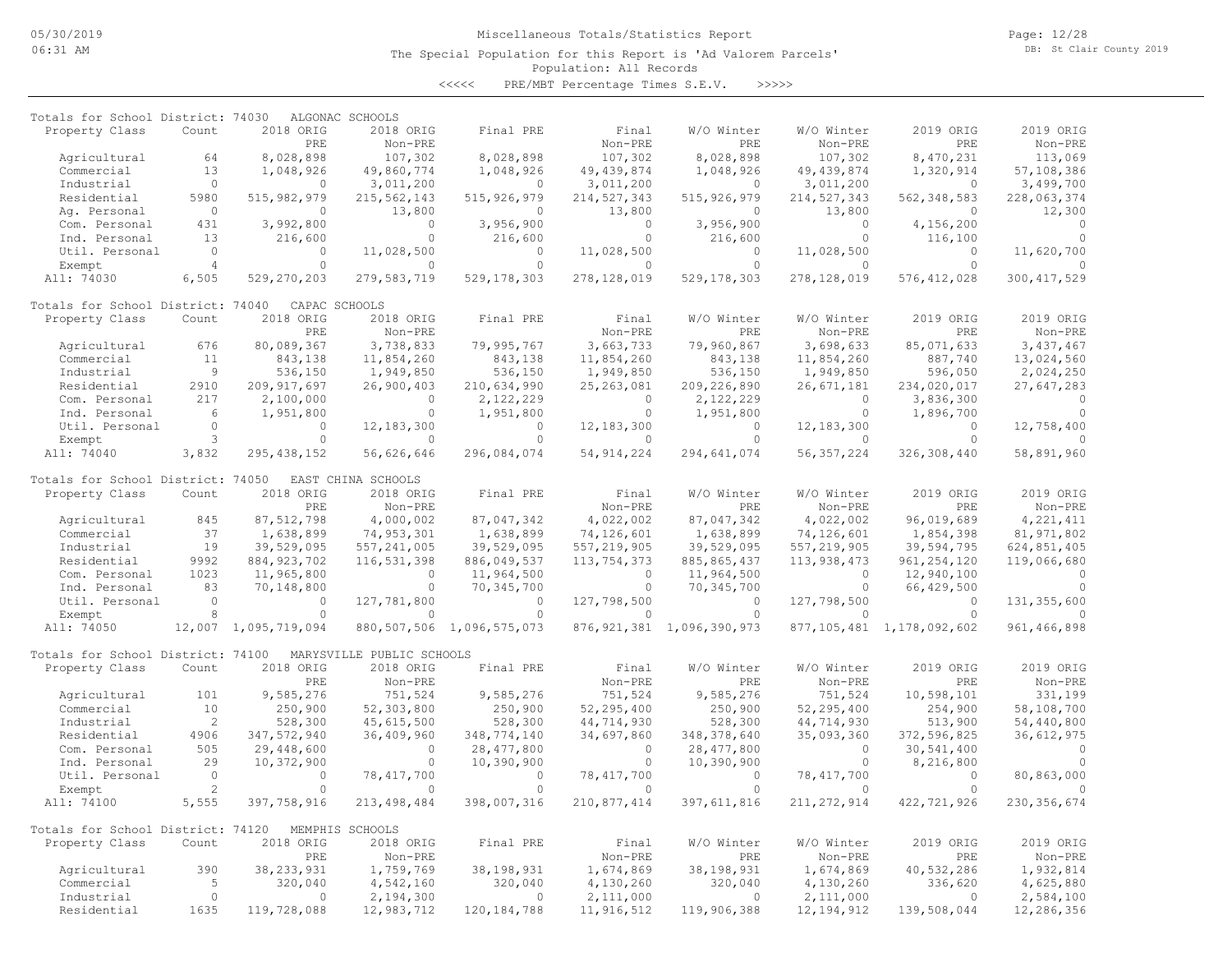Miscellaneous Totals/Statistics Report

The Special Population for this Report is 'Ad Valorem Parcels'

Population: All Records

<<<<< PRE/MBT Percentage Times S.E.V. >>>>>

Totals for School District: 74030 ALGONAC SCHOOLS

| Property Class | Count | 2018 ORIG PRE | 2018 ORIG Non-PRE | Final PRE | Final Non-PRE | W/O Winter PRE | W/O Winter Non-PRE | 2019 ORIG PRE | 2019 ORIG Non-PRE |
|---|---|---|---|---|---|---|---|---|---|
| Agricultural | 64 | 8,028,898 | 107,302 | 8,028,898 | 107,302 | 8,028,898 | 107,302 | 8,470,231 | 113,069 |
| Commercial | 13 | 1,048,926 | 49,860,774 | 1,048,926 | 49,439,874 | 1,048,926 | 49,439,874 | 1,320,914 | 57,108,386 |
| Industrial | 0 | 0 | 3,011,200 | 0 | 3,011,200 | 0 | 3,011,200 | 0 | 3,499,700 |
| Residential | 5980 | 515,982,979 | 215,562,143 | 515,926,979 | 214,527,343 | 515,926,979 | 214,527,343 | 562,348,583 | 228,063,374 |
| Ag. Personal | 0 | 0 | 13,800 | 0 | 13,800 | 0 | 13,800 | 0 | 12,300 |
| Com. Personal | 431 | 3,992,800 | 0 | 3,956,900 | 0 | 3,956,900 | 0 | 4,156,200 | 0 |
| Ind. Personal | 13 | 216,600 | 0 | 216,600 | 0 | 216,600 | 0 | 116,100 | 0 |
| Util. Personal | 0 | 0 | 11,028,500 | 0 | 11,028,500 | 0 | 11,028,500 | 0 | 11,620,700 |
| Exempt | 4 | 0 | 0 | 0 | 0 | 0 | 0 | 0 | 0 |
| All: 74030 | 6,505 | 529,270,203 | 279,583,719 | 529,178,303 | 278,128,019 | 529,178,303 | 278,128,019 | 576,412,028 | 300,417,529 |

Totals for School District: 74040 CAPAC SCHOOLS

| Property Class | Count | 2018 ORIG PRE | 2018 ORIG Non-PRE | Final PRE | Final Non-PRE | W/O Winter PRE | W/O Winter Non-PRE | 2019 ORIG PRE | 2019 ORIG Non-PRE |
|---|---|---|---|---|---|---|---|---|---|
| Agricultural | 676 | 80,089,367 | 3,738,833 | 79,995,767 | 3,663,733 | 79,960,867 | 3,698,633 | 85,071,633 | 3,437,467 |
| Commercial | 11 | 843,138 | 11,854,260 | 843,138 | 11,854,260 | 843,138 | 11,854,260 | 887,740 | 13,024,560 |
| Industrial | 9 | 536,150 | 1,949,850 | 536,150 | 1,949,850 | 536,150 | 1,949,850 | 596,050 | 2,024,250 |
| Residential | 2910 | 209,917,697 | 26,900,403 | 210,634,990 | 25,263,081 | 209,226,890 | 26,671,181 | 234,020,017 | 27,647,283 |
| Com. Personal | 217 | 2,100,000 | 0 | 2,122,229 | 0 | 2,122,229 | 0 | 3,836,300 | 0 |
| Ind. Personal | 6 | 1,951,800 | 0 | 1,951,800 | 0 | 1,951,800 | 0 | 1,896,700 | 0 |
| Util. Personal | 0 | 0 | 12,183,300 | 0 | 12,183,300 | 0 | 12,183,300 | 0 | 12,758,400 |
| Exempt | 3 | 0 | 0 | 0 | 0 | 0 | 0 | 0 | 0 |
| All: 74040 | 3,832 | 295,438,152 | 56,626,646 | 296,084,074 | 54,914,224 | 294,641,074 | 56,357,224 | 326,308,440 | 58,891,960 |

Totals for School District: 74050 EAST CHINA SCHOOLS

| Property Class | Count | 2018 ORIG PRE | 2018 ORIG Non-PRE | Final PRE | Final Non-PRE | W/O Winter PRE | W/O Winter Non-PRE | 2019 ORIG PRE | 2019 ORIG Non-PRE |
|---|---|---|---|---|---|---|---|---|---|
| Agricultural | 845 | 87,512,798 | 4,000,002 | 87,047,342 | 4,022,002 | 87,047,342 | 4,022,002 | 96,019,689 | 4,221,411 |
| Commercial | 37 | 1,638,899 | 74,953,301 | 1,638,899 | 74,126,601 | 1,638,899 | 74,126,601 | 1,854,398 | 81,971,802 |
| Industrial | 19 | 39,529,095 | 557,241,005 | 39,529,095 | 557,219,905 | 39,529,095 | 557,219,905 | 39,594,795 | 624,851,405 |
| Residential | 9992 | 884,923,702 | 116,531,398 | 886,049,537 | 113,754,373 | 885,865,437 | 113,938,473 | 961,254,120 | 119,066,680 |
| Com. Personal | 1023 | 11,965,800 | 0 | 11,964,500 | 0 | 11,964,500 | 0 | 12,940,100 | 0 |
| Ind. Personal | 83 | 70,148,800 | 0 | 70,345,700 | 0 | 70,345,700 | 0 | 66,429,500 | 0 |
| Util. Personal | 0 | 0 | 127,781,800 | 0 | 127,798,500 | 0 | 127,798,500 | 0 | 131,355,600 |
| Exempt | 8 | 0 | 0 | 0 | 0 | 0 | 0 | 0 | 0 |
| All: 74050 | 12,007 | 1,095,719,094 | 880,507,506 | 1,096,575,073 | 876,921,381 | 1,096,390,973 | 877,105,481 | 1,178,092,602 | 961,466,898 |

Totals for School District: 74100 MARYSVILLE PUBLIC SCHOOLS

| Property Class | Count | 2018 ORIG PRE | 2018 ORIG Non-PRE | Final PRE | Final Non-PRE | W/O Winter PRE | W/O Winter Non-PRE | 2019 ORIG PRE | 2019 ORIG Non-PRE |
|---|---|---|---|---|---|---|---|---|---|
| Agricultural | 101 | 9,585,276 | 751,524 | 9,585,276 | 751,524 | 9,585,276 | 751,524 | 10,598,101 | 331,199 |
| Commercial | 10 | 250,900 | 52,303,800 | 250,900 | 52,295,400 | 250,900 | 52,295,400 | 254,900 | 58,108,700 |
| Industrial | 2 | 528,300 | 45,615,500 | 528,300 | 44,714,930 | 528,300 | 44,714,930 | 513,900 | 54,440,800 |
| Residential | 4906 | 347,572,940 | 36,409,960 | 348,774,140 | 34,697,860 | 348,378,640 | 35,093,360 | 372,596,825 | 36,612,975 |
| Com. Personal | 505 | 29,448,600 | 0 | 28,477,800 | 0 | 28,477,800 | 0 | 30,541,400 | 0 |
| Ind. Personal | 29 | 10,372,900 | 0 | 10,390,900 | 0 | 10,390,900 | 0 | 8,216,800 | 0 |
| Util. Personal | 0 | 0 | 78,417,700 | 0 | 78,417,700 | 0 | 78,417,700 | 0 | 80,863,000 |
| Exempt | 2 | 0 | 0 | 0 | 0 | 0 | 0 | 0 | 0 |
| All: 74100 | 5,555 | 397,758,916 | 213,498,484 | 398,007,316 | 210,877,414 | 397,611,816 | 211,272,914 | 422,721,926 | 230,356,674 |

Totals for School District: 74120 MEMPHIS SCHOOLS

| Property Class | Count | 2018 ORIG PRE | 2018 ORIG Non-PRE | Final PRE | Final Non-PRE | W/O Winter PRE | W/O Winter Non-PRE | 2019 ORIG PRE | 2019 ORIG Non-PRE |
|---|---|---|---|---|---|---|---|---|---|
| Agricultural | 390 | 38,233,931 | 1,759,769 | 38,198,931 | 1,674,869 | 38,198,931 | 1,674,869 | 40,532,286 | 1,932,814 |
| Commercial | 5 | 320,040 | 4,542,160 | 320,040 | 4,130,260 | 320,040 | 4,130,260 | 336,620 | 4,625,880 |
| Industrial | 0 | 0 | 2,194,300 | 0 | 2,111,000 | 0 | 2,111,000 | 0 | 2,584,100 |
| Residential | 1635 | 119,728,088 | 12,983,712 | 120,184,788 | 11,916,512 | 119,906,388 | 12,194,912 | 139,508,044 | 12,286,356 |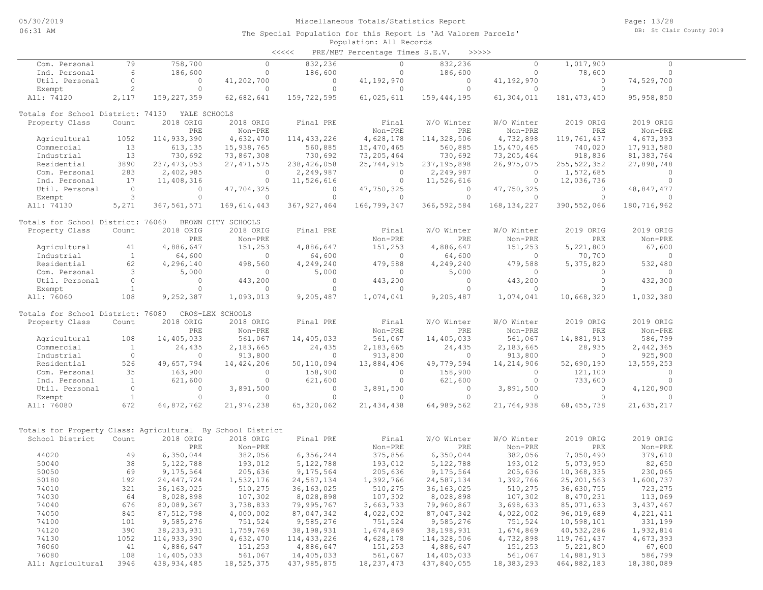Miscellaneous Totals/Statistics Report

The Special Population for this Report is 'Ad Valorem Parcels'

Population: All Records

<<<<< PRE/MBT Percentage Times S.E.V. >>>>>

| | | | | | | | | | |
|---|---|---|---|---|---|---|---|---|---|
| Com. Personal | 79 | 758,700 | 0 | 832,236 | 0 | 832,236 | 0 | 1,017,900 | 0 |
| Ind. Personal | 6 | 186,600 | 0 | 186,600 | 0 | 186,600 | 0 | 78,600 | 0 |
| Util. Personal | 0 | 0 | 41,202,700 | 0 | 41,192,970 | 0 | 41,192,970 | 0 | 74,529,700 |
| Exempt | 2 | 0 | 0 | 0 | 0 | 0 | 0 | 0 | 0 |
| All: 74120 | 2,117 | 159,227,359 | 62,682,641 | 159,722,595 | 61,025,611 | 159,444,195 | 61,304,011 | 181,473,450 | 95,958,850 |

Totals for School District: 74130 YALE SCHOOLS

| Property Class | Count | 2018 ORIG PRE | 2018 ORIG Non-PRE | Final PRE | Final Non-PRE | W/O Winter PRE | W/O Winter Non-PRE | 2019 ORIG PRE | 2019 ORIG Non-PRE |
|---|---|---|---|---|---|---|---|---|---|
| Agricultural | 1052 | 114,933,390 | 4,632,470 | 114,433,226 | 4,628,178 | 114,328,506 | 4,732,898 | 119,761,437 | 4,673,393 |
| Commercial | 13 | 613,135 | 15,938,765 | 560,885 | 15,470,465 | 560,885 | 15,470,465 | 740,020 | 17,913,580 |
| Industrial | 13 | 730,692 | 73,867,308 | 730,692 | 73,205,464 | 730,692 | 73,205,464 | 918,836 | 81,383,764 |
| Residential | 3890 | 237,473,053 | 27,471,575 | 238,426,058 | 25,744,915 | 237,195,898 | 26,975,075 | 255,522,352 | 27,898,748 |
| Com. Personal | 283 | 2,402,985 | 0 | 2,249,987 | 0 | 2,249,987 | 0 | 1,572,685 | 0 |
| Ind. Personal | 17 | 11,408,316 | 0 | 11,526,616 | 0 | 11,526,616 | 0 | 12,036,736 | 0 |
| Util. Personal | 0 | 0 | 47,704,325 | 0 | 47,750,325 | 0 | 47,750,325 | 0 | 48,847,477 |
| Exempt | 3 | 0 | 0 | 0 | 0 | 0 | 0 | 0 | 0 |
| All: 74130 | 5,271 | 367,561,571 | 169,614,443 | 367,927,464 | 166,799,347 | 366,592,584 | 168,134,227 | 390,552,066 | 180,716,962 |

Totals for School District: 76060 BROWN CITY SCHOOLS

| Property Class | Count | 2018 ORIG PRE | 2018 ORIG Non-PRE | Final PRE | Final Non-PRE | W/O Winter PRE | W/O Winter Non-PRE | 2019 ORIG PRE | 2019 ORIG Non-PRE |
|---|---|---|---|---|---|---|---|---|---|
| Agricultural | 41 | 4,886,647 | 151,253 | 4,886,647 | 151,253 | 4,886,647 | 151,253 | 5,221,800 | 67,600 |
| Industrial | 1 | 64,600 | 0 | 64,600 | 0 | 64,600 | 0 | 70,700 | 0 |
| Residential | 62 | 4,296,140 | 498,560 | 4,249,240 | 479,588 | 4,249,240 | 479,588 | 5,375,820 | 532,480 |
| Com. Personal | 3 | 5,000 | 0 | 5,000 | 0 | 5,000 | 0 | 0 | 0 |
| Util. Personal | 0 | 0 | 443,200 | 0 | 443,200 | 0 | 443,200 | 0 | 432,300 |
| Exempt | 1 | 0 | 0 | 0 | 0 | 0 | 0 | 0 | 0 |
| All: 76060 | 108 | 9,252,387 | 1,093,013 | 9,205,487 | 1,074,041 | 9,205,487 | 1,074,041 | 10,668,320 | 1,032,380 |

Totals for School District: 76080 CROS-LEX SCHOOLS

| Property Class | Count | 2018 ORIG PRE | 2018 ORIG Non-PRE | Final PRE | Final Non-PRE | W/O Winter PRE | W/O Winter Non-PRE | 2019 ORIG PRE | 2019 ORIG Non-PRE |
|---|---|---|---|---|---|---|---|---|---|
| Agricultural | 108 | 14,405,033 | 561,067 | 14,405,033 | 561,067 | 14,405,033 | 561,067 | 14,881,913 | 586,799 |
| Commercial | 1 | 24,435 | 2,183,665 | 24,435 | 2,183,665 | 24,435 | 2,183,665 | 28,935 | 2,442,365 |
| Industrial | 0 | 0 | 913,800 | 0 | 913,800 | 0 | 913,800 | 0 | 925,900 |
| Residential | 526 | 49,657,794 | 14,424,206 | 50,110,094 | 13,884,406 | 49,779,594 | 14,214,906 | 52,690,190 | 13,559,253 |
| Com. Personal | 35 | 163,900 | 0 | 158,900 | 0 | 158,900 | 0 | 121,100 | 0 |
| Ind. Personal | 1 | 621,600 | 0 | 621,600 | 0 | 621,600 | 0 | 733,600 | 0 |
| Util. Personal | 0 | 0 | 3,891,500 | 0 | 3,891,500 | 0 | 3,891,500 | 0 | 4,120,900 |
| Exempt | 1 | 0 | 0 | 0 | 0 | 0 | 0 | 0 | 0 |
| All: 76080 | 672 | 64,872,762 | 21,974,238 | 65,320,062 | 21,434,438 | 64,989,562 | 21,764,938 | 68,455,738 | 21,635,217 |

Totals for Property Class: Agricultural By School District

| School District | Count | 2018 ORIG PRE | 2018 ORIG Non-PRE | Final PRE | Final Non-PRE | W/O Winter PRE | W/O Winter Non-PRE | 2019 ORIG PRE | 2019 ORIG Non-PRE |
|---|---|---|---|---|---|---|---|---|---|
| 44020 | 49 | 6,350,044 | 382,056 | 6,356,244 | 375,856 | 6,350,044 | 382,056 | 7,050,490 | 379,610 |
| 50040 | 38 | 5,122,788 | 193,012 | 5,122,788 | 193,012 | 5,122,788 | 193,012 | 5,073,950 | 82,650 |
| 50050 | 69 | 9,175,564 | 205,636 | 9,175,564 | 205,636 | 9,175,564 | 205,636 | 10,368,335 | 230,065 |
| 50180 | 192 | 24,447,724 | 1,532,176 | 24,587,134 | 1,392,766 | 24,587,134 | 1,392,766 | 25,201,563 | 1,600,737 |
| 74010 | 321 | 36,163,025 | 510,275 | 36,163,025 | 510,275 | 36,163,025 | 510,275 | 36,630,755 | 723,275 |
| 74030 | 64 | 8,028,898 | 107,302 | 8,028,898 | 107,302 | 8,028,898 | 107,302 | 8,470,231 | 113,069 |
| 74040 | 676 | 80,089,367 | 3,738,833 | 79,995,767 | 3,663,733 | 79,960,867 | 3,698,633 | 85,071,633 | 3,437,467 |
| 74050 | 845 | 87,512,798 | 4,000,002 | 87,047,342 | 4,022,002 | 87,047,342 | 4,022,002 | 96,019,689 | 4,221,411 |
| 74100 | 101 | 9,585,276 | 751,524 | 9,585,276 | 751,524 | 9,585,276 | 751,524 | 10,598,101 | 331,199 |
| 74120 | 390 | 38,233,931 | 1,759,769 | 38,198,931 | 1,674,869 | 38,198,931 | 1,674,869 | 40,532,286 | 1,932,814 |
| 74130 | 1052 | 114,933,390 | 4,632,470 | 114,433,226 | 4,628,178 | 114,328,506 | 4,732,898 | 119,761,437 | 4,673,393 |
| 76060 | 41 | 4,886,647 | 151,253 | 4,886,647 | 151,253 | 4,886,647 | 151,253 | 5,221,800 | 67,600 |
| 76080 | 108 | 14,405,033 | 561,067 | 14,405,033 | 561,067 | 14,405,033 | 561,067 | 14,881,913 | 586,799 |
| All: Agricultural | 3946 | 438,934,485 | 18,525,375 | 437,985,875 | 18,237,473 | 437,840,055 | 18,383,293 | 464,882,183 | 18,380,089 |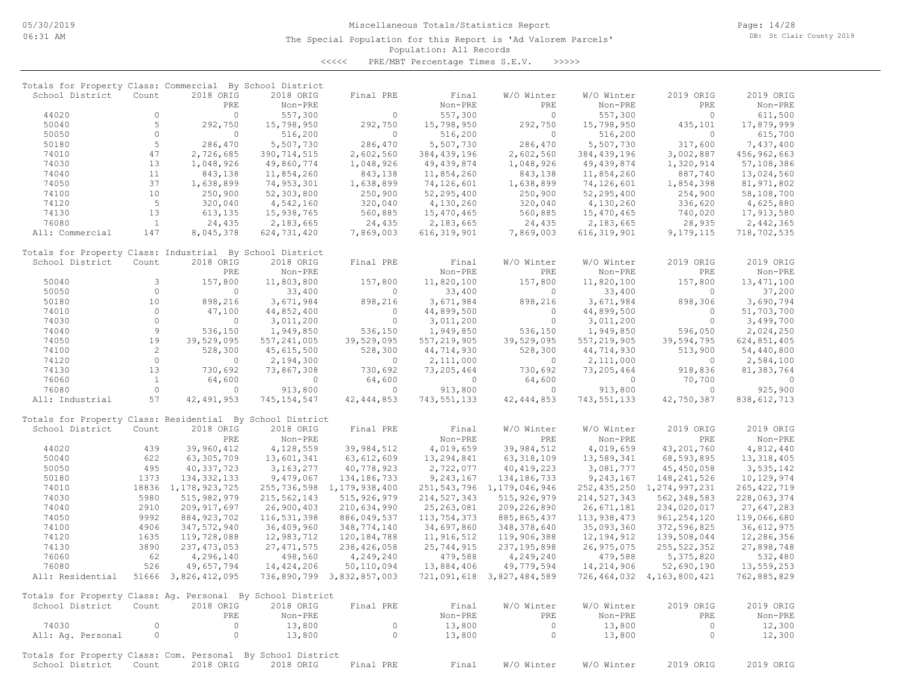Miscellaneous Totals/Statistics Report

The Special Population for this Report is 'Ad Valorem Parcels'

Population: All Records

<<<<< PRE/MBT Percentage Times S.E.V. >>>>>

### Totals for Property Class: Commercial By School District

| School District | Count | 2018 ORIG PRE | 2018 ORIG Non-PRE | Final PRE | Final Non-PRE | W/O Winter PRE | W/O Winter Non-PRE | 2019 ORIG PRE | 2019 ORIG Non-PRE |
|---|---|---|---|---|---|---|---|---|---|
| 44020 | 0 | 0 | 557,300 | 0 | 557,300 | 0 | 557,300 | 0 | 611,500 |
| 50040 | 5 | 292,750 | 15,798,950 | 292,750 | 15,798,950 | 292,750 | 15,798,950 | 435,101 | 17,879,999 |
| 50050 | 0 | 0 | 516,200 | 0 | 516,200 | 0 | 516,200 | 0 | 615,700 |
| 50180 | 5 | 286,470 | 5,507,730 | 286,470 | 5,507,730 | 286,470 | 5,507,730 | 317,600 | 7,437,400 |
| 74010 | 47 | 2,726,685 | 390,714,515 | 2,602,560 | 384,439,196 | 2,602,560 | 384,439,196 | 3,002,887 | 456,962,663 |
| 74030 | 13 | 1,048,926 | 49,860,774 | 1,048,926 | 49,439,874 | 1,048,926 | 49,439,874 | 1,320,914 | 57,108,386 |
| 74040 | 11 | 843,138 | 11,854,260 | 843,138 | 11,854,260 | 843,138 | 11,854,260 | 887,740 | 13,024,560 |
| 74050 | 37 | 1,638,899 | 74,953,301 | 1,638,899 | 74,126,601 | 1,638,899 | 74,126,601 | 1,854,398 | 81,971,802 |
| 74100 | 10 | 250,900 | 52,303,800 | 250,900 | 52,295,400 | 250,900 | 52,295,400 | 254,900 | 58,108,700 |
| 74120 | 5 | 320,040 | 4,542,160 | 320,040 | 4,130,260 | 320,040 | 4,130,260 | 336,620 | 4,625,880 |
| 74130 | 13 | 613,135 | 15,938,765 | 560,885 | 15,470,465 | 560,885 | 15,470,465 | 740,020 | 17,913,580 |
| 76080 | 1 | 24,435 | 2,183,665 | 24,435 | 2,183,665 | 24,435 | 2,183,665 | 28,935 | 2,442,365 |
| All: Commercial | 147 | 8,045,378 | 624,731,420 | 7,869,003 | 616,319,901 | 7,869,003 | 616,319,901 | 9,179,115 | 718,702,535 |

### Totals for Property Class: Industrial By School District

| School District | Count | 2018 ORIG PRE | 2018 ORIG Non-PRE | Final PRE | Final Non-PRE | W/O Winter PRE | W/O Winter Non-PRE | 2019 ORIG PRE | 2019 ORIG Non-PRE |
|---|---|---|---|---|---|---|---|---|---|
| 50040 | 3 | 157,800 | 11,803,800 | 157,800 | 11,820,100 | 157,800 | 11,820,100 | 157,800 | 13,471,100 |
| 50050 | 0 | 0 | 33,400 | 0 | 33,400 | 0 | 33,400 | 0 | 37,200 |
| 50180 | 10 | 898,216 | 3,671,984 | 898,216 | 3,671,984 | 898,216 | 3,671,984 | 898,306 | 3,690,794 |
| 74010 | 0 | 47,100 | 44,852,400 | 0 | 44,899,500 | 0 | 44,899,500 | 0 | 51,703,700 |
| 74030 | 0 | 0 | 3,011,200 | 0 | 3,011,200 | 0 | 3,011,200 | 0 | 3,499,700 |
| 74040 | 9 | 536,150 | 1,949,850 | 536,150 | 1,949,850 | 536,150 | 1,949,850 | 596,050 | 2,024,250 |
| 74050 | 19 | 39,529,095 | 557,241,005 | 39,529,095 | 557,219,905 | 39,529,095 | 557,219,905 | 39,594,795 | 624,851,405 |
| 74100 | 2 | 528,300 | 45,615,500 | 528,300 | 44,714,930 | 528,300 | 44,714,930 | 513,900 | 54,440,800 |
| 74120 | 0 | 0 | 2,194,300 | 0 | 2,111,000 | 0 | 2,111,000 | 0 | 2,584,100 |
| 74130 | 13 | 730,692 | 73,867,308 | 730,692 | 73,205,464 | 730,692 | 73,205,464 | 918,836 | 81,383,764 |
| 76060 | 1 | 64,600 | 0 | 64,600 | 0 | 64,600 | 0 | 70,700 | 0 |
| 76080 | 0 | 0 | 913,800 | 0 | 913,800 | 0 | 913,800 | 0 | 925,900 |
| All: Industrial | 57 | 42,491,953 | 745,154,547 | 42,444,853 | 743,551,133 | 42,444,853 | 743,551,133 | 42,750,387 | 838,612,713 |

### Totals for Property Class: Residential By School District

| School District | Count | 2018 ORIG PRE | 2018 ORIG Non-PRE | Final PRE | Final Non-PRE | W/O Winter PRE | W/O Winter Non-PRE | 2019 ORIG PRE | 2019 ORIG Non-PRE |
|---|---|---|---|---|---|---|---|---|---|
| 44020 | 439 | 39,960,412 | 4,128,559 | 39,984,512 | 4,019,659 | 39,984,512 | 4,019,659 | 43,201,760 | 4,812,440 |
| 50040 | 622 | 63,305,709 | 13,601,341 | 63,612,609 | 13,294,841 | 63,318,109 | 13,589,341 | 68,593,895 | 13,318,405 |
| 50050 | 495 | 40,337,723 | 3,163,277 | 40,778,923 | 2,722,077 | 40,419,223 | 3,081,777 | 45,450,058 | 3,535,142 |
| 50180 | 1373 | 134,332,133 | 9,479,067 | 134,186,733 | 9,243,167 | 134,186,733 | 9,243,167 | 148,241,526 | 10,129,974 |
| 74010 | 18836 | 1,178,923,725 | 255,736,598 | 1,179,938,400 | 251,543,796 | 1,179,046,946 | 252,435,250 | 1,274,997,231 | 265,422,719 |
| 74030 | 5980 | 515,982,979 | 215,562,143 | 515,926,979 | 214,527,343 | 515,926,979 | 214,527,343 | 562,348,583 | 228,063,374 |
| 74040 | 2910 | 209,917,697 | 26,900,403 | 210,634,990 | 25,263,081 | 209,226,890 | 26,671,181 | 234,020,017 | 27,647,283 |
| 74050 | 9992 | 884,923,702 | 116,531,398 | 886,049,537 | 113,754,373 | 885,865,437 | 113,938,473 | 961,254,120 | 119,066,680 |
| 74100 | 4906 | 347,572,940 | 36,409,960 | 348,774,140 | 34,697,860 | 348,378,640 | 35,093,360 | 372,596,825 | 36,612,975 |
| 74120 | 1635 | 119,728,088 | 12,983,712 | 120,184,788 | 11,916,512 | 119,906,388 | 12,194,912 | 139,508,044 | 12,286,356 |
| 74130 | 3890 | 237,473,053 | 27,471,575 | 238,426,058 | 25,744,915 | 237,195,898 | 26,975,075 | 255,522,352 | 27,898,748 |
| 76060 | 62 | 4,296,140 | 498,560 | 4,249,240 | 479,588 | 4,249,240 | 479,588 | 5,375,820 | 532,480 |
| 76080 | 526 | 49,657,794 | 14,424,206 | 50,110,094 | 13,884,406 | 49,779,594 | 14,214,906 | 52,690,190 | 13,559,253 |
| All: Residential | 51666 | 3,826,412,095 | 736,890,799 | 3,832,857,003 | 721,091,618 | 3,827,484,589 | 726,464,032 | 4,163,800,421 | 762,885,829 |

### Totals for Property Class: Ag. Personal By School District

| School District | Count | 2018 ORIG PRE | 2018 ORIG Non-PRE | Final PRE | Final Non-PRE | W/O Winter PRE | W/O Winter Non-PRE | 2019 ORIG PRE | 2019 ORIG Non-PRE |
|---|---|---|---|---|---|---|---|---|---|
| 74030 | 0 | 0 | 13,800 | 0 | 13,800 | 0 | 13,800 | 0 | 12,300 |
| All: Ag. Personal | 0 | 0 | 13,800 | 0 | 13,800 | 0 | 13,800 | 0 | 12,300 |

### Totals for Property Class: Com. Personal By School District

| School District | Count | 2018 ORIG | 2018 ORIG | Final PRE | Final | W/O Winter | W/O Winter | 2019 ORIG | 2019 ORIG |
|---|---|---|---|---|---|---|---|---|---|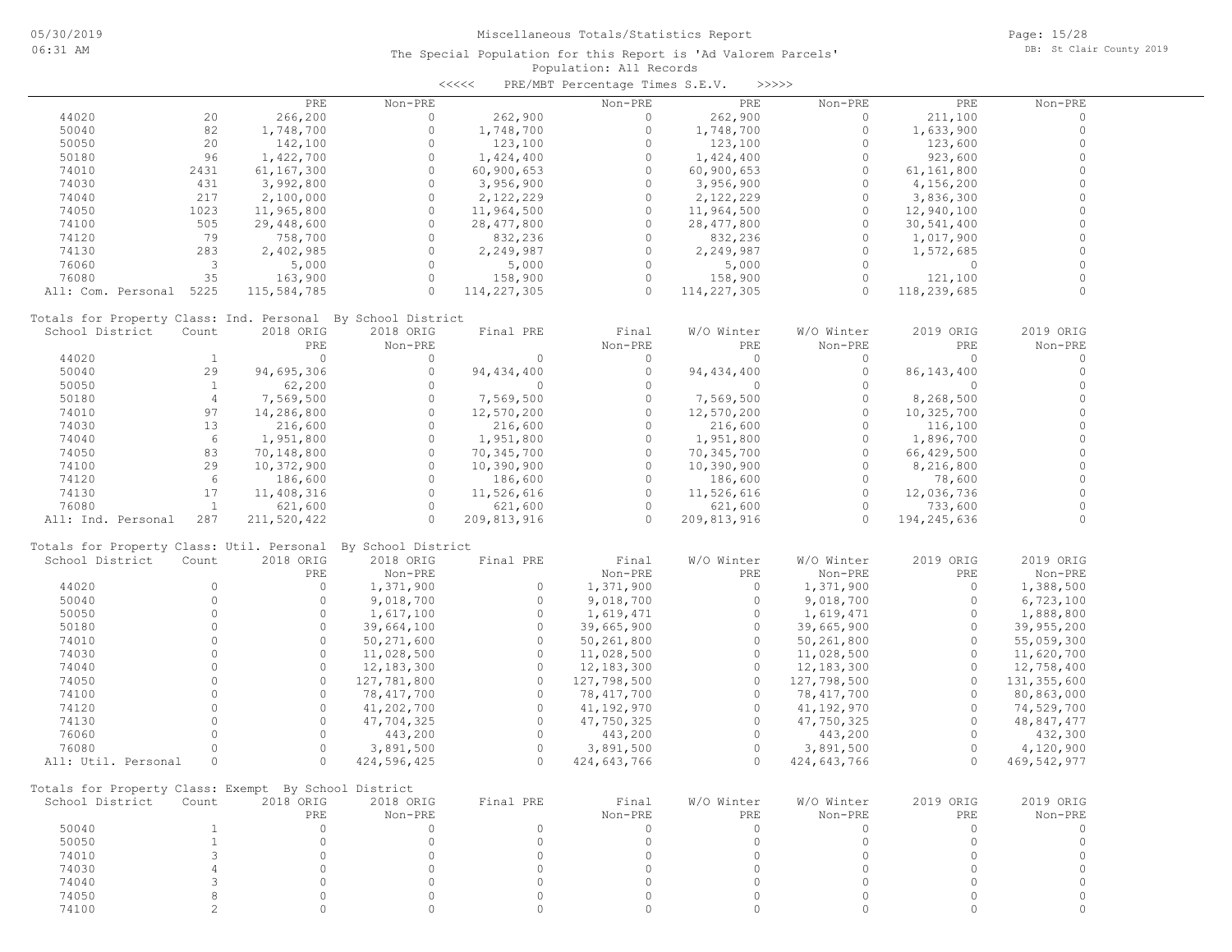Miscellaneous Totals/Statistics Report

The Special Population for this Report is 'Ad Valorem Parcels'

Population: All Records

<<<<< PRE/MBT Percentage Times S.E.V. >>>>>

| | | PRE | Non-PRE | | Non-PRE | PRE | Non-PRE | PRE | Non-PRE |
|---|---|---|---|---|---|---|---|---|---|
| 44020 | 20 | 266,200 | 0 | 262,900 | 0 | 262,900 | 0 | 211,100 | 0 |
| 50040 | 82 | 1,748,700 | 0 | 1,748,700 | 0 | 1,748,700 | 0 | 1,633,900 | 0 |
| 50050 | 20 | 142,100 | 0 | 123,100 | 0 | 123,100 | 0 | 123,600 | 0 |
| 50180 | 96 | 1,422,700 | 0 | 1,424,400 | 0 | 1,424,400 | 0 | 923,600 | 0 |
| 74010 | 2431 | 61,167,300 | 0 | 60,900,653 | 0 | 60,900,653 | 0 | 61,161,800 | 0 |
| 74030 | 431 | 3,992,800 | 0 | 3,956,900 | 0 | 3,956,900 | 0 | 4,156,200 | 0 |
| 74040 | 217 | 2,100,000 | 0 | 2,122,229 | 0 | 2,122,229 | 0 | 3,836,300 | 0 |
| 74050 | 1023 | 11,965,800 | 0 | 11,964,500 | 0 | 11,964,500 | 0 | 12,940,100 | 0 |
| 74100 | 505 | 29,448,600 | 0 | 28,477,800 | 0 | 28,477,800 | 0 | 30,541,400 | 0 |
| 74120 | 79 | 758,700 | 0 | 832,236 | 0 | 832,236 | 0 | 1,017,900 | 0 |
| 74130 | 283 | 2,402,985 | 0 | 2,249,987 | 0 | 2,249,987 | 0 | 1,572,685 | 0 |
| 76060 | 3 | 5,000 | 0 | 5,000 | 0 | 5,000 | 0 | 0 | 0 |
| 76080 | 35 | 163,900 | 0 | 158,900 | 0 | 158,900 | 0 | 121,100 | 0 |
| All: Com. Personal | 5225 | 115,584,785 | 0 | 114,227,305 | 0 | 114,227,305 | 0 | 118,239,685 | 0 |

Totals for Property Class: Ind. Personal By School District

| School District | Count | 2018 ORIG PRE | 2018 ORIG Non-PRE | Final PRE | Final Non-PRE | W/O Winter PRE | W/O Winter Non-PRE | 2019 ORIG PRE | 2019 ORIG Non-PRE |
|---|---|---|---|---|---|---|---|---|---|
| 44020 | 1 | 0 | 0 | 0 | 0 | 0 | 0 | 0 | 0 |
| 50040 | 29 | 94,695,306 | 0 | 94,434,400 | 0 | 94,434,400 | 0 | 86,143,400 | 0 |
| 50050 | 1 | 62,200 | 0 | 0 | 0 | 0 | 0 | 0 | 0 |
| 50180 | 4 | 7,569,500 | 0 | 7,569,500 | 0 | 7,569,500 | 0 | 8,268,500 | 0 |
| 74010 | 97 | 14,286,800 | 0 | 12,570,200 | 0 | 12,570,200 | 0 | 10,325,700 | 0 |
| 74030 | 13 | 216,600 | 0 | 216,600 | 0 | 216,600 | 0 | 116,100 | 0 |
| 74040 | 6 | 1,951,800 | 0 | 1,951,800 | 0 | 1,951,800 | 0 | 1,896,700 | 0 |
| 74050 | 83 | 70,148,800 | 0 | 70,345,700 | 0 | 70,345,700 | 0 | 66,429,500 | 0 |
| 74100 | 29 | 10,372,900 | 0 | 10,390,900 | 0 | 10,390,900 | 0 | 8,216,800 | 0 |
| 74120 | 6 | 186,600 | 0 | 186,600 | 0 | 186,600 | 0 | 78,600 | 0 |
| 74130 | 17 | 11,408,316 | 0 | 11,526,616 | 0 | 11,526,616 | 0 | 12,036,736 | 0 |
| 76080 | 1 | 621,600 | 0 | 621,600 | 0 | 621,600 | 0 | 733,600 | 0 |
| All: Ind. Personal | 287 | 211,520,422 | 0 | 209,813,916 | 0 | 209,813,916 | 0 | 194,245,636 | 0 |

Totals for Property Class: Util. Personal By School District

| School District | Count | 2018 ORIG PRE | 2018 ORIG Non-PRE | Final PRE | Final Non-PRE | W/O Winter PRE | W/O Winter Non-PRE | 2019 ORIG PRE | 2019 ORIG Non-PRE |
|---|---|---|---|---|---|---|---|---|---|
| 44020 | 0 | 0 | 1,371,900 | 0 | 1,371,900 | 0 | 1,371,900 | 0 | 1,388,500 |
| 50040 | 0 | 0 | 9,018,700 | 0 | 9,018,700 | 0 | 9,018,700 | 0 | 6,723,100 |
| 50050 | 0 | 0 | 1,617,100 | 0 | 1,619,471 | 0 | 1,619,471 | 0 | 1,888,800 |
| 50180 | 0 | 0 | 39,664,100 | 0 | 39,665,900 | 0 | 39,665,900 | 0 | 39,955,200 |
| 74010 | 0 | 0 | 50,271,600 | 0 | 50,261,800 | 0 | 50,261,800 | 0 | 55,059,300 |
| 74030 | 0 | 0 | 11,028,500 | 0 | 11,028,500 | 0 | 11,028,500 | 0 | 11,620,700 |
| 74040 | 0 | 0 | 12,183,300 | 0 | 12,183,300 | 0 | 12,183,300 | 0 | 12,758,400 |
| 74050 | 0 | 0 | 127,781,800 | 0 | 127,798,500 | 0 | 127,798,500 | 0 | 131,355,600 |
| 74100 | 0 | 0 | 78,417,700 | 0 | 78,417,700 | 0 | 78,417,700 | 0 | 80,863,000 |
| 74120 | 0 | 0 | 41,202,700 | 0 | 41,192,970 | 0 | 41,192,970 | 0 | 74,529,700 |
| 74130 | 0 | 0 | 47,704,325 | 0 | 47,750,325 | 0 | 47,750,325 | 0 | 48,847,477 |
| 76060 | 0 | 0 | 443,200 | 0 | 443,200 | 0 | 443,200 | 0 | 432,300 |
| 76080 | 0 | 0 | 3,891,500 | 0 | 3,891,500 | 0 | 3,891,500 | 0 | 4,120,900 |
| All: Util. Personal | 0 | 0 | 424,596,425 | 0 | 424,643,766 | 0 | 424,643,766 | 0 | 469,542,977 |

Totals for Property Class: Exempt By School District

| School District | Count | 2018 ORIG PRE | 2018 ORIG Non-PRE | Final PRE | Final Non-PRE | W/O Winter PRE | W/O Winter Non-PRE | 2019 ORIG PRE | 2019 ORIG Non-PRE |
|---|---|---|---|---|---|---|---|---|---|
| 50040 | 1 | 0 | 0 | 0 | 0 | 0 | 0 | 0 | 0 |
| 50050 | 1 | 0 | 0 | 0 | 0 | 0 | 0 | 0 | 0 |
| 74010 | 3 | 0 | 0 | 0 | 0 | 0 | 0 | 0 | 0 |
| 74030 | 4 | 0 | 0 | 0 | 0 | 0 | 0 | 0 | 0 |
| 74040 | 3 | 0 | 0 | 0 | 0 | 0 | 0 | 0 | 0 |
| 74050 | 8 | 0 | 0 | 0 | 0 | 0 | 0 | 0 | 0 |
| 74100 | 2 | 0 | 0 | 0 | 0 | 0 | 0 | 0 | 0 |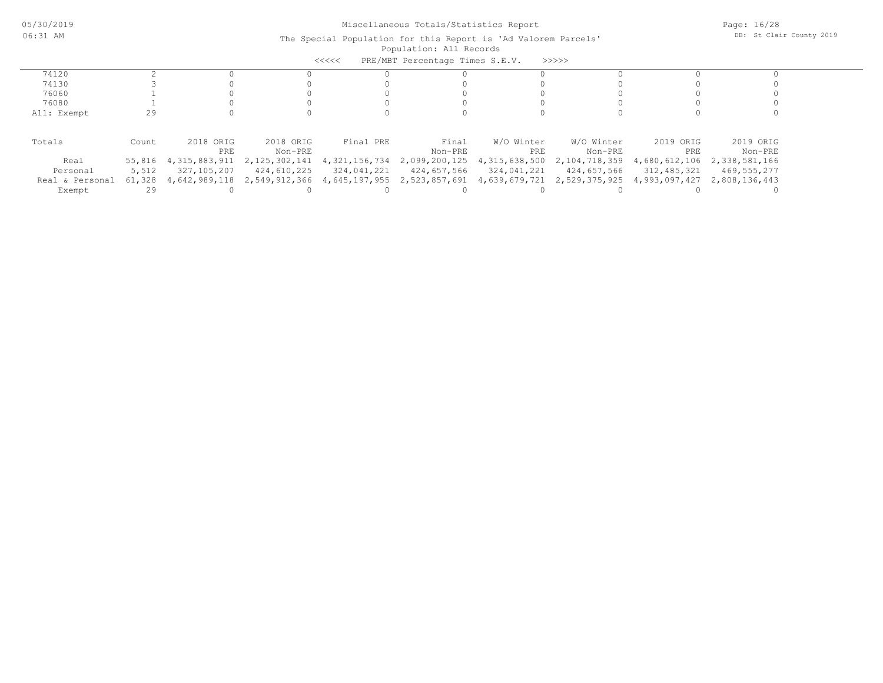# Miscellaneous Totals/Statistics Report

The Special Population for this Report is 'Ad Valorem Parcels'

Population: All Records

<<<<< PRE/MBT Percentage Times S.E.V. >>>>>

| | | | | | | | | | |
|---|---|---|---|---|---|---|---|---|---|
| 74120 | 2 | 0 | 0 | 0 | 0 | 0 | 0 | 0 | 0 |
| 74130 | 3 | 0 | 0 | 0 | 0 | 0 | 0 | 0 | 0 |
| 76060 | 1 | 0 | 0 | 0 | 0 | 0 | 0 | 0 | 0 |
| 76080 | 1 | 0 | 0 | 0 | 0 | 0 | 0 | 0 | 0 |
| All: Exempt | 29 | 0 | 0 | 0 | 0 | 0 | 0 | 0 | 0 |

| Totals | Count | 2018 ORIG PRE | 2018 ORIG Non-PRE | Final PRE | Final Non-PRE | W/O Winter PRE | W/O Winter Non-PRE | 2019 ORIG PRE | 2019 ORIG Non-PRE |
|---|---|---|---|---|---|---|---|---|---|
| Real | 55,816 | 4,315,883,911 | 2,125,302,141 | 4,321,156,734 | 2,099,200,125 | 4,315,638,500 | 2,104,718,359 | 4,680,612,106 | 2,338,581,166 |
| Personal | 5,512 | 327,105,207 | 424,610,225 | 324,041,221 | 424,657,566 | 324,041,221 | 424,657,566 | 312,485,321 | 469,555,277 |
| Real & Personal | 61,328 | 4,642,989,118 | 2,549,912,366 | 4,645,197,955 | 2,523,857,691 | 4,639,679,721 | 2,529,375,925 | 4,993,097,427 | 2,808,136,443 |
| Exempt | 29 | 0 | 0 | 0 | 0 | 0 | 0 | 0 | 0 |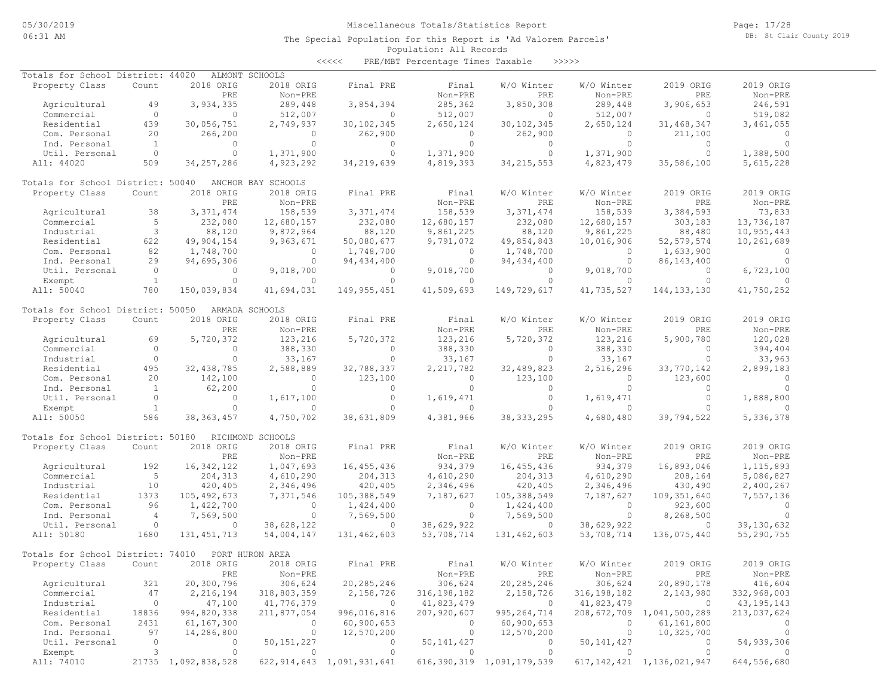Miscellaneous Totals/Statistics Report

The Special Population for this Report is 'Ad Valorem Parcels'

Population: All Records

<<<<< PRE/MBT Percentage Times Taxable >>>>>

## Totals for School District: 44020 ALMONT SCHOOLS

| Property Class | Count | 2018 ORIG PRE | 2018 ORIG Non-PRE | Final PRE | Final Non-PRE | W/O Winter PRE | W/O Winter Non-PRE | 2019 ORIG PRE | 2019 ORIG Non-PRE |
|---|---|---|---|---|---|---|---|---|---|
| Agricultural | 49 | 3,934,335 | 289,448 | 3,854,394 | 285,362 | 3,850,308 | 289,448 | 3,906,653 | 246,591 |
| Commercial | 0 | 0 | 512,007 | 0 | 512,007 | 0 | 512,007 | 0 | 519,082 |
| Residential | 439 | 30,056,751 | 2,749,937 | 30,102,345 | 2,650,124 | 30,102,345 | 2,650,124 | 31,468,347 | 3,461,055 |
| Com. Personal | 20 | 266,200 | 0 | 262,900 | 0 | 262,900 | 0 | 211,100 | 0 |
| Ind. Personal | 1 | 0 | 0 | 0 | 0 | 0 | 0 | 0 | 0 |
| Util. Personal | 0 | 0 | 1,371,900 | 0 | 1,371,900 | 0 | 1,371,900 | 0 | 1,388,500 |
| All: 44020 | 509 | 34,257,286 | 4,923,292 | 34,219,639 | 4,819,393 | 34,215,553 | 4,823,479 | 35,586,100 | 5,615,228 |

## Totals for School District: 50040 ANCHOR BAY SCHOOLS

| Property Class | Count | 2018 ORIG PRE | 2018 ORIG Non-PRE | Final PRE | Final Non-PRE | W/O Winter PRE | W/O Winter Non-PRE | 2019 ORIG PRE | 2019 ORIG Non-PRE |
|---|---|---|---|---|---|---|---|---|---|
| Agricultural | 38 | 3,371,474 | 158,539 | 3,371,474 | 158,539 | 3,371,474 | 158,539 | 3,384,593 | 73,833 |
| Commercial | 5 | 232,080 | 12,680,157 | 232,080 | 12,680,157 | 232,080 | 12,680,157 | 303,183 | 13,736,187 |
| Industrial | 3 | 88,120 | 9,872,964 | 88,120 | 9,861,225 | 88,120 | 9,861,225 | 88,480 | 10,955,443 |
| Residential | 622 | 49,904,154 | 9,963,671 | 50,080,677 | 9,791,072 | 49,854,843 | 10,016,906 | 52,579,574 | 10,261,689 |
| Com. Personal | 82 | 1,748,700 | 0 | 1,748,700 | 0 | 1,748,700 | 0 | 1,633,900 | 0 |
| Ind. Personal | 29 | 94,695,306 | 0 | 94,434,400 | 0 | 94,434,400 | 0 | 86,143,400 | 0 |
| Util. Personal | 0 | 0 | 9,018,700 | 0 | 9,018,700 | 0 | 9,018,700 | 0 | 6,723,100 |
| Exempt | 1 | 0 | 0 | 0 | 0 | 0 | 0 | 0 | 0 |
| All: 50040 | 780 | 150,039,834 | 41,694,031 | 149,955,451 | 41,509,693 | 149,729,617 | 41,735,527 | 144,133,130 | 41,750,252 |

## Totals for School District: 50050 ARMADA SCHOOLS

| Property Class | Count | 2018 ORIG PRE | 2018 ORIG Non-PRE | Final PRE | Final Non-PRE | W/O Winter PRE | W/O Winter Non-PRE | 2019 ORIG PRE | 2019 ORIG Non-PRE |
|---|---|---|---|---|---|---|---|---|---|
| Agricultural | 69 | 5,720,372 | 123,216 | 5,720,372 | 123,216 | 5,720,372 | 123,216 | 5,900,780 | 120,028 |
| Commercial | 0 | 0 | 388,330 | 0 | 388,330 | 0 | 388,330 | 0 | 394,404 |
| Industrial | 0 | 0 | 33,167 | 0 | 33,167 | 0 | 33,167 | 0 | 33,963 |
| Residential | 495 | 32,438,785 | 2,588,889 | 32,788,337 | 2,217,782 | 32,489,823 | 2,516,296 | 33,770,142 | 2,899,183 |
| Com. Personal | 20 | 142,100 | 0 | 123,100 | 0 | 123,100 | 0 | 123,600 | 0 |
| Ind. Personal | 1 | 62,200 | 0 | 0 | 0 | 0 | 0 | 0 | 0 |
| Util. Personal | 0 | 0 | 1,617,100 | 0 | 1,619,471 | 0 | 1,619,471 | 0 | 1,888,800 |
| Exempt | 1 | 0 | 0 | 0 | 0 | 0 | 0 | 0 | 0 |
| All: 50050 | 586 | 38,363,457 | 4,750,702 | 38,631,809 | 4,381,966 | 38,333,295 | 4,680,480 | 39,794,522 | 5,336,378 |

## Totals for School District: 50180 RICHMOND SCHOOLS

| Property Class | Count | 2018 ORIG PRE | 2018 ORIG Non-PRE | Final PRE | Final Non-PRE | W/O Winter PRE | W/O Winter Non-PRE | 2019 ORIG PRE | 2019 ORIG Non-PRE |
|---|---|---|---|---|---|---|---|---|---|
| Agricultural | 192 | 16,342,122 | 1,047,693 | 16,455,436 | 934,379 | 16,455,436 | 934,379 | 16,893,046 | 1,115,893 |
| Commercial | 5 | 204,313 | 4,610,290 | 204,313 | 4,610,290 | 204,313 | 4,610,290 | 208,164 | 5,086,827 |
| Industrial | 10 | 420,405 | 2,346,496 | 420,405 | 2,346,496 | 420,405 | 2,346,496 | 430,490 | 2,400,267 |
| Residential | 1373 | 105,492,673 | 7,371,546 | 105,388,549 | 7,187,627 | 105,388,549 | 7,187,627 | 109,351,640 | 7,557,136 |
| Com. Personal | 96 | 1,422,700 | 0 | 1,424,400 | 0 | 1,424,400 | 0 | 923,600 | 0 |
| Ind. Personal | 4 | 7,569,500 | 0 | 7,569,500 | 0 | 7,569,500 | 0 | 8,268,500 | 0 |
| Util. Personal | 0 | 0 | 38,628,122 | 0 | 38,629,922 | 0 | 38,629,922 | 0 | 39,130,632 |
| All: 50180 | 1680 | 131,451,713 | 54,004,147 | 131,462,603 | 53,708,714 | 131,462,603 | 53,708,714 | 136,075,440 | 55,290,755 |

## Totals for School District: 74010 PORT HURON AREA

| Property Class | Count | 2018 ORIG PRE | 2018 ORIG Non-PRE | Final PRE | Final Non-PRE | W/O Winter PRE | W/O Winter Non-PRE | 2019 ORIG PRE | 2019 ORIG Non-PRE |
|---|---|---|---|---|---|---|---|---|---|
| Agricultural | 321 | 20,300,796 | 306,624 | 20,285,246 | 306,624 | 20,285,246 | 306,624 | 20,890,178 | 416,604 |
| Commercial | 47 | 2,216,194 | 318,803,359 | 2,158,726 | 316,198,182 | 2,158,726 | 316,198,182 | 2,143,980 | 332,968,003 |
| Industrial | 0 | 47,100 | 41,776,379 | 0 | 41,823,479 | 0 | 41,823,479 | 0 | 43,195,143 |
| Residential | 18836 | 994,820,338 | 211,877,054 | 996,016,816 | 207,920,607 | 995,264,714 | 208,672,709 | 1,041,500,289 | 213,037,624 |
| Com. Personal | 2431 | 61,167,300 | 0 | 60,900,653 | 0 | 60,900,653 | 0 | 61,161,800 | 0 |
| Ind. Personal | 97 | 14,286,800 | 0 | 12,570,200 | 0 | 12,570,200 | 0 | 10,325,700 | 0 |
| Util. Personal | 0 | 0 | 50,151,227 | 0 | 50,141,427 | 0 | 50,141,427 | 0 | 54,939,306 |
| Exempt | 3 | 0 | 0 | 0 | 0 | 0 | 0 | 0 | 0 |
| All: 74010 | 21735 | 1,092,838,528 | 622,914,643 | 1,091,931,641 | 616,390,319 | 1,091,179,539 | 617,142,421 | 1,136,021,947 | 644,556,680 |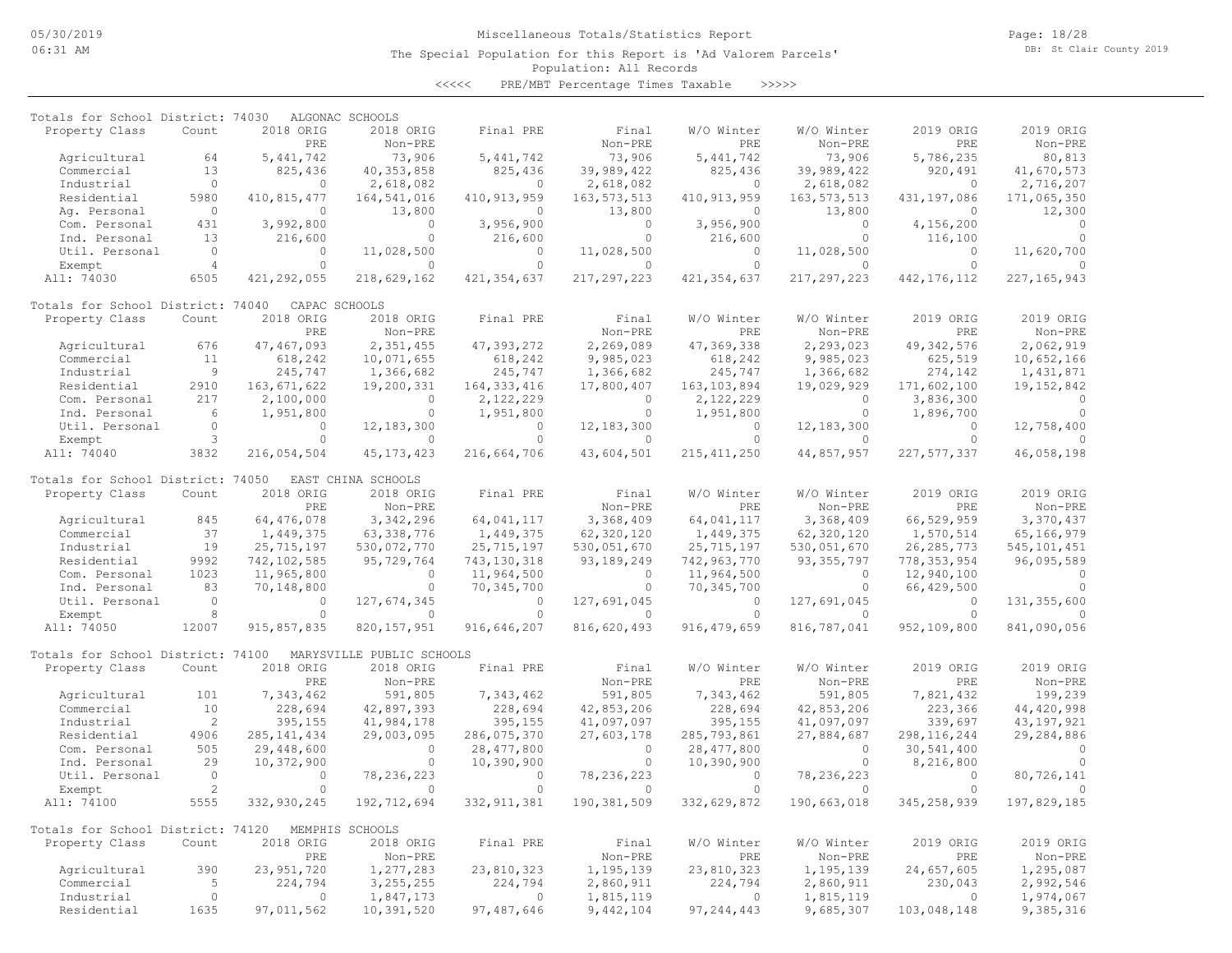Miscellaneous Totals/Statistics Report

The Special Population for this Report is 'Ad Valorem Parcels'

Population: All Records

<<<<< PRE/MBT Percentage Times Taxable >>>>>

## Totals for School District: 74030 ALGONAC SCHOOLS

| Property Class | Count | 2018 ORIG PRE | 2018 ORIG Non-PRE | Final PRE | Final Non-PRE | W/O Winter PRE | W/O Winter Non-PRE | 2019 ORIG PRE | 2019 ORIG Non-PRE |
|---|---|---|---|---|---|---|---|---|---|
| Agricultural | 64 | 5,441,742 | 73,906 | 5,441,742 | 73,906 | 5,441,742 | 73,906 | 5,786,235 | 80,813 |
| Commercial | 13 | 825,436 | 40,353,858 | 825,436 | 39,989,422 | 825,436 | 39,989,422 | 920,491 | 41,670,573 |
| Industrial | 0 | 0 | 2,618,082 | 0 | 2,618,082 | 0 | 2,618,082 | 0 | 2,716,207 |
| Residential | 5980 | 410,815,477 | 164,541,016 | 410,913,959 | 163,573,513 | 410,913,959 | 163,573,513 | 431,197,086 | 171,065,350 |
| Ag. Personal | 0 | 0 | 13,800 | 0 | 13,800 | 0 | 13,800 | 0 | 12,300 |
| Com. Personal | 431 | 3,992,800 | 0 | 3,956,900 | 0 | 3,956,900 | 0 | 4,156,200 | 0 |
| Ind. Personal | 13 | 216,600 | 0 | 216,600 | 0 | 216,600 | 0 | 116,100 | 0 |
| Util. Personal | 0 | 0 | 11,028,500 | 0 | 11,028,500 | 0 | 11,028,500 | 0 | 11,620,700 |
| Exempt | 4 | 0 | 0 | 0 | 0 | 0 | 0 | 0 | 0 |
| All: 74030 | 6505 | 421,292,055 | 218,629,162 | 421,354,637 | 217,297,223 | 421,354,637 | 217,297,223 | 442,176,112 | 227,165,943 |

## Totals for School District: 74040 CAPAC SCHOOLS

| Property Class | Count | 2018 ORIG PRE | 2018 ORIG Non-PRE | Final PRE | Final Non-PRE | W/O Winter PRE | W/O Winter Non-PRE | 2019 ORIG PRE | 2019 ORIG Non-PRE |
|---|---|---|---|---|---|---|---|---|---|
| Agricultural | 676 | 47,467,093 | 2,351,455 | 47,393,272 | 2,269,089 | 47,369,338 | 2,293,023 | 49,342,576 | 2,062,919 |
| Commercial | 11 | 618,242 | 10,071,655 | 618,242 | 9,985,023 | 618,242 | 9,985,023 | 625,519 | 10,652,166 |
| Industrial | 9 | 245,747 | 1,366,682 | 245,747 | 1,366,682 | 245,747 | 1,366,682 | 274,142 | 1,431,871 |
| Residential | 2910 | 163,671,622 | 19,200,331 | 164,333,416 | 17,800,407 | 163,103,894 | 19,029,929 | 171,602,100 | 19,152,842 |
| Com. Personal | 217 | 2,100,000 | 0 | 2,122,229 | 0 | 2,122,229 | 0 | 3,836,300 | 0 |
| Ind. Personal | 6 | 1,951,800 | 0 | 1,951,800 | 0 | 1,951,800 | 0 | 1,896,700 | 0 |
| Util. Personal | 0 | 0 | 12,183,300 | 0 | 12,183,300 | 0 | 12,183,300 | 0 | 12,758,400 |
| Exempt | 3 | 0 | 0 | 0 | 0 | 0 | 0 | 0 | 0 |
| All: 74040 | 3832 | 216,054,504 | 45,173,423 | 216,664,706 | 43,604,501 | 215,411,250 | 44,857,957 | 227,577,337 | 46,058,198 |

## Totals for School District: 74050 EAST CHINA SCHOOLS

| Property Class | Count | 2018 ORIG PRE | 2018 ORIG Non-PRE | Final PRE | Final Non-PRE | W/O Winter PRE | W/O Winter Non-PRE | 2019 ORIG PRE | 2019 ORIG Non-PRE |
|---|---|---|---|---|---|---|---|---|---|
| Agricultural | 845 | 64,476,078 | 3,342,296 | 64,041,117 | 3,368,409 | 64,041,117 | 3,368,409 | 66,529,959 | 3,370,437 |
| Commercial | 37 | 1,449,375 | 63,338,776 | 1,449,375 | 62,320,120 | 1,449,375 | 62,320,120 | 1,570,514 | 65,166,979 |
| Industrial | 19 | 25,715,197 | 530,072,770 | 25,715,197 | 530,051,670 | 25,715,197 | 530,051,670 | 26,285,773 | 545,101,451 |
| Residential | 9992 | 742,102,585 | 95,729,764 | 743,130,318 | 93,189,249 | 742,963,770 | 93,355,797 | 778,353,954 | 96,095,589 |
| Com. Personal | 1023 | 11,965,800 | 0 | 11,964,500 | 0 | 11,964,500 | 0 | 12,940,100 | 0 |
| Ind. Personal | 83 | 70,148,800 | 0 | 70,345,700 | 0 | 70,345,700 | 0 | 66,429,500 | 0 |
| Util. Personal | 0 | 0 | 127,674,345 | 0 | 127,691,045 | 0 | 127,691,045 | 0 | 131,355,600 |
| Exempt | 8 | 0 | 0 | 0 | 0 | 0 | 0 | 0 | 0 |
| All: 74050 | 12007 | 915,857,835 | 820,157,951 | 916,646,207 | 816,620,493 | 916,479,659 | 816,787,041 | 952,109,800 | 841,090,056 |

## Totals for School District: 74100 MARYSVILLE PUBLIC SCHOOLS

| Property Class | Count | 2018 ORIG PRE | 2018 ORIG Non-PRE | Final PRE | Final Non-PRE | W/O Winter PRE | W/O Winter Non-PRE | 2019 ORIG PRE | 2019 ORIG Non-PRE |
|---|---|---|---|---|---|---|---|---|---|
| Agricultural | 101 | 7,343,462 | 591,805 | 7,343,462 | 591,805 | 7,343,462 | 591,805 | 7,821,432 | 199,239 |
| Commercial | 10 | 228,694 | 42,897,393 | 228,694 | 42,853,206 | 228,694 | 42,853,206 | 223,366 | 44,420,998 |
| Industrial | 2 | 395,155 | 41,984,178 | 395,155 | 41,097,097 | 395,155 | 41,097,097 | 339,697 | 43,197,921 |
| Residential | 4906 | 285,141,434 | 29,003,095 | 286,075,370 | 27,603,178 | 285,793,861 | 27,884,687 | 298,116,244 | 29,284,886 |
| Com. Personal | 505 | 29,448,600 | 0 | 28,477,800 | 0 | 28,477,800 | 0 | 30,541,400 | 0 |
| Ind. Personal | 29 | 10,372,900 | 0 | 10,390,900 | 0 | 10,390,900 | 0 | 8,216,800 | 0 |
| Util. Personal | 0 | 0 | 78,236,223 | 0 | 78,236,223 | 0 | 78,236,223 | 0 | 80,726,141 |
| Exempt | 2 | 0 | 0 | 0 | 0 | 0 | 0 | 0 | 0 |
| All: 74100 | 5555 | 332,930,245 | 192,712,694 | 332,911,381 | 190,381,509 | 332,629,872 | 190,663,018 | 345,258,939 | 197,829,185 |

## Totals for School District: 74120 MEMPHIS SCHOOLS

| Property Class | Count | 2018 ORIG PRE | 2018 ORIG Non-PRE | Final PRE | Final Non-PRE | W/O Winter PRE | W/O Winter Non-PRE | 2019 ORIG PRE | 2019 ORIG Non-PRE |
|---|---|---|---|---|---|---|---|---|---|
| Agricultural | 390 | 23,951,720 | 1,277,283 | 23,810,323 | 1,195,139 | 23,810,323 | 1,195,139 | 24,657,605 | 1,295,087 |
| Commercial | 5 | 224,794 | 3,255,255 | 224,794 | 2,860,911 | 224,794 | 2,860,911 | 230,043 | 2,992,546 |
| Industrial | 0 | 0 | 1,847,173 | 0 | 1,815,119 | 0 | 1,815,119 | 0 | 1,974,067 |
| Residential | 1635 | 97,011,562 | 10,391,520 | 97,487,646 | 9,442,104 | 97,244,443 | 9,685,307 | 103,048,148 | 9,385,316 |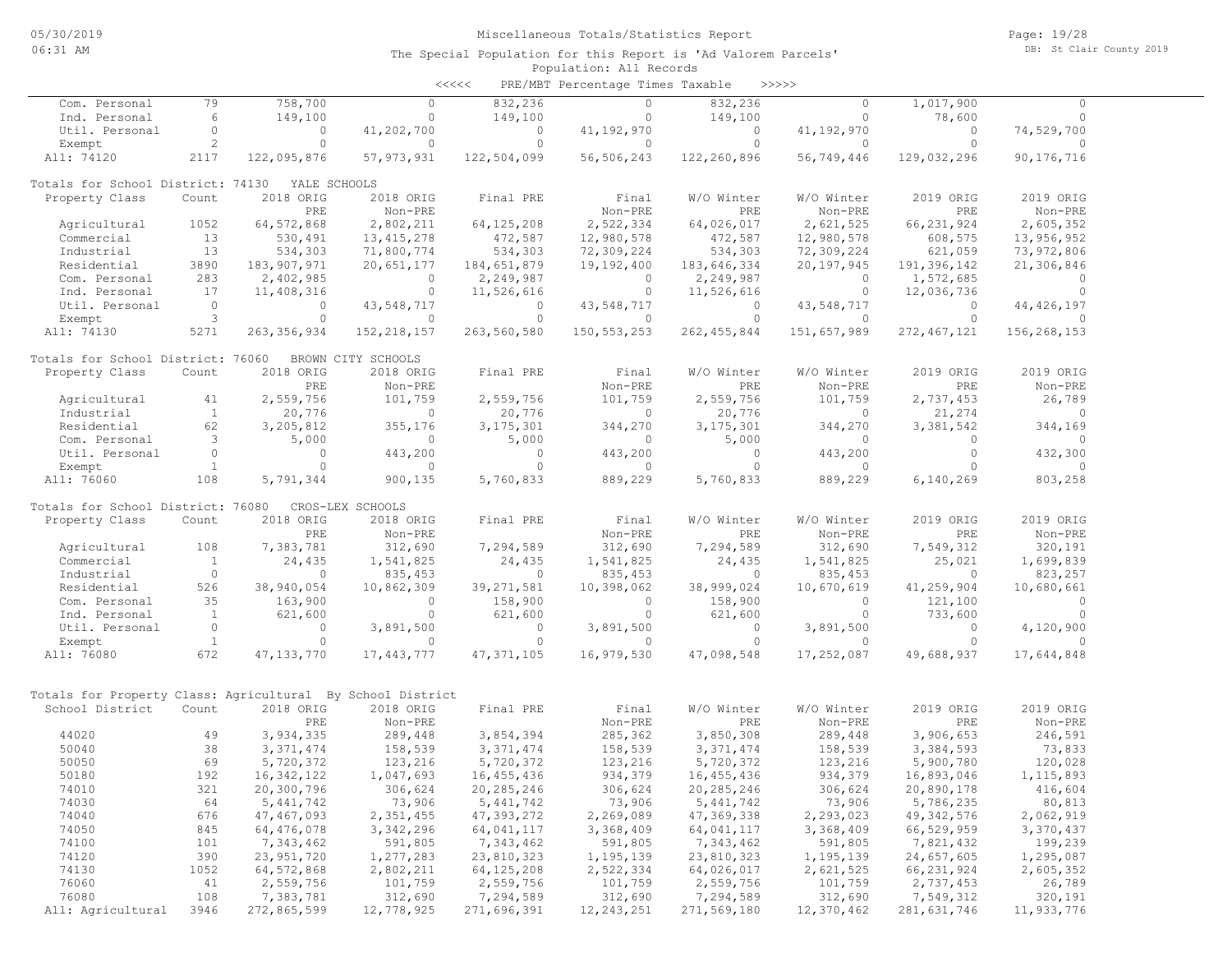The Special Population for this Report is 'Ad Valorem Parcels'

Population: All Records

<<<<< PRE/MBT Percentage Times Taxable >>>>>

| Property Class | Count | 2018 ORIG PRE | 2018 ORIG Non-PRE | Final PRE | Final Non-PRE | W/O Winter PRE | W/O Winter Non-PRE | 2019 ORIG PRE | 2019 ORIG Non-PRE |
|---|---|---|---|---|---|---|---|---|---|
| Com. Personal | 79 | 758,700 | 0 | 832,236 | 0 | 832,236 | 0 | 1,017,900 | 0 |
| Ind. Personal | 6 | 149,100 | 0 | 149,100 | 0 | 149,100 | 0 | 78,600 | 0 |
| Util. Personal | 0 | 0 | 41,202,700 | 0 | 41,192,970 | 0 | 41,192,970 | 0 | 74,529,700 |
| Exempt | 2 | 0 | 0 | 0 | 0 | 0 | 0 | 0 | 0 |
| All: 74120 | 2117 | 122,095,876 | 57,973,931 | 122,504,099 | 56,506,243 | 122,260,896 | 56,749,446 | 129,032,296 | 90,176,716 |

Totals for School District: 74130 YALE SCHOOLS

| Property Class | Count | 2018 ORIG PRE | 2018 ORIG Non-PRE | Final PRE | Final Non-PRE | W/O Winter PRE | W/O Winter Non-PRE | 2019 ORIG PRE | 2019 ORIG Non-PRE |
|---|---|---|---|---|---|---|---|---|---|
| Agricultural | 1052 | 64,572,868 | 2,802,211 | 64,125,208 | 2,522,334 | 64,026,017 | 2,621,525 | 66,231,924 | 2,605,352 |
| Commercial | 13 | 530,491 | 13,415,278 | 472,587 | 12,980,578 | 472,587 | 12,980,578 | 608,575 | 13,956,952 |
| Industrial | 13 | 534,303 | 71,800,774 | 534,303 | 72,309,224 | 534,303 | 72,309,224 | 621,059 | 73,972,806 |
| Residential | 3890 | 183,907,971 | 20,651,177 | 184,651,879 | 19,192,400 | 183,646,334 | 20,197,945 | 191,396,142 | 21,306,846 |
| Com. Personal | 283 | 2,402,985 | 0 | 2,249,987 | 0 | 2,249,987 | 0 | 1,572,685 | 0 |
| Ind. Personal | 17 | 11,408,316 | 0 | 11,526,616 | 0 | 11,526,616 | 0 | 12,036,736 | 0 |
| Util. Personal | 0 | 0 | 43,548,717 | 0 | 43,548,717 | 0 | 43,548,717 | 0 | 44,426,197 |
| Exempt | 3 | 0 | 0 | 0 | 0 | 0 | 0 | 0 | 0 |
| All: 74130 | 5271 | 263,356,934 | 152,218,157 | 263,560,580 | 150,553,253 | 262,455,844 | 151,657,989 | 272,467,121 | 156,268,153 |

Totals for School District: 76060 BROWN CITY SCHOOLS

| Property Class | Count | 2018 ORIG PRE | 2018 ORIG Non-PRE | Final PRE | Final Non-PRE | W/O Winter PRE | W/O Winter Non-PRE | 2019 ORIG PRE | 2019 ORIG Non-PRE |
|---|---|---|---|---|---|---|---|---|---|
| Agricultural | 41 | 2,559,756 | 101,759 | 2,559,756 | 101,759 | 2,559,756 | 101,759 | 2,737,453 | 26,789 |
| Industrial | 1 | 20,776 | 0 | 20,776 | 0 | 20,776 | 0 | 21,274 | 0 |
| Residential | 62 | 3,205,812 | 355,176 | 3,175,301 | 344,270 | 3,175,301 | 344,270 | 3,381,542 | 344,169 |
| Com. Personal | 3 | 5,000 | 0 | 5,000 | 0 | 5,000 | 0 | 0 | 0 |
| Util. Personal | 0 | 0 | 443,200 | 0 | 443,200 | 0 | 443,200 | 0 | 432,300 |
| Exempt | 1 | 0 | 0 | 0 | 0 | 0 | 0 | 0 | 0 |
| All: 76060 | 108 | 5,791,344 | 900,135 | 5,760,833 | 889,229 | 5,760,833 | 889,229 | 6,140,269 | 803,258 |

Totals for School District: 76080 CROS-LEX SCHOOLS

| Property Class | Count | 2018 ORIG PRE | 2018 ORIG Non-PRE | Final PRE | Final Non-PRE | W/O Winter PRE | W/O Winter Non-PRE | 2019 ORIG PRE | 2019 ORIG Non-PRE |
|---|---|---|---|---|---|---|---|---|---|
| Agricultural | 108 | 7,383,781 | 312,690 | 7,294,589 | 312,690 | 7,294,589 | 312,690 | 7,549,312 | 320,191 |
| Commercial | 1 | 24,435 | 1,541,825 | 24,435 | 1,541,825 | 24,435 | 1,541,825 | 25,021 | 1,699,839 |
| Industrial | 0 | 0 | 835,453 | 0 | 835,453 | 0 | 835,453 | 0 | 823,257 |
| Residential | 526 | 38,940,054 | 10,862,309 | 39,271,581 | 10,398,062 | 38,999,024 | 10,670,619 | 41,259,904 | 10,680,661 |
| Com. Personal | 35 | 163,900 | 0 | 158,900 | 0 | 158,900 | 0 | 121,100 | 0 |
| Ind. Personal | 1 | 621,600 | 0 | 621,600 | 0 | 621,600 | 0 | 733,600 | 0 |
| Util. Personal | 0 | 0 | 3,891,500 | 0 | 3,891,500 | 0 | 3,891,500 | 0 | 4,120,900 |
| Exempt | 1 | 0 | 0 | 0 | 0 | 0 | 0 | 0 | 0 |
| All: 76080 | 672 | 47,133,770 | 17,443,777 | 47,371,105 | 16,979,530 | 47,098,548 | 17,252,087 | 49,688,937 | 17,644,848 |

Totals for Property Class: Agricultural By School District

| School District | Count | 2018 ORIG PRE | 2018 ORIG Non-PRE | Final PRE | Final Non-PRE | W/O Winter PRE | W/O Winter Non-PRE | 2019 ORIG PRE | 2019 ORIG Non-PRE |
|---|---|---|---|---|---|---|---|---|---|
| 44020 | 49 | 3,934,335 | 289,448 | 3,854,394 | 285,362 | 3,850,308 | 289,448 | 3,906,653 | 246,591 |
| 50040 | 38 | 3,371,474 | 158,539 | 3,371,474 | 158,539 | 3,371,474 | 158,539 | 3,384,593 | 73,833 |
| 50050 | 69 | 5,720,372 | 123,216 | 5,720,372 | 123,216 | 5,720,372 | 123,216 | 5,900,780 | 120,028 |
| 50180 | 192 | 16,342,122 | 1,047,693 | 16,455,436 | 934,379 | 16,455,436 | 934,379 | 16,893,046 | 1,115,893 |
| 74010 | 321 | 20,300,796 | 306,624 | 20,285,246 | 306,624 | 20,285,246 | 306,624 | 20,890,178 | 416,604 |
| 74030 | 64 | 5,441,742 | 73,906 | 5,441,742 | 73,906 | 5,441,742 | 73,906 | 5,786,235 | 80,813 |
| 74040 | 676 | 47,467,093 | 2,351,455 | 47,393,272 | 2,269,089 | 47,369,338 | 2,293,023 | 49,342,576 | 2,062,919 |
| 74050 | 845 | 64,476,078 | 3,342,296 | 64,041,117 | 3,368,409 | 64,041,117 | 3,368,409 | 66,529,959 | 3,370,437 |
| 74100 | 101 | 7,343,462 | 591,805 | 7,343,462 | 591,805 | 7,343,462 | 591,805 | 7,821,432 | 199,239 |
| 74120 | 390 | 23,951,720 | 1,277,283 | 23,810,323 | 1,195,139 | 23,810,323 | 1,195,139 | 24,657,605 | 1,295,087 |
| 74130 | 1052 | 64,572,868 | 2,802,211 | 64,125,208 | 2,522,334 | 64,026,017 | 2,621,525 | 66,231,924 | 2,605,352 |
| 76060 | 41 | 2,559,756 | 101,759 | 2,559,756 | 101,759 | 2,559,756 | 101,759 | 2,737,453 | 26,789 |
| 76080 | 108 | 7,383,781 | 312,690 | 7,294,589 | 312,690 | 7,294,589 | 312,690 | 7,549,312 | 320,191 |
| All: Agricultural | 3946 | 272,865,599 | 12,778,925 | 271,696,391 | 12,243,251 | 271,569,180 | 12,370,462 | 281,631,746 | 11,933,776 |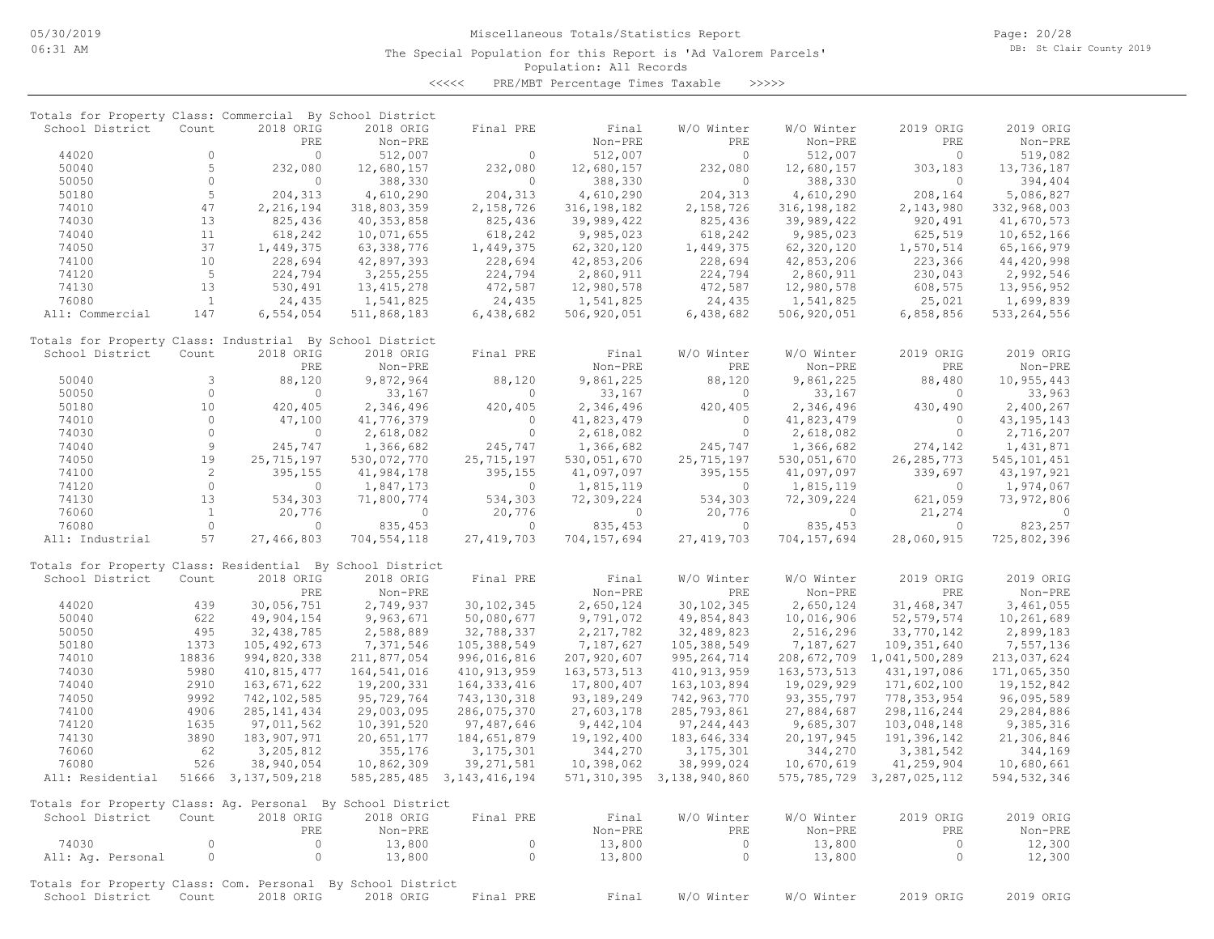Miscellaneous Totals/Statistics Report

The Special Population for this Report is 'Ad Valorem Parcels'

Population: All Records

<<<<< PRE/MBT Percentage Times Taxable >>>>>

Totals for Property Class: Commercial By School District

| School District | Count | 2018 ORIG PRE | 2018 ORIG Non-PRE | Final PRE | Final Non-PRE | W/O Winter PRE | W/O Winter Non-PRE | 2019 ORIG PRE | 2019 ORIG Non-PRE |
|---|---|---|---|---|---|---|---|---|---|
| 44020 | 0 | 0 | 512,007 | 0 | 512,007 | 0 | 512,007 | 0 | 519,082 |
| 50040 | 5 | 232,080 | 12,680,157 | 232,080 | 12,680,157 | 232,080 | 12,680,157 | 303,183 | 13,736,187 |
| 50050 | 0 | 0 | 388,330 | 0 | 388,330 | 0 | 388,330 | 0 | 394,404 |
| 50180 | 5 | 204,313 | 4,610,290 | 204,313 | 4,610,290 | 204,313 | 4,610,290 | 208,164 | 5,086,827 |
| 74010 | 47 | 2,216,194 | 318,803,359 | 2,158,726 | 316,198,182 | 2,158,726 | 316,198,182 | 2,143,980 | 332,968,003 |
| 74030 | 13 | 825,436 | 40,353,858 | 825,436 | 39,989,422 | 825,436 | 39,989,422 | 920,491 | 41,670,573 |
| 74040 | 11 | 618,242 | 10,071,655 | 618,242 | 9,985,023 | 618,242 | 9,985,023 | 625,519 | 10,652,166 |
| 74050 | 37 | 1,449,375 | 63,338,776 | 1,449,375 | 62,320,120 | 1,449,375 | 62,320,120 | 1,570,514 | 65,166,979 |
| 74100 | 10 | 228,694 | 42,897,393 | 228,694 | 42,853,206 | 228,694 | 42,853,206 | 223,366 | 44,420,998 |
| 74120 | 5 | 224,794 | 3,255,255 | 224,794 | 2,860,911 | 224,794 | 2,860,911 | 230,043 | 2,992,546 |
| 74130 | 13 | 530,491 | 13,415,278 | 472,587 | 12,980,578 | 472,587 | 12,980,578 | 608,575 | 13,956,952 |
| 76080 | 1 | 24,435 | 1,541,825 | 24,435 | 1,541,825 | 24,435 | 1,541,825 | 25,021 | 1,699,839 |
| All: Commercial | 147 | 6,554,054 | 511,868,183 | 6,438,682 | 506,920,051 | 6,438,682 | 506,920,051 | 6,858,856 | 533,264,556 |

Totals for Property Class: Industrial By School District

| School District | Count | 2018 ORIG PRE | 2018 ORIG Non-PRE | Final PRE | Final Non-PRE | W/O Winter PRE | W/O Winter Non-PRE | 2019 ORIG PRE | 2019 ORIG Non-PRE |
|---|---|---|---|---|---|---|---|---|---|
| 50040 | 3 | 88,120 | 9,872,964 | 88,120 | 9,861,225 | 88,120 | 9,861,225 | 88,480 | 10,955,443 |
| 50050 | 0 | 0 | 33,167 | 0 | 33,167 | 0 | 33,167 | 0 | 33,963 |
| 50180 | 10 | 420,405 | 2,346,496 | 420,405 | 2,346,496 | 420,405 | 2,346,496 | 430,490 | 2,400,267 |
| 74010 | 0 | 47,100 | 41,776,379 | 0 | 41,823,479 | 0 | 41,823,479 | 0 | 43,195,143 |
| 74030 | 0 | 0 | 2,618,082 | 0 | 2,618,082 | 0 | 2,618,082 | 0 | 2,716,207 |
| 74040 | 9 | 245,747 | 1,366,682 | 245,747 | 1,366,682 | 245,747 | 1,366,682 | 274,142 | 1,431,871 |
| 74050 | 19 | 25,715,197 | 530,072,770 | 25,715,197 | 530,051,670 | 25,715,197 | 530,051,670 | 26,285,773 | 545,101,451 |
| 74100 | 2 | 395,155 | 41,984,178 | 395,155 | 41,097,097 | 395,155 | 41,097,097 | 339,697 | 43,197,921 |
| 74120 | 0 | 0 | 1,847,173 | 0 | 1,815,119 | 0 | 1,815,119 | 0 | 1,974,067 |
| 74130 | 13 | 534,303 | 71,800,774 | 534,303 | 72,309,224 | 534,303 | 72,309,224 | 621,059 | 73,972,806 |
| 76060 | 1 | 20,776 | 0 | 20,776 | 0 | 20,776 | 0 | 21,274 | 0 |
| 76080 | 0 | 0 | 835,453 | 0 | 835,453 | 0 | 835,453 | 0 | 823,257 |
| All: Industrial | 57 | 27,466,803 | 704,554,118 | 27,419,703 | 704,157,694 | 27,419,703 | 704,157,694 | 28,060,915 | 725,802,396 |

Totals for Property Class: Residential By School District

| School District | Count | 2018 ORIG PRE | 2018 ORIG Non-PRE | Final PRE | Final Non-PRE | W/O Winter PRE | W/O Winter Non-PRE | 2019 ORIG PRE | 2019 ORIG Non-PRE |
|---|---|---|---|---|---|---|---|---|---|
| 44020 | 439 | 30,056,751 | 2,749,937 | 30,102,345 | 2,650,124 | 30,102,345 | 2,650,124 | 31,468,347 | 3,461,055 |
| 50040 | 622 | 49,904,154 | 9,963,671 | 50,080,677 | 9,791,072 | 49,854,843 | 10,016,906 | 52,579,574 | 10,261,689 |
| 50050 | 495 | 32,438,785 | 2,588,889 | 32,788,337 | 2,217,782 | 32,489,823 | 2,516,296 | 33,770,142 | 2,899,183 |
| 50180 | 1373 | 105,492,673 | 7,371,546 | 105,388,549 | 7,187,627 | 105,388,549 | 7,187,627 | 109,351,640 | 7,557,136 |
| 74010 | 18836 | 994,820,338 | 211,877,054 | 996,016,816 | 207,920,607 | 995,264,714 | 208,672,709 | 1,041,500,289 | 213,037,624 |
| 74030 | 5980 | 410,815,477 | 164,541,016 | 410,913,959 | 163,573,513 | 410,913,959 | 163,573,513 | 431,197,086 | 171,065,350 |
| 74040 | 2910 | 163,671,622 | 19,200,331 | 164,333,416 | 17,800,407 | 163,103,894 | 19,029,929 | 171,602,100 | 19,152,842 |
| 74050 | 9992 | 742,102,585 | 95,729,764 | 743,130,318 | 93,189,249 | 742,963,770 | 93,355,797 | 778,353,954 | 96,095,589 |
| 74100 | 4906 | 285,141,434 | 29,003,095 | 286,075,370 | 27,603,178 | 285,793,861 | 27,884,687 | 298,116,244 | 29,284,886 |
| 74120 | 1635 | 97,011,562 | 10,391,520 | 97,487,646 | 9,442,104 | 97,244,443 | 9,685,307 | 103,048,148 | 9,385,316 |
| 74130 | 3890 | 183,907,971 | 20,651,177 | 184,651,879 | 19,192,400 | 183,646,334 | 20,197,945 | 191,396,142 | 21,306,846 |
| 76060 | 62 | 3,205,812 | 355,176 | 3,175,301 | 344,270 | 3,175,301 | 344,270 | 3,381,542 | 344,169 |
| 76080 | 526 | 38,940,054 | 10,862,309 | 39,271,581 | 10,398,062 | 38,999,024 | 10,670,619 | 41,259,904 | 10,680,661 |
| All: Residential | 51666 | 3,137,509,218 | 585,285,485 | 3,143,416,194 | 571,310,395 | 3,138,940,860 | 575,785,729 | 3,287,025,112 | 594,532,346 |

Totals for Property Class: Ag. Personal By School District

| School District | Count | 2018 ORIG PRE | 2018 ORIG Non-PRE | Final PRE | Final Non-PRE | W/O Winter PRE | W/O Winter Non-PRE | 2019 ORIG PRE | 2019 ORIG Non-PRE |
|---|---|---|---|---|---|---|---|---|---|
| 74030 | 0 | 0 | 13,800 | 0 | 13,800 | 0 | 13,800 | 0 | 12,300 |
| All: Ag. Personal | 0 | 0 | 13,800 | 0 | 13,800 | 0 | 13,800 | 0 | 12,300 |

Totals for Property Class: Com. Personal By School District

| School District | Count | 2018 ORIG | 2018 ORIG | Final PRE | Final | W/O Winter | W/O Winter | 2019 ORIG | 2019 ORIG |
|---|---|---|---|---|---|---|---|---|---|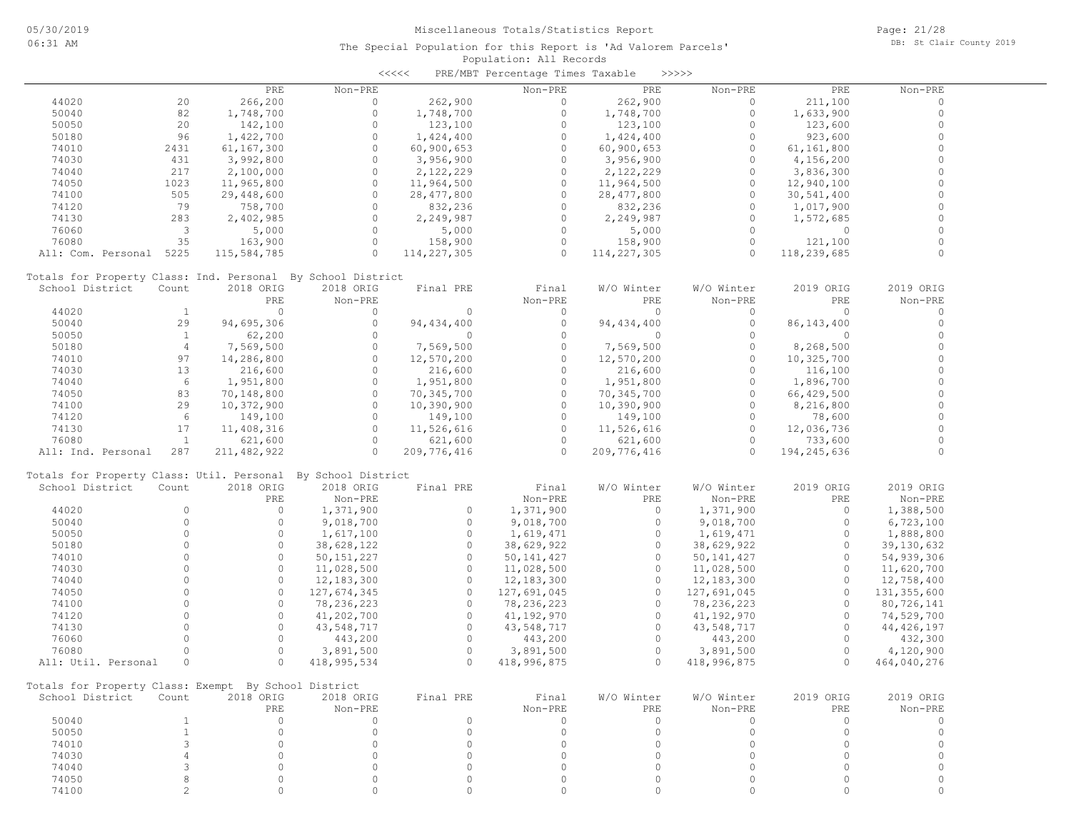Miscellaneous Totals/Statistics Report

The Special Population for this Report is 'Ad Valorem Parcels'

Population: All Records

<<<<< PRE/MBT Percentage Times Taxable >>>>>

| | | PRE | Non-PRE | | Non-PRE | PRE | Non-PRE | PRE | Non-PRE |
|---|---|---|---|---|---|---|---|---|---|
| 44020 | 20 | 266,200 | 0 | 262,900 | 0 | 262,900 | 0 | 211,100 | 0 |
| 50040 | 82 | 1,748,700 | 0 | 1,748,700 | 0 | 1,748,700 | 0 | 1,633,900 | 0 |
| 50050 | 20 | 142,100 | 0 | 123,100 | 0 | 123,100 | 0 | 123,600 | 0 |
| 50180 | 96 | 1,422,700 | 0 | 1,424,400 | 0 | 1,424,400 | 0 | 923,600 | 0 |
| 74010 | 2431 | 61,167,300 | 0 | 60,900,653 | 0 | 60,900,653 | 0 | 61,161,800 | 0 |
| 74030 | 431 | 3,992,800 | 0 | 3,956,900 | 0 | 3,956,900 | 0 | 4,156,200 | 0 |
| 74040 | 217 | 2,100,000 | 0 | 2,122,229 | 0 | 2,122,229 | 0 | 3,836,300 | 0 |
| 74050 | 1023 | 11,965,800 | 0 | 11,964,500 | 0 | 11,964,500 | 0 | 12,940,100 | 0 |
| 74100 | 505 | 29,448,600 | 0 | 28,477,800 | 0 | 28,477,800 | 0 | 30,541,400 | 0 |
| 74120 | 79 | 758,700 | 0 | 832,236 | 0 | 832,236 | 0 | 1,017,900 | 0 |
| 74130 | 283 | 2,402,985 | 0 | 2,249,987 | 0 | 2,249,987 | 0 | 1,572,685 | 0 |
| 76060 | 3 | 5,000 | 0 | 5,000 | 0 | 5,000 | 0 | 0 | 0 |
| 76080 | 35 | 163,900 | 0 | 158,900 | 0 | 158,900 | 0 | 121,100 | 0 |
| All: Com. Personal | 5225 | 115,584,785 | 0 | 114,227,305 | 0 | 114,227,305 | 0 | 118,239,685 | 0 |

Totals for Property Class: Ind. Personal By School District

| School District | Count | 2018 ORIG PRE | 2018 ORIG Non-PRE | Final PRE | Final Non-PRE | W/O Winter PRE | W/O Winter Non-PRE | 2019 ORIG PRE | 2019 ORIG Non-PRE |
|---|---|---|---|---|---|---|---|---|---|
| 44020 | 1 | 0 | 0 | 0 | 0 | 0 | 0 | 0 | 0 |
| 50040 | 29 | 94,695,306 | 0 | 94,434,400 | 0 | 94,434,400 | 0 | 86,143,400 | 0 |
| 50050 | 1 | 62,200 | 0 | 0 | 0 | 0 | 0 | 0 | 0 |
| 50180 | 4 | 7,569,500 | 0 | 7,569,500 | 0 | 7,569,500 | 0 | 8,268,500 | 0 |
| 74010 | 97 | 14,286,800 | 0 | 12,570,200 | 0 | 12,570,200 | 0 | 10,325,700 | 0 |
| 74030 | 13 | 216,600 | 0 | 216,600 | 0 | 216,600 | 0 | 116,100 | 0 |
| 74040 | 6 | 1,951,800 | 0 | 1,951,800 | 0 | 1,951,800 | 0 | 1,896,700 | 0 |
| 74050 | 83 | 70,148,800 | 0 | 70,345,700 | 0 | 70,345,700 | 0 | 66,429,500 | 0 |
| 74100 | 29 | 10,372,900 | 0 | 10,390,900 | 0 | 10,390,900 | 0 | 8,216,800 | 0 |
| 74120 | 6 | 149,100 | 0 | 149,100 | 0 | 149,100 | 0 | 78,600 | 0 |
| 74130 | 17 | 11,408,316 | 0 | 11,526,616 | 0 | 11,526,616 | 0 | 12,036,736 | 0 |
| 76080 | 1 | 621,600 | 0 | 621,600 | 0 | 621,600 | 0 | 733,600 | 0 |
| All: Ind. Personal | 287 | 211,482,922 | 0 | 209,776,416 | 0 | 209,776,416 | 0 | 194,245,636 | 0 |

Totals for Property Class: Util. Personal By School District

| School District | Count | 2018 ORIG PRE | 2018 ORIG Non-PRE | Final PRE | Final Non-PRE | W/O Winter PRE | W/O Winter Non-PRE | 2019 ORIG PRE | 2019 ORIG Non-PRE |
|---|---|---|---|---|---|---|---|---|---|
| 44020 | 0 | 0 | 1,371,900 | 0 | 1,371,900 | 0 | 1,371,900 | 0 | 1,388,500 |
| 50040 | 0 | 0 | 9,018,700 | 0 | 9,018,700 | 0 | 9,018,700 | 0 | 6,723,100 |
| 50050 | 0 | 0 | 1,617,100 | 0 | 1,619,471 | 0 | 1,619,471 | 0 | 1,888,800 |
| 50180 | 0 | 0 | 38,628,122 | 0 | 38,629,922 | 0 | 38,629,922 | 0 | 39,130,632 |
| 74010 | 0 | 0 | 50,151,227 | 0 | 50,141,427 | 0 | 50,141,427 | 0 | 54,939,306 |
| 74030 | 0 | 0 | 11,028,500 | 0 | 11,028,500 | 0 | 11,028,500 | 0 | 11,620,700 |
| 74040 | 0 | 0 | 12,183,300 | 0 | 12,183,300 | 0 | 12,183,300 | 0 | 12,758,400 |
| 74050 | 0 | 0 | 127,674,345 | 0 | 127,691,045 | 0 | 127,691,045 | 0 | 131,355,600 |
| 74100 | 0 | 0 | 78,236,223 | 0 | 78,236,223 | 0 | 78,236,223 | 0 | 80,726,141 |
| 74120 | 0 | 0 | 41,202,700 | 0 | 41,192,970 | 0 | 41,192,970 | 0 | 74,529,700 |
| 74130 | 0 | 0 | 43,548,717 | 0 | 43,548,717 | 0 | 43,548,717 | 0 | 44,426,197 |
| 76060 | 0 | 0 | 443,200 | 0 | 443,200 | 0 | 443,200 | 0 | 432,300 |
| 76080 | 0 | 0 | 3,891,500 | 0 | 3,891,500 | 0 | 3,891,500 | 0 | 4,120,900 |
| All: Util. Personal | 0 | 0 | 418,995,534 | 0 | 418,996,875 | 0 | 418,996,875 | 0 | 464,040,276 |

Totals for Property Class: Exempt By School District

| School District | Count | 2018 ORIG PRE | 2018 ORIG Non-PRE | Final PRE | Final Non-PRE | W/O Winter PRE | W/O Winter Non-PRE | 2019 ORIG PRE | 2019 ORIG Non-PRE |
|---|---|---|---|---|---|---|---|---|---|
| 50040 | 1 | 0 | 0 | 0 | 0 | 0 | 0 | 0 | 0 |
| 50050 | 1 | 0 | 0 | 0 | 0 | 0 | 0 | 0 | 0 |
| 74010 | 3 | 0 | 0 | 0 | 0 | 0 | 0 | 0 | 0 |
| 74030 | 4 | 0 | 0 | 0 | 0 | 0 | 0 | 0 | 0 |
| 74040 | 3 | 0 | 0 | 0 | 0 | 0 | 0 | 0 | 0 |
| 74050 | 8 | 0 | 0 | 0 | 0 | 0 | 0 | 0 | 0 |
| 74100 | 2 | 0 | 0 | 0 | 0 | 0 | 0 | 0 | 0 |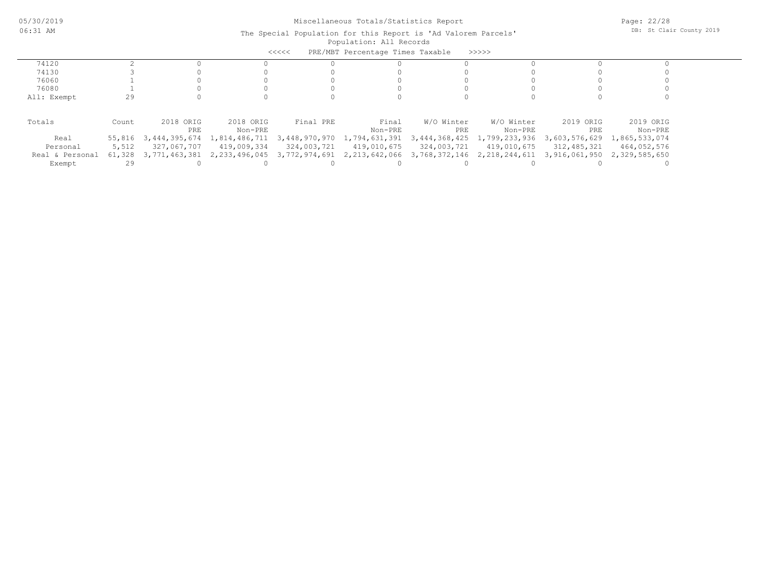## Miscellaneous Totals/Statistics Report

The Special Population for this Report is 'Ad Valorem Parcels'

Population: All Records

<<<<< PRE/MBT Percentage Times Taxable >>>>>

| | | | | | | | | | |
|---|---|---|---|---|---|---|---|---|---|
| 74120 | 2 | 0 | 0 | 0 | 0 | 0 | 0 | 0 | 0 |
| 74130 | 3 | 0 | 0 | 0 | 0 | 0 | 0 | 0 | 0 |
| 76060 | 1 | 0 | 0 | 0 | 0 | 0 | 0 | 0 | 0 |
| 76080 | 1 | 0 | 0 | 0 | 0 | 0 | 0 | 0 | 0 |
| All: Exempt | 29 | 0 | 0 | 0 | 0 | 0 | 0 | 0 | 0 |

| Totals | Count | 2018 ORIG PRE | 2018 ORIG Non-PRE | Final PRE | Final Non-PRE | W/O Winter PRE | W/O Winter Non-PRE | 2019 ORIG PRE | 2019 ORIG Non-PRE |
|---|---|---|---|---|---|---|---|---|---|
| Real | 55,816 | 3,444,395,674 | 1,814,486,711 | 3,448,970,970 | 1,794,631,391 | 3,444,368,425 | 1,799,233,936 | 3,603,576,629 | 1,865,533,074 |
| Personal | 5,512 | 327,067,707 | 419,009,334 | 324,003,721 | 419,010,675 | 324,003,721 | 419,010,675 | 312,485,321 | 464,052,576 |
| Real & Personal | 61,328 | 3,771,463,381 | 2,233,496,045 | 3,772,974,691 | 2,213,642,066 | 3,768,372,146 | 2,218,244,611 | 3,916,061,950 | 2,329,585,650 |
| Exempt | 29 | 0 | 0 | 0 | 0 | 0 | 0 | 0 | 0 |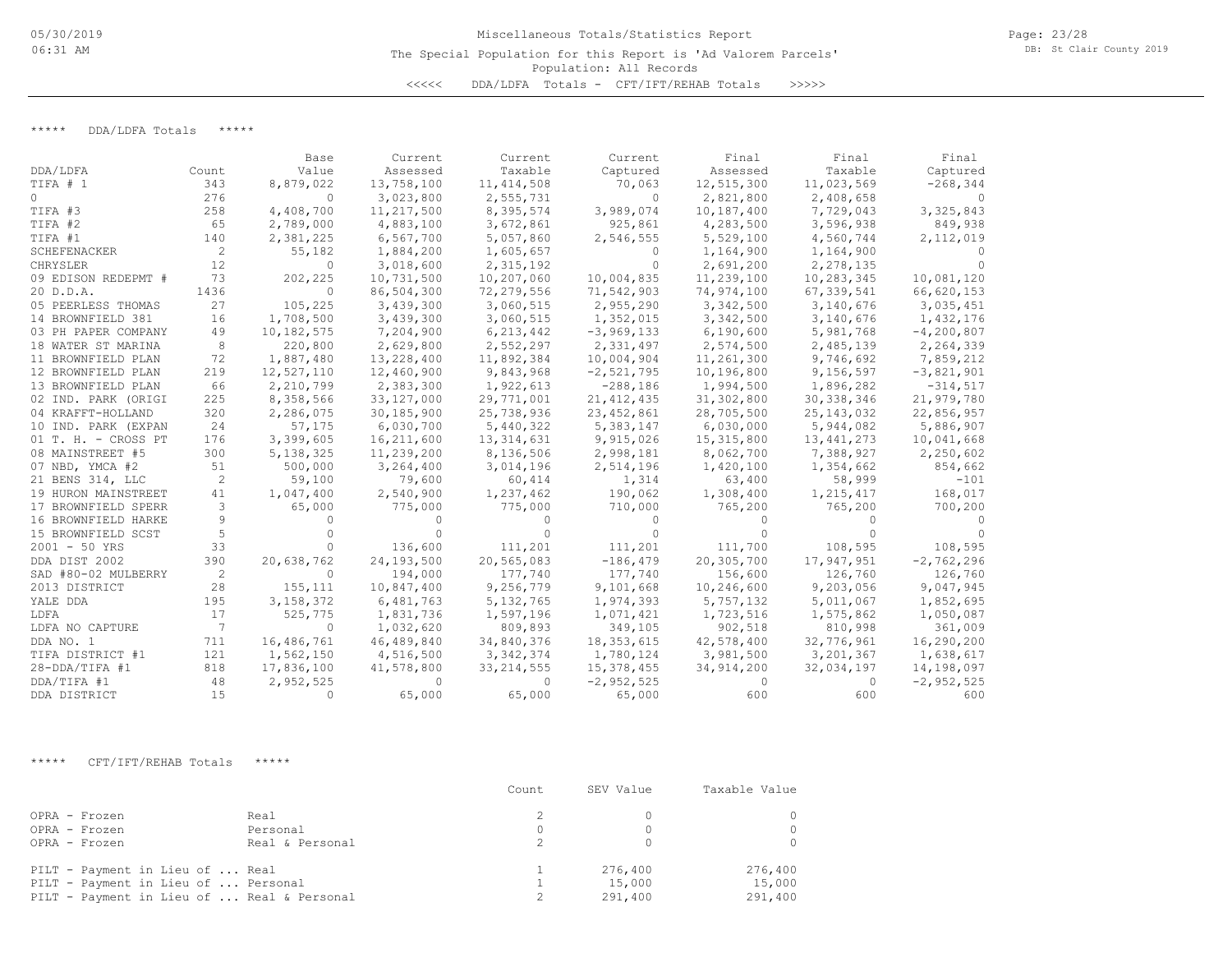Miscellaneous Totals/Statistics Report

The Special Population for this Report is 'Ad Valorem Parcels'

Population: All Records

<<<<< DDA/LDFA Totals - CFT/IFT/REHAB Totals >>>>>

***** DDA/LDFA Totals *****

| DDA/LDFA | Count | Base Value | Current Assessed | Current Taxable | Current Captured | Final Assessed | Final Taxable | Final Captured |
|---|---|---|---|---|---|---|---|---|
| TIFA # 1 | 343 | 8,879,022 | 13,758,100 | 11,414,508 | 70,063 | 12,515,300 | 11,023,569 | -268,344 |
| 0 | 276 | 0 | 3,023,800 | 2,555,731 | 0 | 2,821,800 | 2,408,658 | 0 |
| TIFA #3 | 258 | 4,408,700 | 11,217,500 | 8,395,574 | 3,989,074 | 10,187,400 | 7,729,043 | 3,325,843 |
| TIFA #2 | 65 | 2,789,000 | 4,883,100 | 3,672,861 | 925,861 | 4,283,500 | 3,596,938 | 849,938 |
| TIFA #1 | 140 | 2,381,225 | 6,567,700 | 5,057,860 | 2,546,555 | 5,529,100 | 4,560,744 | 2,112,019 |
| SCHEFENACKER | 2 | 55,182 | 1,884,200 | 1,605,657 | 0 | 1,164,900 | 1,164,900 | 0 |
| CHRYSLER | 12 | 0 | 3,018,600 | 2,315,192 | 0 | 2,691,200 | 2,278,135 | 0 |
| 09 EDISON REDEPMT # | 73 | 202,225 | 10,731,500 | 10,207,060 | 10,004,835 | 11,239,100 | 10,283,345 | 10,081,120 |
| 20 D.D.A. | 1436 | 0 | 86,504,300 | 72,279,556 | 71,542,903 | 74,974,100 | 67,339,541 | 66,620,153 |
| 05 PEERLESS THOMAS | 27 | 105,225 | 3,439,300 | 3,060,515 | 2,955,290 | 3,342,500 | 3,140,676 | 3,035,451 |
| 14 BROWNFIELD 381 | 16 | 1,708,500 | 3,439,300 | 3,060,515 | 1,352,015 | 3,342,500 | 3,140,676 | 1,432,176 |
| 03 PH PAPER COMPANY | 49 | 10,182,575 | 7,204,900 | 6,213,442 | -3,969,133 | 6,190,600 | 5,981,768 | -4,200,807 |
| 18 WATER ST MARINA | 8 | 220,800 | 2,629,800 | 2,552,297 | 2,331,497 | 2,574,500 | 2,485,139 | 2,264,339 |
| 11 BROWNFIELD PLAN | 72 | 1,887,480 | 13,228,400 | 11,892,384 | 10,004,904 | 11,261,300 | 9,746,692 | 7,859,212 |
| 12 BROWNFIELD PLAN | 219 | 12,527,110 | 12,460,900 | 9,843,968 | -2,521,795 | 10,196,800 | 9,156,597 | -3,821,901 |
| 13 BROWNFIELD PLAN | 66 | 2,210,799 | 2,383,300 | 1,922,613 | -288,186 | 1,994,500 | 1,896,282 | -314,517 |
| 02 IND. PARK (ORIGI | 225 | 8,358,566 | 33,127,000 | 29,771,001 | 21,412,435 | 31,302,800 | 30,338,346 | 21,979,780 |
| 04 KRAFFT-HOLLAND | 320 | 2,286,075 | 30,185,900 | 25,738,936 | 23,452,861 | 28,705,500 | 25,143,032 | 22,856,957 |
| 10 IND. PARK (EXPAN | 24 | 57,175 | 6,030,700 | 5,440,322 | 5,383,147 | 6,030,000 | 5,944,082 | 5,886,907 |
| 01 T. H. - CROSS PT | 176 | 3,399,605 | 16,211,600 | 13,314,631 | 9,915,026 | 15,315,800 | 13,441,273 | 10,041,668 |
| 08 MAINSTREET #5 | 300 | 5,138,325 | 11,239,200 | 8,136,506 | 2,998,181 | 8,062,700 | 7,388,927 | 2,250,602 |
| 07 NBD, YMCA #2 | 51 | 500,000 | 3,264,400 | 3,014,196 | 2,514,196 | 1,420,100 | 1,354,662 | 854,662 |
| 21 BENS 314, LLC | 2 | 59,100 | 79,600 | 60,414 | 1,314 | 63,400 | 58,999 | -101 |
| 19 HURON MAINSTREET | 41 | 1,047,400 | 2,540,900 | 1,237,462 | 190,062 | 1,308,400 | 1,215,417 | 168,017 |
| 17 BROWNFIELD SPERR | 3 | 65,000 | 775,000 | 775,000 | 710,000 | 765,200 | 765,200 | 700,200 |
| 16 BROWNFIELD HARKE | 9 | 0 | 0 | 0 | 0 | 0 | 0 | 0 |
| 15 BROWNFIELD SCST | 5 | 0 | 0 | 0 | 0 | 0 | 0 | 0 |
| 2001 - 50 YRS | 33 | 0 | 136,600 | 111,201 | 111,201 | 111,700 | 108,595 | 108,595 |
| DDA DIST 2002 | 390 | 20,638,762 | 24,193,500 | 20,565,083 | -186,479 | 20,305,700 | 17,947,951 | -2,762,296 |
| SAD #80-02 MULBERRY | 2 | 0 | 194,000 | 177,740 | 177,740 | 156,600 | 126,760 | 126,760 |
| 2013 DISTRICT | 28 | 155,111 | 10,847,400 | 9,256,779 | 9,101,668 | 10,246,600 | 9,203,056 | 9,047,945 |
| YALE DDA | 195 | 3,158,372 | 6,481,763 | 5,132,765 | 1,974,393 | 5,757,132 | 5,011,067 | 1,852,695 |
| LDFA | 17 | 525,775 | 1,831,736 | 1,597,196 | 1,071,421 | 1,723,516 | 1,575,862 | 1,050,087 |
| LDFA NO CAPTURE | 7 | 0 | 1,032,620 | 809,893 | 349,105 | 902,518 | 810,998 | 361,009 |
| DDA NO. 1 | 711 | 16,486,761 | 46,489,840 | 34,840,376 | 18,353,615 | 42,578,400 | 32,776,961 | 16,290,200 |
| TIFA DISTRICT #1 | 121 | 1,562,150 | 4,516,500 | 3,342,374 | 1,780,124 | 3,981,500 | 3,201,367 | 1,638,617 |
| 28-DDA/TIFA #1 | 818 | 17,836,100 | 41,578,800 | 33,214,555 | 15,378,455 | 34,914,200 | 32,034,197 | 14,198,097 |
| DDA/TIFA #1 | 48 | 2,952,525 | 0 | 0 | -2,952,525 | 0 | 0 | -2,952,525 |
| DDA DISTRICT | 15 | 0 | 65,000 | 65,000 | 65,000 | 600 | 600 | 600 |

***** CFT/IFT/REHAB Totals *****

| | | Count | SEV Value | Taxable Value |
|---|---|---|---|---|
| OPRA - Frozen | Real | 2 | 0 | 0 |
| OPRA - Frozen | Personal | 0 | 0 | 0 |
| OPRA - Frozen | Real & Personal | 2 | 0 | 0 |
| PILT - Payment in Lieu of ... | Real | 1 | 276,400 | 276,400 |
| PILT - Payment in Lieu of ... | Personal | 1 | 15,000 | 15,000 |
| PILT - Payment in Lieu of ... | Real & Personal | 2 | 291,400 | 291,400 |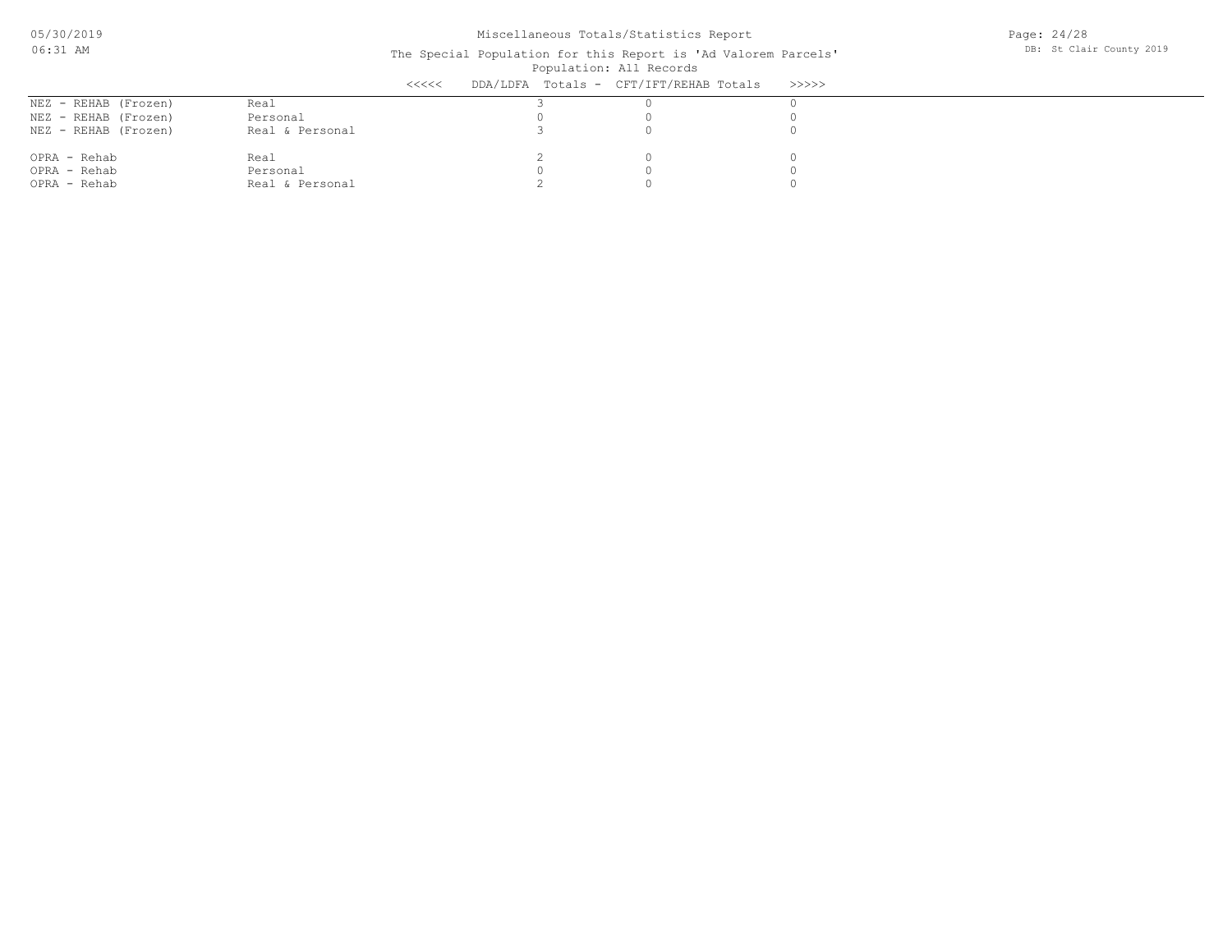Miscellaneous Totals/Statistics Report

The Special Population for this Report is 'Ad Valorem Parcels'

Population: All Records

| | | <<<<< DDA/LDFA Totals - | CFT/IFT/REHAB Totals | >>>>> |
|---|---|---|---|---|
| NEZ - REHAB (Frozen) | Real | 3 | 0 | 0 |
| NEZ - REHAB (Frozen) | Personal | 0 | 0 | 0 |
| NEZ - REHAB (Frozen) | Real & Personal | 3 | 0 | 0 |
| OPRA - Rehab | Real | 2 | 0 | 0 |
| OPRA - Rehab | Personal | 0 | 0 | 0 |
| OPRA - Rehab | Real & Personal | 2 | 0 | 0 |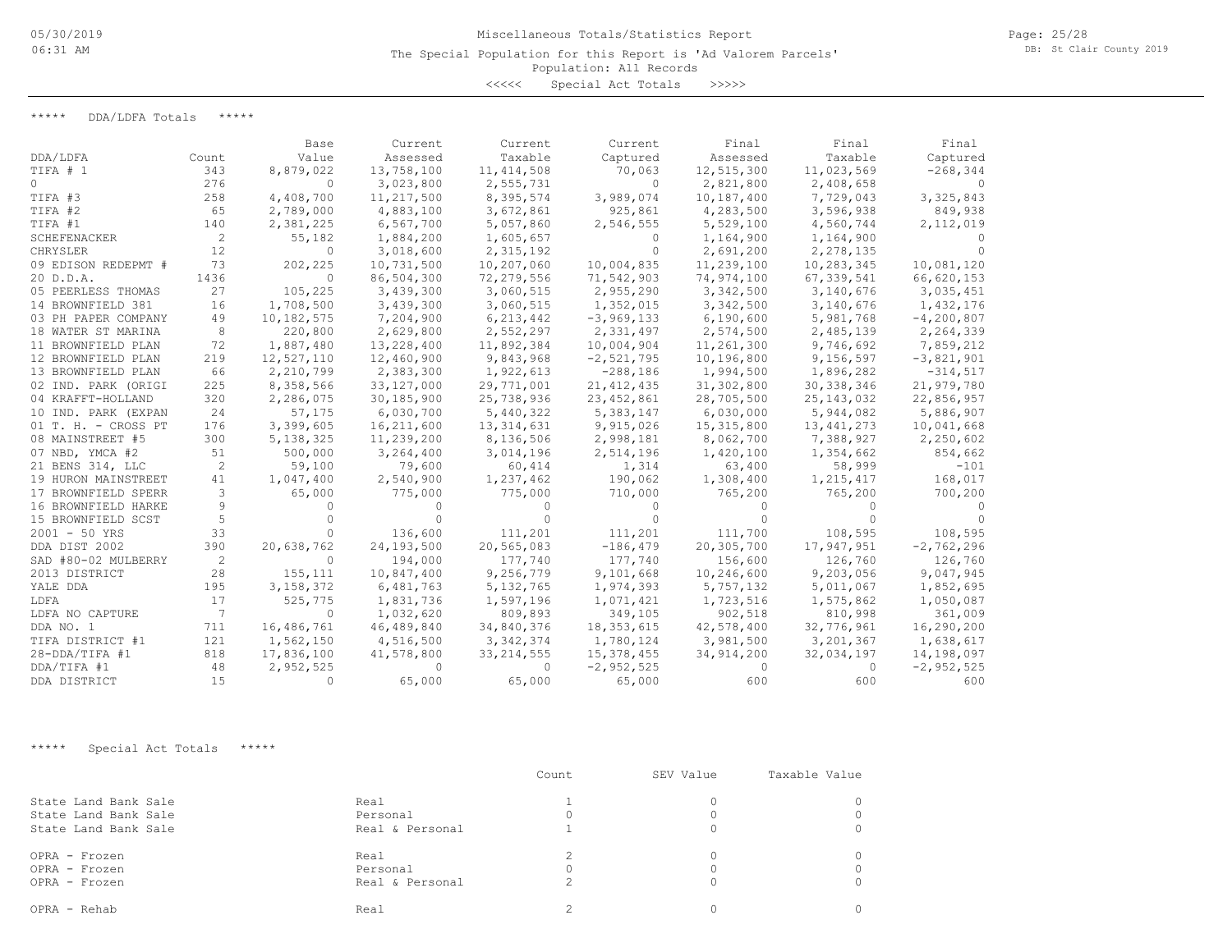Miscellaneous Totals/Statistics Report

The Special Population for this Report is 'Ad Valorem Parcels'

Population: All Records

<<<<< Special Act Totals >>>>>

***** DDA/LDFA Totals *****

| DDA/LDFA | Count | Base Value | Current Assessed | Current Taxable | Current Captured | Final Assessed | Final Taxable | Final Captured |
|---|---|---|---|---|---|---|---|---|
| TIFA # 1 | 343 | 8,879,022 | 13,758,100 | 11,414,508 | 70,063 | 12,515,300 | 11,023,569 | -268,344 |
| 0 | 276 | 0 | 3,023,800 | 2,555,731 | 0 | 2,821,800 | 2,408,658 | 0 |
| TIFA #3 | 258 | 4,408,700 | 11,217,500 | 8,395,574 | 3,989,074 | 10,187,400 | 7,729,043 | 3,325,843 |
| TIFA #2 | 65 | 2,789,000 | 4,883,100 | 3,672,861 | 925,861 | 4,283,500 | 3,596,938 | 849,938 |
| TIFA #1 | 140 | 2,381,225 | 6,567,700 | 5,057,860 | 2,546,555 | 5,529,100 | 4,560,744 | 2,112,019 |
| SCHEFENACKER | 2 | 55,182 | 1,884,200 | 1,605,657 | 0 | 1,164,900 | 1,164,900 | 0 |
| CHRYSLER | 12 | 0 | 3,018,600 | 2,315,192 | 0 | 2,691,200 | 2,278,135 | 0 |
| 09 EDISON REDEPMT # | 73 | 202,225 | 10,731,500 | 10,207,060 | 10,004,835 | 11,239,100 | 10,283,345 | 10,081,120 |
| 20 D.D.A. | 1436 | 0 | 86,504,300 | 72,279,556 | 71,542,903 | 74,974,100 | 67,339,541 | 66,620,153 |
| 05 PEERLESS THOMAS | 27 | 105,225 | 3,439,300 | 3,060,515 | 2,955,290 | 3,342,500 | 3,140,676 | 3,035,451 |
| 14 BROWNFIELD 381 | 16 | 1,708,500 | 3,439,300 | 3,060,515 | 1,352,015 | 3,342,500 | 3,140,676 | 1,432,176 |
| 03 PH PAPER COMPANY | 49 | 10,182,575 | 7,204,900 | 6,213,442 | -3,969,133 | 6,190,600 | 5,981,768 | -4,200,807 |
| 18 WATER ST MARINA | 8 | 220,800 | 2,629,800 | 2,552,297 | 2,331,497 | 2,574,500 | 2,485,139 | 2,264,339 |
| 11 BROWNFIELD PLAN | 72 | 1,887,480 | 13,228,400 | 11,892,384 | 10,004,904 | 11,261,300 | 9,746,692 | 7,859,212 |
| 12 BROWNFIELD PLAN | 219 | 12,527,110 | 12,460,900 | 9,843,968 | -2,521,795 | 10,196,800 | 9,156,597 | -3,821,901 |
| 13 BROWNFIELD PLAN | 66 | 2,210,799 | 2,383,300 | 1,922,613 | -288,186 | 1,994,500 | 1,896,282 | -314,517 |
| 02 IND. PARK (ORIGI | 225 | 8,358,566 | 33,127,000 | 29,771,001 | 21,412,435 | 31,302,800 | 30,338,346 | 21,979,780 |
| 04 KRAFFT-HOLLAND | 320 | 2,286,075 | 30,185,900 | 25,738,936 | 23,452,861 | 28,705,500 | 25,143,032 | 22,856,957 |
| 10 IND. PARK (EXPAN | 24 | 57,175 | 6,030,700 | 5,440,322 | 5,383,147 | 6,030,000 | 5,944,082 | 5,886,907 |
| 01 T. H. - CROSS PT | 176 | 3,399,605 | 16,211,600 | 13,314,631 | 9,915,026 | 15,315,800 | 13,441,273 | 10,041,668 |
| 08 MAINSTREET #5 | 300 | 5,138,325 | 11,239,200 | 8,136,506 | 2,998,181 | 8,062,700 | 7,388,927 | 2,250,602 |
| 07 NBD, YMCA #2 | 51 | 500,000 | 3,264,400 | 3,014,196 | 2,514,196 | 1,420,100 | 1,354,662 | 854,662 |
| 21 BENS 314, LLC | 2 | 59,100 | 79,600 | 60,414 | 1,314 | 63,400 | 58,999 | -101 |
| 19 HURON MAINSTREET | 41 | 1,047,400 | 2,540,900 | 1,237,462 | 190,062 | 1,308,400 | 1,215,417 | 168,017 |
| 17 BROWNFIELD SPERR | 3 | 65,000 | 775,000 | 775,000 | 710,000 | 765,200 | 765,200 | 700,200 |
| 16 BROWNFIELD HARKE | 9 | 0 | 0 | 0 | 0 | 0 | 0 | 0 |
| 15 BROWNFIELD SCST | 5 | 0 | 0 | 0 | 0 | 0 | 0 | 0 |
| 2001 - 50 YRS | 33 | 0 | 136,600 | 111,201 | 111,201 | 111,700 | 108,595 | 108,595 |
| DDA DIST 2002 | 390 | 20,638,762 | 24,193,500 | 20,565,083 | -186,479 | 20,305,700 | 17,947,951 | -2,762,296 |
| SAD #80-02 MULBERRY | 2 | 0 | 194,000 | 177,740 | 177,740 | 156,600 | 126,760 | 126,760 |
| 2013 DISTRICT | 28 | 155,111 | 10,847,400 | 9,256,779 | 9,101,668 | 10,246,600 | 9,203,056 | 9,047,945 |
| YALE DDA | 195 | 3,158,372 | 6,481,763 | 5,132,765 | 1,974,393 | 5,757,132 | 5,011,067 | 1,852,695 |
| LDFA | 17 | 525,775 | 1,831,736 | 1,597,196 | 1,071,421 | 1,723,516 | 1,575,862 | 1,050,087 |
| LDFA NO CAPTURE | 7 | 0 | 1,032,620 | 809,893 | 349,105 | 902,518 | 810,998 | 361,009 |
| DDA NO. 1 | 711 | 16,486,761 | 46,489,840 | 34,840,376 | 18,353,615 | 42,578,400 | 32,776,961 | 16,290,200 |
| TIFA DISTRICT #1 | 121 | 1,562,150 | 4,516,500 | 3,342,374 | 1,780,124 | 3,981,500 | 3,201,367 | 1,638,617 |
| 28-DDA/TIFA #1 | 818 | 17,836,100 | 41,578,800 | 33,214,555 | 15,378,455 | 34,914,200 | 32,034,197 | 14,198,097 |
| DDA/TIFA #1 | 48 | 2,952,525 | 0 | 0 | -2,952,525 | 0 | 0 | -2,952,525 |
| DDA DISTRICT | 15 | 0 | 65,000 | 65,000 | 65,000 | 600 | 600 | 600 |

***** Special Act Totals *****

| | | Count | SEV Value | Taxable Value |
|---|---|---|---|---|
| State Land Bank Sale | Real | 1 | 0 | 0 |
| State Land Bank Sale | Personal | 0 | 0 | 0 |
| State Land Bank Sale | Real & Personal | 1 | 0 | 0 |
| OPRA - Frozen | Real | 2 | 0 | 0 |
| OPRA - Frozen | Personal | 0 | 0 | 0 |
| OPRA - Frozen | Real & Personal | 2 | 0 | 0 |
| OPRA - Rehab | Real | 2 | 0 | 0 |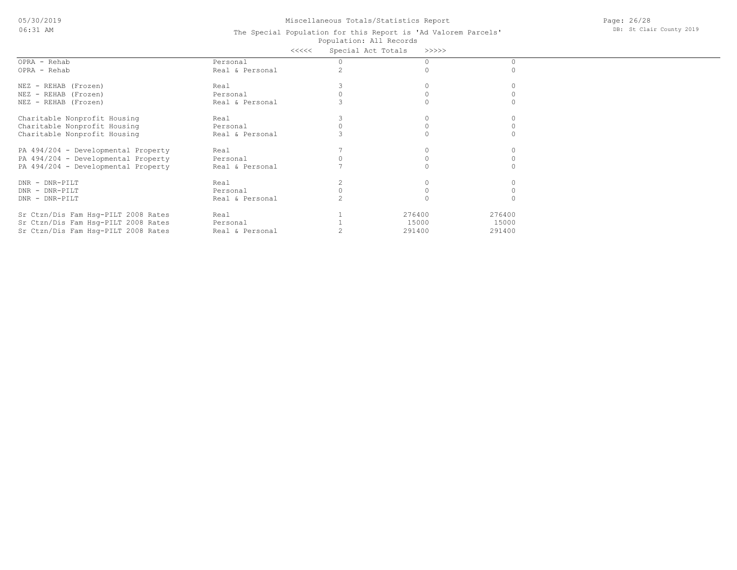Miscellaneous Totals/Statistics Report

The Special Population for this Report is 'Ad Valorem Parcels'

Population: All Records

<<<<< Special Act Totals >>>>>

| | | | | |
|---|---|---|---|---|
| OPRA - Rehab | Personal | 0 | 0 | 0 |
| OPRA - Rehab | Real & Personal | 2 | 0 | 0 |
| NEZ - REHAB (Frozen) | Real | 3 | 0 | 0 |
| NEZ - REHAB (Frozen) | Personal | 0 | 0 | 0 |
| NEZ - REHAB (Frozen) | Real & Personal | 3 | 0 | 0 |
| Charitable Nonprofit Housing | Real | 3 | 0 | 0 |
| Charitable Nonprofit Housing | Personal | 0 | 0 | 0 |
| Charitable Nonprofit Housing | Real & Personal | 3 | 0 | 0 |
| PA 494/204 - Developmental Property | Real | 7 | 0 | 0 |
| PA 494/204 - Developmental Property | Personal | 0 | 0 | 0 |
| PA 494/204 - Developmental Property | Real & Personal | 7 | 0 | 0 |
| DNR - DNR-PILT | Real | 2 | 0 | 0 |
| DNR - DNR-PILT | Personal | 0 | 0 | 0 |
| DNR - DNR-PILT | Real & Personal | 2 | 0 | 0 |
| Sr Ctzn/Dis Fam Hsg-PILT 2008 Rates | Real | 1 | 276400 | 276400 |
| Sr Ctzn/Dis Fam Hsg-PILT 2008 Rates | Personal | 1 | 15000 | 15000 |
| Sr Ctzn/Dis Fam Hsg-PILT 2008 Rates | Real & Personal | 2 | 291400 | 291400 |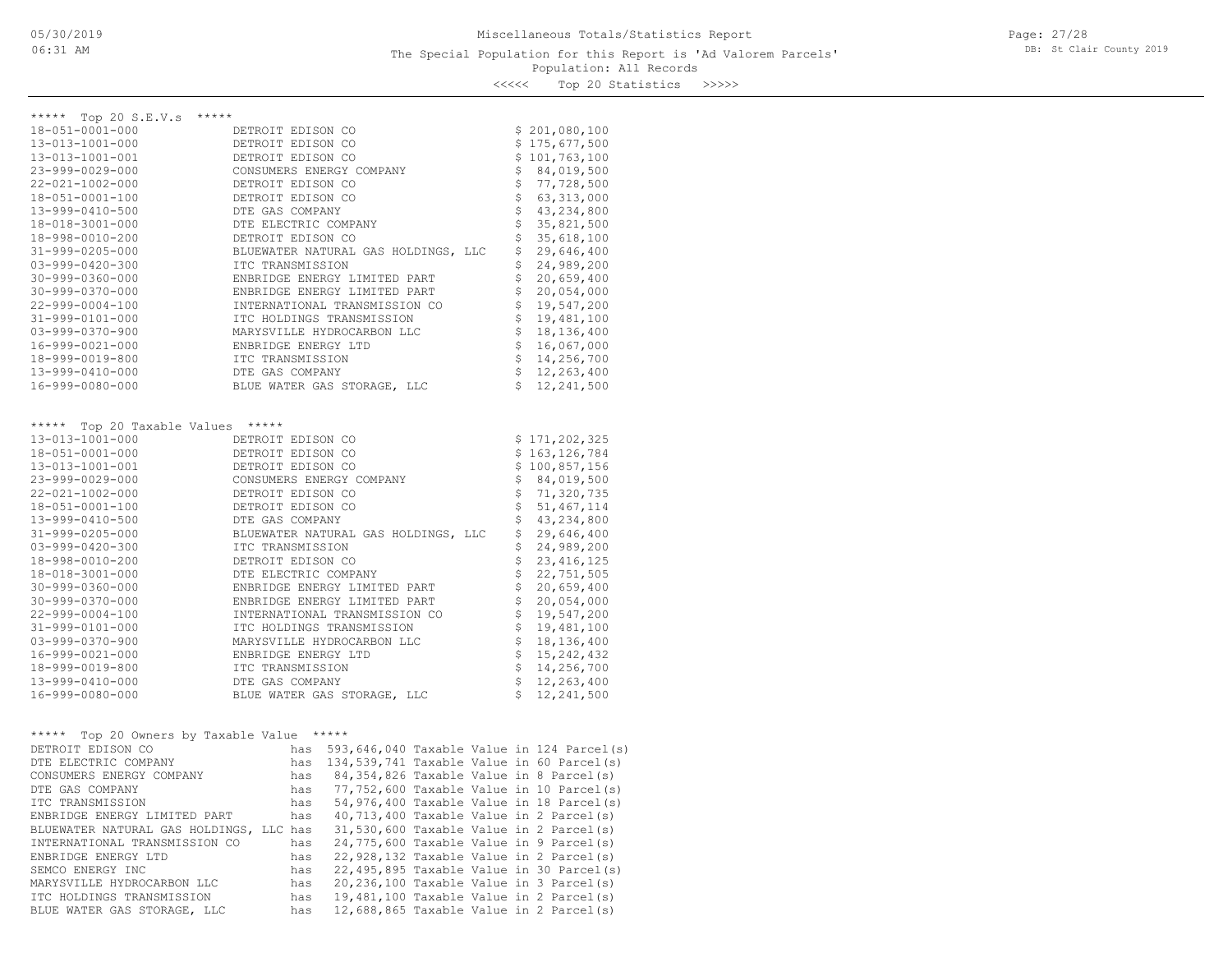Miscellaneous Totals/Statistics Report

The Special Population for this Report is 'Ad Valorem Parcels'

Population: All Records

<<<<< Top 20 Statistics >>>>>

## ***** Top 20 S.E.V.s *****

| Parcel | Owner | S.E.V. |
|---|---|---|
| 18-051-0001-000 | DETROIT EDISON CO | $ 201,080,100 |
| 13-013-1001-000 | DETROIT EDISON CO | $ 175,677,500 |
| 13-013-1001-001 | DETROIT EDISON CO | $ 101,763,100 |
| 23-999-0029-000 | CONSUMERS ENERGY COMPANY | $ 84,019,500 |
| 22-021-1002-000 | DETROIT EDISON CO | $ 77,728,500 |
| 18-051-0001-100 | DETROIT EDISON CO | $ 63,313,000 |
| 13-999-0410-500 | DTE GAS COMPANY | $ 43,234,800 |
| 18-018-3001-000 | DTE ELECTRIC COMPANY | $ 35,821,500 |
| 18-998-0010-200 | DETROIT EDISON CO | $ 35,618,100 |
| 31-999-0205-000 | BLUEWATER NATURAL GAS HOLDINGS, LLC | $ 29,646,400 |
| 03-999-0420-300 | ITC TRANSMISSION | $ 24,989,200 |
| 30-999-0360-000 | ENBRIDGE ENERGY LIMITED PART | $ 20,659,400 |
| 30-999-0370-000 | ENBRIDGE ENERGY LIMITED PART | $ 20,054,000 |
| 22-999-0004-100 | INTERNATIONAL TRANSMISSION CO | $ 19,547,200 |
| 31-999-0101-000 | ITC HOLDINGS TRANSMISSION | $ 19,481,100 |
| 03-999-0370-900 | MARYSVILLE HYDROCARBON LLC | $ 18,136,400 |
| 16-999-0021-000 | ENBRIDGE ENERGY LTD | $ 16,067,000 |
| 18-999-0019-800 | ITC TRANSMISSION | $ 14,256,700 |
| 13-999-0410-000 | DTE GAS COMPANY | $ 12,263,400 |
| 16-999-0080-000 | BLUE WATER GAS STORAGE, LLC | $ 12,241,500 |

## ***** Top 20 Taxable Values *****

| Parcel | Owner | Taxable Value |
|---|---|---|
| 13-013-1001-000 | DETROIT EDISON CO | $ 171,202,325 |
| 18-051-0001-000 | DETROIT EDISON CO | $ 163,126,784 |
| 13-013-1001-001 | DETROIT EDISON CO | $ 100,857,156 |
| 23-999-0029-000 | CONSUMERS ENERGY COMPANY | $ 84,019,500 |
| 22-021-1002-000 | DETROIT EDISON CO | $ 71,320,735 |
| 18-051-0001-100 | DETROIT EDISON CO | $ 51,467,114 |
| 13-999-0410-500 | DTE GAS COMPANY | $ 43,234,800 |
| 31-999-0205-000 | BLUEWATER NATURAL GAS HOLDINGS, LLC | $ 29,646,400 |
| 03-999-0420-300 | ITC TRANSMISSION | $ 24,989,200 |
| 18-998-0010-200 | DETROIT EDISON CO | $ 23,416,125 |
| 18-018-3001-000 | DTE ELECTRIC COMPANY | $ 22,751,505 |
| 30-999-0360-000 | ENBRIDGE ENERGY LIMITED PART | $ 20,659,400 |
| 30-999-0370-000 | ENBRIDGE ENERGY LIMITED PART | $ 20,054,000 |
| 22-999-0004-100 | INTERNATIONAL TRANSMISSION CO | $ 19,547,200 |
| 31-999-0101-000 | ITC HOLDINGS TRANSMISSION | $ 19,481,100 |
| 03-999-0370-900 | MARYSVILLE HYDROCARBON LLC | $ 18,136,400 |
| 16-999-0021-000 | ENBRIDGE ENERGY LTD | $ 15,242,432 |
| 18-999-0019-800 | ITC TRANSMISSION | $ 14,256,700 |
| 13-999-0410-000 | DTE GAS COMPANY | $ 12,263,400 |
| 16-999-0080-000 | BLUE WATER GAS STORAGE, LLC | $ 12,241,500 |

## ***** Top 20 Owners by Taxable Value *****

| Owner | | Taxable Value | | Parcels |
|---|---|---|---|---|
| DETROIT EDISON CO | has | 593,646,040 | Taxable Value in | 124 Parcel(s) |
| DTE ELECTRIC COMPANY | has | 134,539,741 | Taxable Value in | 60 Parcel(s) |
| CONSUMERS ENERGY COMPANY | has | 84,354,826 | Taxable Value in | 8 Parcel(s) |
| DTE GAS COMPANY | has | 77,752,600 | Taxable Value in | 10 Parcel(s) |
| ITC TRANSMISSION | has | 54,976,400 | Taxable Value in | 18 Parcel(s) |
| ENBRIDGE ENERGY LIMITED PART | has | 40,713,400 | Taxable Value in | 2 Parcel(s) |
| BLUEWATER NATURAL GAS HOLDINGS, LLC | has | 31,530,600 | Taxable Value in | 2 Parcel(s) |
| INTERNATIONAL TRANSMISSION CO | has | 24,775,600 | Taxable Value in | 9 Parcel(s) |
| ENBRIDGE ENERGY LTD | has | 22,928,132 | Taxable Value in | 2 Parcel(s) |
| SEMCO ENERGY INC | has | 22,495,895 | Taxable Value in | 30 Parcel(s) |
| MARYSVILLE HYDROCARBON LLC | has | 20,236,100 | Taxable Value in | 3 Parcel(s) |
| ITC HOLDINGS TRANSMISSION | has | 19,481,100 | Taxable Value in | 2 Parcel(s) |
| BLUE WATER GAS STORAGE, LLC | has | 12,688,865 | Taxable Value in | 2 Parcel(s) |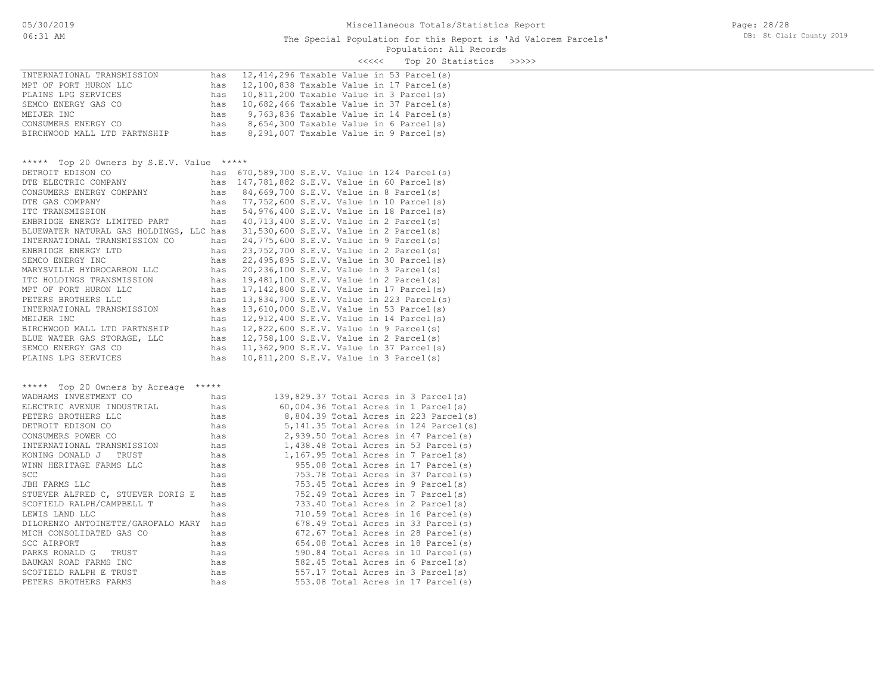Miscellaneous Totals/Statistics Report

The Special Population for this Report is 'Ad Valorem Parcels'

Population: All Records

<<<<< Top 20 Statistics >>>>>

| | | |
|---|---|---|
| INTERNATIONAL TRANSMISSION | has | 12,414,296 Taxable Value in 53 Parcel(s) |
| MPT OF PORT HURON LLC | has | 12,100,838 Taxable Value in 17 Parcel(s) |
| PLAINS LPG SERVICES | has | 10,811,200 Taxable Value in 3 Parcel(s) |
| SEMCO ENERGY GAS CO | has | 10,682,466 Taxable Value in 37 Parcel(s) |
| MEIJER INC | has | 9,763,836 Taxable Value in 14 Parcel(s) |
| CONSUMERS ENERGY CO | has | 8,654,300 Taxable Value in 6 Parcel(s) |
| BIRCHWOOD MALL LTD PARTNSHIP | has | 8,291,007 Taxable Value in 9 Parcel(s) |

***** Top 20 Owners by S.E.V. Value *****

| | | |
|---|---|---|
| DETROIT EDISON CO | has | 670,589,700 S.E.V. Value in 124 Parcel(s) |
| DTE ELECTRIC COMPANY | has | 147,781,882 S.E.V. Value in 60 Parcel(s) |
| CONSUMERS ENERGY COMPANY | has | 84,669,700 S.E.V. Value in 8 Parcel(s) |
| DTE GAS COMPANY | has | 77,752,600 S.E.V. Value in 10 Parcel(s) |
| ITC TRANSMISSION | has | 54,976,400 S.E.V. Value in 18 Parcel(s) |
| ENBRIDGE ENERGY LIMITED PART | has | 40,713,400 S.E.V. Value in 2 Parcel(s) |
| BLUEWATER NATURAL GAS HOLDINGS, LLC | has | 31,530,600 S.E.V. Value in 2 Parcel(s) |
| INTERNATIONAL TRANSMISSION CO | has | 24,775,600 S.E.V. Value in 9 Parcel(s) |
| ENBRIDGE ENERGY LTD | has | 23,752,700 S.E.V. Value in 2 Parcel(s) |
| SEMCO ENERGY INC | has | 22,495,895 S.E.V. Value in 30 Parcel(s) |
| MARYSVILLE HYDROCARBON LLC | has | 20,236,100 S.E.V. Value in 3 Parcel(s) |
| ITC HOLDINGS TRANSMISSION | has | 19,481,100 S.E.V. Value in 2 Parcel(s) |
| MPT OF PORT HURON LLC | has | 17,142,800 S.E.V. Value in 17 Parcel(s) |
| PETERS BROTHERS LLC | has | 13,834,700 S.E.V. Value in 223 Parcel(s) |
| INTERNATIONAL TRANSMISSION | has | 13,610,000 S.E.V. Value in 53 Parcel(s) |
| MEIJER INC | has | 12,912,400 S.E.V. Value in 14 Parcel(s) |
| BIRCHWOOD MALL LTD PARTNSHIP | has | 12,822,600 S.E.V. Value in 9 Parcel(s) |
| BLUE WATER GAS STORAGE, LLC | has | 12,758,100 S.E.V. Value in 2 Parcel(s) |
| SEMCO ENERGY GAS CO | has | 11,362,900 S.E.V. Value in 37 Parcel(s) |
| PLAINS LPG SERVICES | has | 10,811,200 S.E.V. Value in 3 Parcel(s) |

***** Top 20 Owners by Acreage *****

| | | |
|---|---|---|
| WADHAMS INVESTMENT CO | has | 139,829.37 Total Acres in 3 Parcel(s) |
| ELECTRIC AVENUE INDUSTRIAL | has | 60,004.36 Total Acres in 1 Parcel(s) |
| PETERS BROTHERS LLC | has | 8,804.39 Total Acres in 223 Parcel(s) |
| DETROIT EDISON CO | has | 5,141.35 Total Acres in 124 Parcel(s) |
| CONSUMERS POWER CO | has | 2,939.50 Total Acres in 47 Parcel(s) |
| INTERNATIONAL TRANSMISSION | has | 1,438.48 Total Acres in 53 Parcel(s) |
| KONING DONALD J TRUST | has | 1,167.95 Total Acres in 7 Parcel(s) |
| WINN HERITAGE FARMS LLC | has | 955.08 Total Acres in 17 Parcel(s) |
| SCC | has | 753.78 Total Acres in 37 Parcel(s) |
| JBH FARMS LLC | has | 753.45 Total Acres in 9 Parcel(s) |
| STUEVER ALFRED C, STUEVER DORIS E | has | 752.49 Total Acres in 7 Parcel(s) |
| SCOFIELD RALPH/CAMPBELL T | has | 733.40 Total Acres in 2 Parcel(s) |
| LEWIS LAND LLC | has | 710.59 Total Acres in 16 Parcel(s) |
| DILORENZO ANTOINETTE/GAROFALO MARY | has | 678.49 Total Acres in 33 Parcel(s) |
| MICH CONSOLIDATED GAS CO | has | 672.67 Total Acres in 28 Parcel(s) |
| SCC AIRPORT | has | 654.08 Total Acres in 18 Parcel(s) |
| PARKS RONALD G TRUST | has | 590.84 Total Acres in 10 Parcel(s) |
| BAUMAN ROAD FARMS INC | has | 582.45 Total Acres in 6 Parcel(s) |
| SCOFIELD RALPH E TRUST | has | 557.17 Total Acres in 3 Parcel(s) |
| PETERS BROTHERS FARMS | has | 553.08 Total Acres in 17 Parcel(s) |